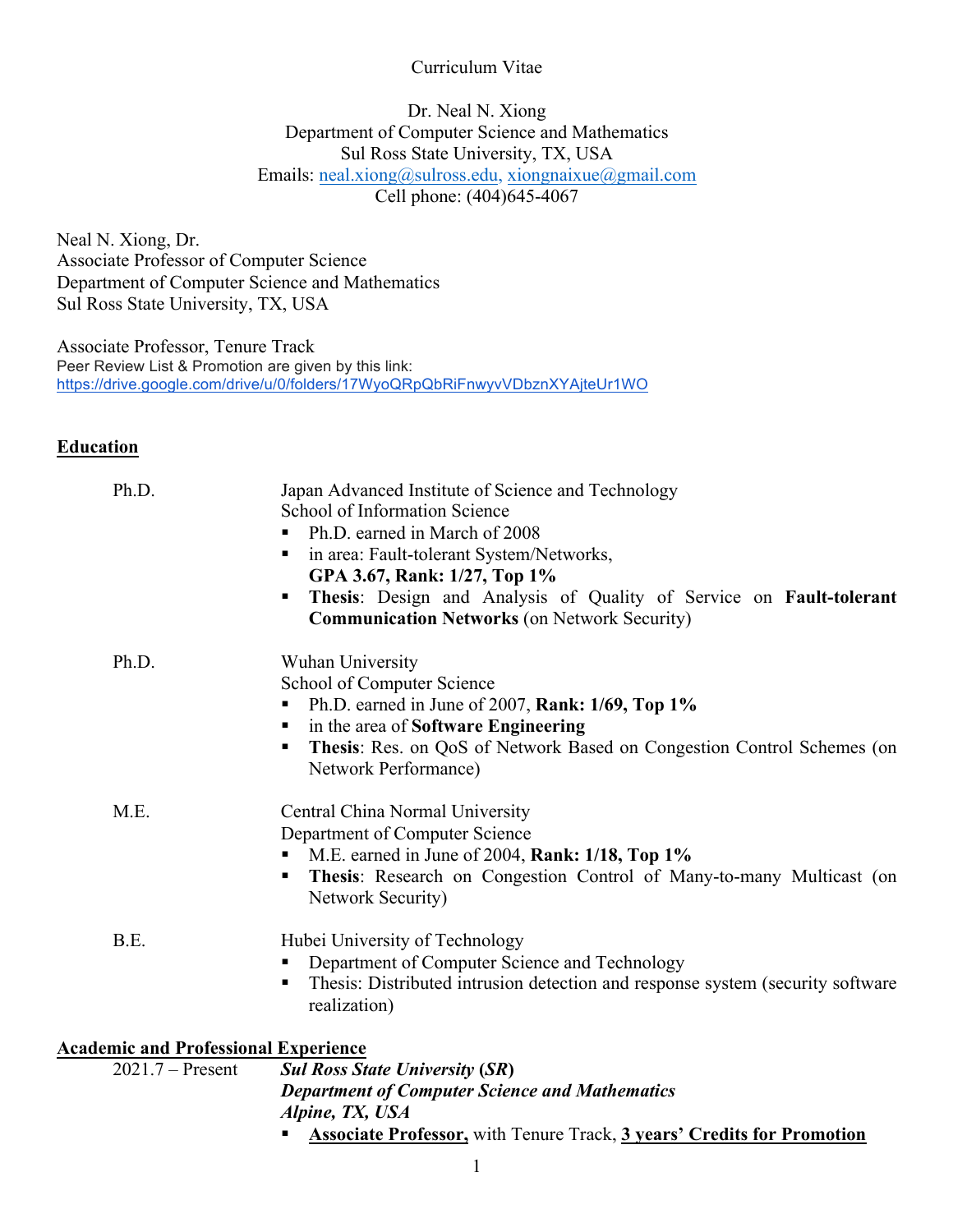Curriculum Vitae

Dr. Neal N. Xiong
Department of Computer Science and Mathematics
Sul Ross State University, TX, USA
Emails: neal.xiong@sulross.edu, xiongnaixue@gmail.com
Cell phone: (404)645-4067

Neal N. Xiong, Dr.
Associate Professor of Computer Science
Department of Computer Science and Mathematics
Sul Ross State University, TX, USA

Associate Professor, Tenure Track
Peer Review List & Promotion are given by this link:
https://drive.google.com/drive/u/0/folders/17WyoQRpQbRiFnwyvVDbznXYAjteUr1WO

## Education

**Ph.D.** — Japan Advanced Institute of Science and Technology
School of Information Science

- Ph.D. earned in March of 2008
- in area: Fault-tolerant System/Networks,
  **GPA 3.67, Rank: 1/27, Top 1%**
- **Thesis**: Design and Analysis of Quality of Service on **Fault-tolerant Communication Networks** (on Network Security)

**Ph.D.** — Wuhan University
School of Computer Science

- Ph.D. earned in June of 2007, **Rank: 1/69, Top 1%**
- in the area of **Software Engineering**
- **Thesis**: Res. on QoS of Network Based on Congestion Control Schemes (on Network Performance)

**M.E.** — Central China Normal University
Department of Computer Science

- M.E. earned in June of 2004, **Rank: 1/18, Top 1%**
- **Thesis**: Research on Congestion Control of Many-to-many Multicast (on Network Security)

**B.E.** — Hubei University of Technology

- Department of Computer Science and Technology
- Thesis: Distributed intrusion detection and response system (security software realization)

## Academic and Professional Experience

2021.7 – Present — ***Sul Ross State University (SR)***
***Department of Computer Science and Mathematics***
***Alpine, TX, USA***

- **Associate Professor,** with Tenure Track, **3 years' Credits for Promotion**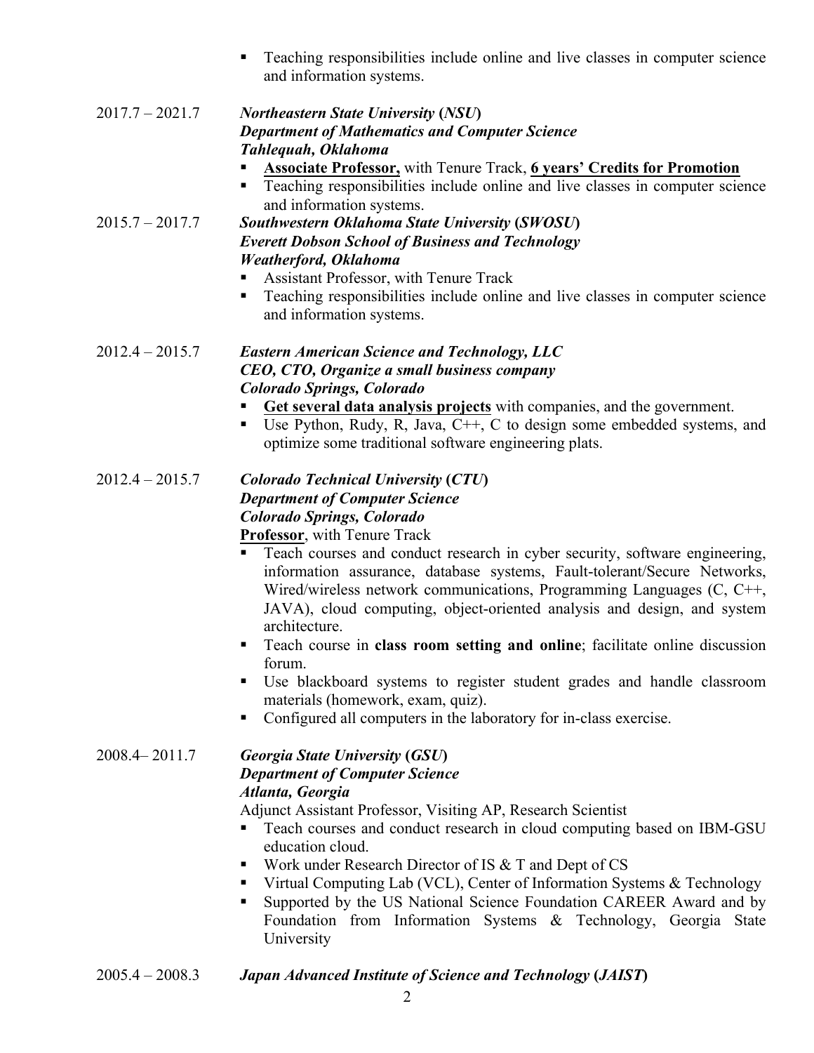- Teaching responsibilities include online and live classes in computer science and information systems.

2017.7 – 2021.7 ***Northeastern State University* (*NSU*)**
***Department of Mathematics and Computer Science***
***Tahlequah, Oklahoma***

- **Associate Professor,** with Tenure Track, **6 years' Credits for Promotion**
- Teaching responsibilities include online and live classes in computer science and information systems.

2015.7 – 2017.7 ***Southwestern Oklahoma State University* (*SWOSU*)**
***Everett Dobson School of Business and Technology***
***Weatherford, Oklahoma***

- Assistant Professor, with Tenure Track
- Teaching responsibilities include online and live classes in computer science and information systems.

2012.4 – 2015.7 ***Eastern American Science and Technology, LLC***
***CEO, CTO, Organize a small business company***
***Colorado Springs, Colorado***

- **Get several data analysis projects** with companies, and the government.
- Use Python, Rudy, R, Java, C++, C to design some embedded systems, and optimize some traditional software engineering plats.

2012.4 – 2015.7 ***Colorado Technical University* (*CTU*)**
***Department of Computer Science***
***Colorado Springs, Colorado***
**Professor**, with Tenure Track

- Teach courses and conduct research in cyber security, software engineering, information assurance, database systems, Fault-tolerant/Secure Networks, Wired/wireless network communications, Programming Languages (C, C++, JAVA), cloud computing, object-oriented analysis and design, and system architecture.
- Teach course in **class room setting and online**; facilitate online discussion forum.
- Use blackboard systems to register student grades and handle classroom materials (homework, exam, quiz).
- Configured all computers in the laboratory for in-class exercise.

2008.4– 2011.7 ***Georgia State University* (*GSU*)**
***Department of Computer Science***
***Atlanta, Georgia***
Adjunct Assistant Professor, Visiting AP, Research Scientist

- Teach courses and conduct research in cloud computing based on IBM-GSU education cloud.
- Work under Research Director of IS & T and Dept of CS
- Virtual Computing Lab (VCL), Center of Information Systems & Technology
- Supported by the US National Science Foundation CAREER Award and by Foundation from Information Systems & Technology, Georgia State University

2005.4 – 2008.3 ***Japan Advanced Institute of Science and Technology* (*JAIST*)**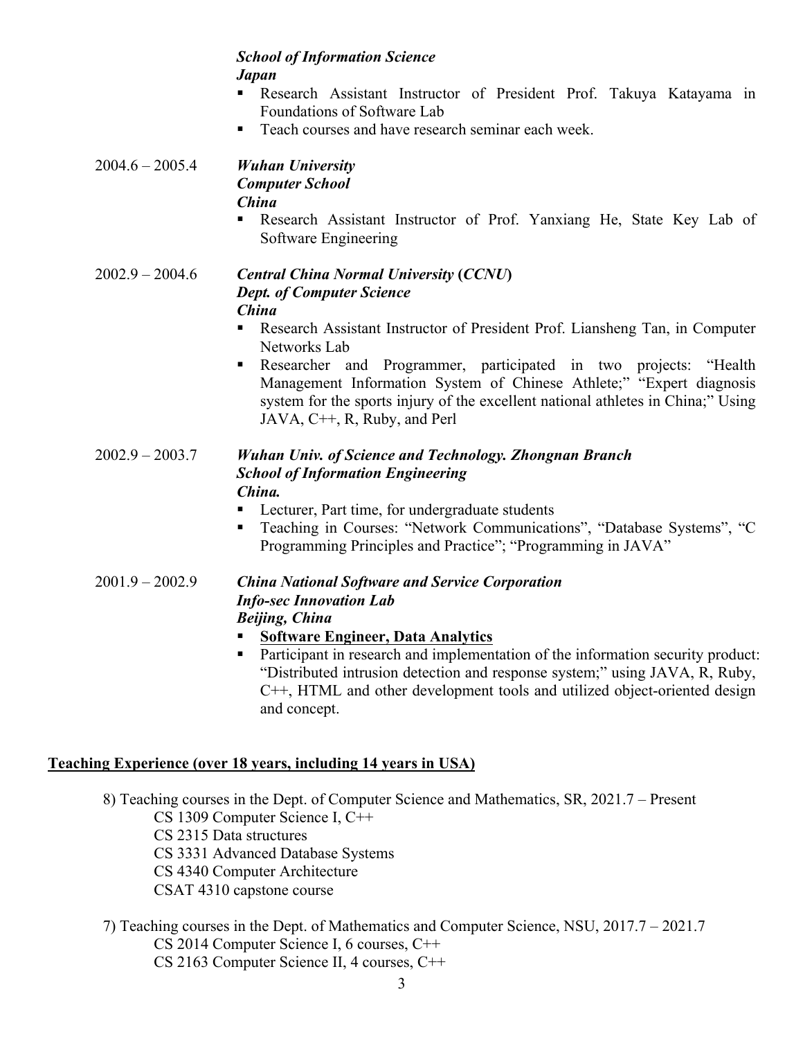***School of Information Science***
***Japan***

- Research Assistant Instructor of President Prof. Takuya Katayama in Foundations of Software Lab
- Teach courses and have research seminar each week.

2004.6 – 2005.4 ***Wuhan University***
***Computer School***
***China***

- Research Assistant Instructor of Prof. Yanxiang He, State Key Lab of Software Engineering

2002.9 – 2004.6 ***Central China Normal University (CCNU)***
***Dept. of Computer Science***
***China***

- Research Assistant Instructor of President Prof. Liansheng Tan, in Computer Networks Lab
- Researcher and Programmer, participated in two projects: "Health Management Information System of Chinese Athlete;" "Expert diagnosis system for the sports injury of the excellent national athletes in China;" Using JAVA, C++, R, Ruby, and Perl

2002.9 – 2003.7 ***Wuhan Univ. of Science and Technology. Zhongnan Branch***
***School of Information Engineering***
***China.***

- Lecturer, Part time, for undergraduate students
- Teaching in Courses: "Network Communications", "Database Systems", "C Programming Principles and Practice"; "Programming in JAVA"

2001.9 – 2002.9 ***China National Software and Service Corporation***
***Info-sec Innovation Lab***
***Beijing, China***

- **Software Engineer, Data Analytics**
- Participant in research and implementation of the information security product: "Distributed intrusion detection and response system;" using JAVA, R, Ruby, C++, HTML and other development tools and utilized object-oriented design and concept.

## Teaching Experience (over 18 years, including 14 years in USA)

8) Teaching courses in the Dept. of Computer Science and Mathematics, SR, 2021.7 – Present
   - CS 1309 Computer Science I, C++
   - CS 2315 Data structures
   - CS 3331 Advanced Database Systems
   - CS 4340 Computer Architecture
   - CSAT 4310 capstone course

7) Teaching courses in the Dept. of Mathematics and Computer Science, NSU, 2017.7 – 2021.7
   - CS 2014 Computer Science I, 6 courses, C++
   - CS 2163 Computer Science II, 4 courses, C++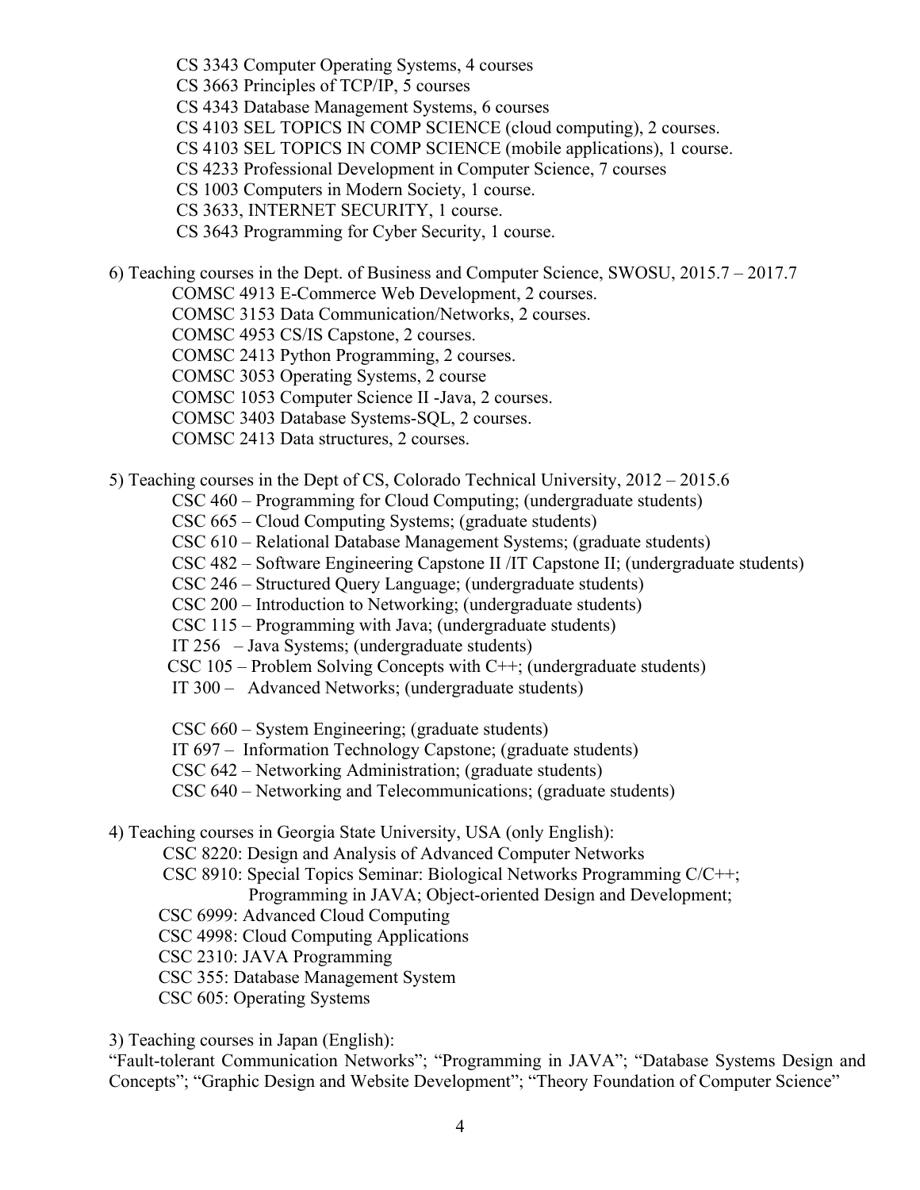CS 3343 Computer Operating Systems, 4 courses
CS 3663 Principles of TCP/IP, 5 courses
CS 4343 Database Management Systems, 6 courses
CS 4103 SEL TOPICS IN COMP SCIENCE (cloud computing), 2 courses.
CS 4103 SEL TOPICS IN COMP SCIENCE (mobile applications), 1 course.
CS 4233 Professional Development in Computer Science, 7 courses
CS 1003 Computers in Modern Society, 1 course.
CS 3633, INTERNET SECURITY, 1 course.
CS 3643 Programming for Cyber Security, 1 course.

6) Teaching courses in the Dept. of Business and Computer Science, SWOSU, 2015.7 – 2017.7

COMSC 4913 E-Commerce Web Development, 2 courses.
COMSC 3153 Data Communication/Networks, 2 courses.
COMSC 4953 CS/IS Capstone, 2 courses.
COMSC 2413 Python Programming, 2 courses.
COMSC 3053 Operating Systems, 2 course
COMSC 1053 Computer Science II -Java, 2 courses.
COMSC 3403 Database Systems-SQL, 2 courses.
COMSC 2413 Data structures, 2 courses.

5) Teaching courses in the Dept of CS, Colorado Technical University, 2012 – 2015.6

CSC 460 – Programming for Cloud Computing; (undergraduate students)
CSC 665 – Cloud Computing Systems; (graduate students)
CSC 610 – Relational Database Management Systems; (graduate students)
CSC 482 – Software Engineering Capstone II /IT Capstone II; (undergraduate students)
CSC 246 – Structured Query Language; (undergraduate students)
CSC 200 – Introduction to Networking; (undergraduate students)
CSC 115 – Programming with Java; (undergraduate students)
IT 256 – Java Systems; (undergraduate students)
CSC 105 – Problem Solving Concepts with C++; (undergraduate students)
IT 300 – Advanced Networks; (undergraduate students)

CSC 660 – System Engineering; (graduate students)
IT 697 – Information Technology Capstone; (graduate students)
CSC 642 – Networking Administration; (graduate students)
CSC 640 – Networking and Telecommunications; (graduate students)

4) Teaching courses in Georgia State University, USA (only English):

CSC 8220: Design and Analysis of Advanced Computer Networks
CSC 8910: Special Topics Seminar: Biological Networks Programming C/C++; Programming in JAVA; Object-oriented Design and Development;
CSC 6999: Advanced Cloud Computing
CSC 4998: Cloud Computing Applications
CSC 2310: JAVA Programming
CSC 355: Database Management System
CSC 605: Operating Systems

3) Teaching courses in Japan (English):
"Fault-tolerant Communication Networks"; "Programming in JAVA"; "Database Systems Design and Concepts"; "Graphic Design and Website Development"; "Theory Foundation of Computer Science"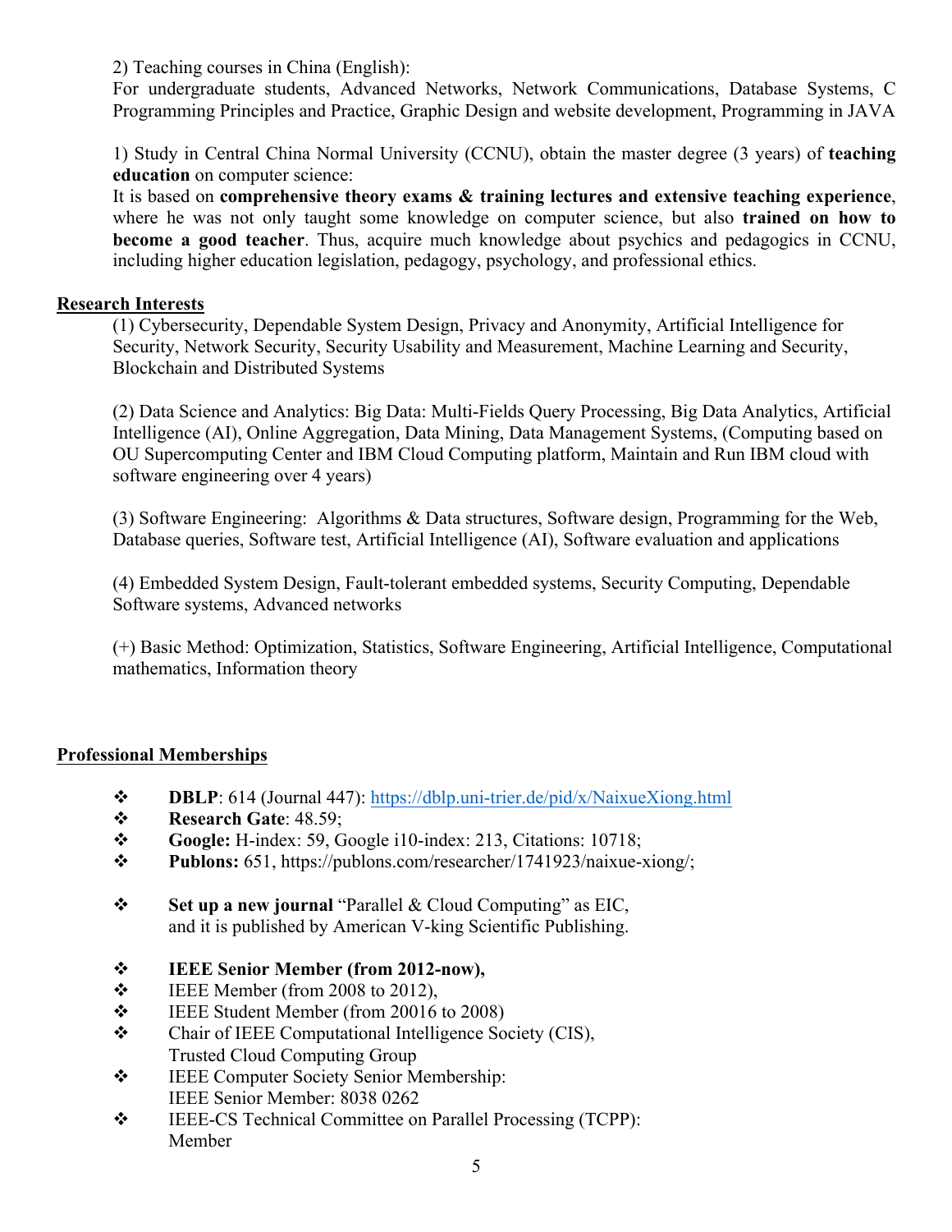2) Teaching courses in China (English):
For undergraduate students, Advanced Networks, Network Communications, Database Systems, C Programming Principles and Practice, Graphic Design and website development, Programming in JAVA

1) Study in Central China Normal University (CCNU), obtain the master degree (3 years) of **teaching education** on computer science:
It is based on **comprehensive theory exams & training lectures and extensive teaching experience**, where he was not only taught some knowledge on computer science, but also **trained on how to become a good teacher**. Thus, acquire much knowledge about psychics and pedagogics in CCNU, including higher education legislation, pedagogy, psychology, and professional ethics.

## Research Interests

(1) Cybersecurity, Dependable System Design, Privacy and Anonymity, Artificial Intelligence for Security, Network Security, Security Usability and Measurement, Machine Learning and Security, Blockchain and Distributed Systems

(2) Data Science and Analytics: Big Data: Multi-Fields Query Processing, Big Data Analytics, Artificial Intelligence (AI), Online Aggregation, Data Mining, Data Management Systems, (Computing based on OU Supercomputing Center and IBM Cloud Computing platform, Maintain and Run IBM cloud with software engineering over 4 years)

(3) Software Engineering: Algorithms & Data structures, Software design, Programming for the Web, Database queries, Software test, Artificial Intelligence (AI), Software evaluation and applications

(4) Embedded System Design, Fault-tolerant embedded systems, Security Computing, Dependable Software systems, Advanced networks

(+) Basic Method: Optimization, Statistics, Software Engineering, Artificial Intelligence, Computational mathematics, Information theory

## Professional Memberships

- **DBLP**: 614 (Journal 447): https://dblp.uni-trier.de/pid/x/NaixueXiong.html
- **Research Gate**: 48.59;
- **Google:** H-index: 59, Google i10-index: 213, Citations: 10718;
- **Publons:** 651, https://publons.com/researcher/1741923/naixue-xiong/;

- **Set up a new journal** "Parallel & Cloud Computing" as EIC, and it is published by American V-king Scientific Publishing.

- **IEEE Senior Member (from 2012-now),**
- IEEE Member (from 2008 to 2012),
- IEEE Student Member (from 20016 to 2008)
- Chair of IEEE Computational Intelligence Society (CIS), Trusted Cloud Computing Group
- IEEE Computer Society Senior Membership: IEEE Senior Member: 8038 0262
- IEEE-CS Technical Committee on Parallel Processing (TCPP): Member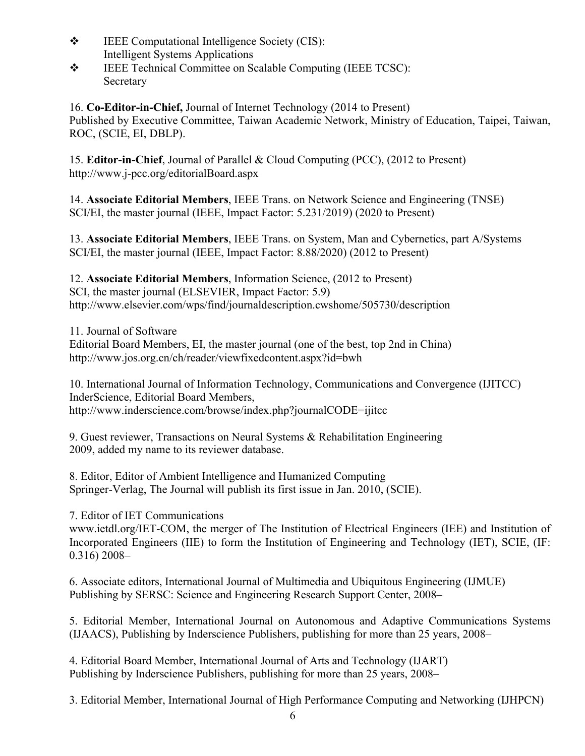- ❖ IEEE Computational Intelligence Society (CIS):
  Intelligent Systems Applications
- ❖ IEEE Technical Committee on Scalable Computing (IEEE TCSC):
  Secretary

16. **Co-Editor-in-Chief,** Journal of Internet Technology (2014 to Present)
Published by Executive Committee, Taiwan Academic Network, Ministry of Education, Taipei, Taiwan, ROC, (SCIE, EI, DBLP).

15. **Editor-in-Chief**, Journal of Parallel & Cloud Computing (PCC), (2012 to Present)
http://www.j-pcc.org/editorialBoard.aspx

14. **Associate Editorial Members**, IEEE Trans. on Network Science and Engineering (TNSE)
SCI/EI, the master journal (IEEE, Impact Factor: 5.231/2019) (2020 to Present)

13. **Associate Editorial Members**, IEEE Trans. on System, Man and Cybernetics, part A/Systems
SCI/EI, the master journal (IEEE, Impact Factor: 8.88/2020) (2012 to Present)

12. **Associate Editorial Members**, Information Science, (2012 to Present)
SCI, the master journal (ELSEVIER, Impact Factor: 5.9)
http://www.elsevier.com/wps/find/journaldescription.cwshome/505730/description

11. Journal of Software
Editorial Board Members, EI, the master journal (one of the best, top 2nd in China)
http://www.jos.org.cn/ch/reader/viewfixedcontent.aspx?id=bwh

10. International Journal of Information Technology, Communications and Convergence (IJITCC)
InderScience, Editorial Board Members,
http://www.inderscience.com/browse/index.php?journalCODE=ijitcc

9. Guest reviewer, Transactions on Neural Systems & Rehabilitation Engineering
2009, added my name to its reviewer database.

8. Editor, Editor of Ambient Intelligence and Humanized Computing
Springer-Verlag, The Journal will publish its first issue in Jan. 2010, (SCIE).

7. Editor of IET Communications
www.ietdl.org/IET-COM, the merger of The Institution of Electrical Engineers (IEE) and Institution of Incorporated Engineers (IIE) to form the Institution of Engineering and Technology (IET), SCIE, (IF: 0.316) 2008–

6. Associate editors, International Journal of Multimedia and Ubiquitous Engineering (IJMUE)
Publishing by SERSC: Science and Engineering Research Support Center, 2008–

5. Editorial Member, International Journal on Autonomous and Adaptive Communications Systems (IJAACS), Publishing by Inderscience Publishers, publishing for more than 25 years, 2008–

4. Editorial Board Member, International Journal of Arts and Technology (IJART)
Publishing by Inderscience Publishers, publishing for more than 25 years, 2008–

3. Editorial Member, International Journal of High Performance Computing and Networking (IJHPCN)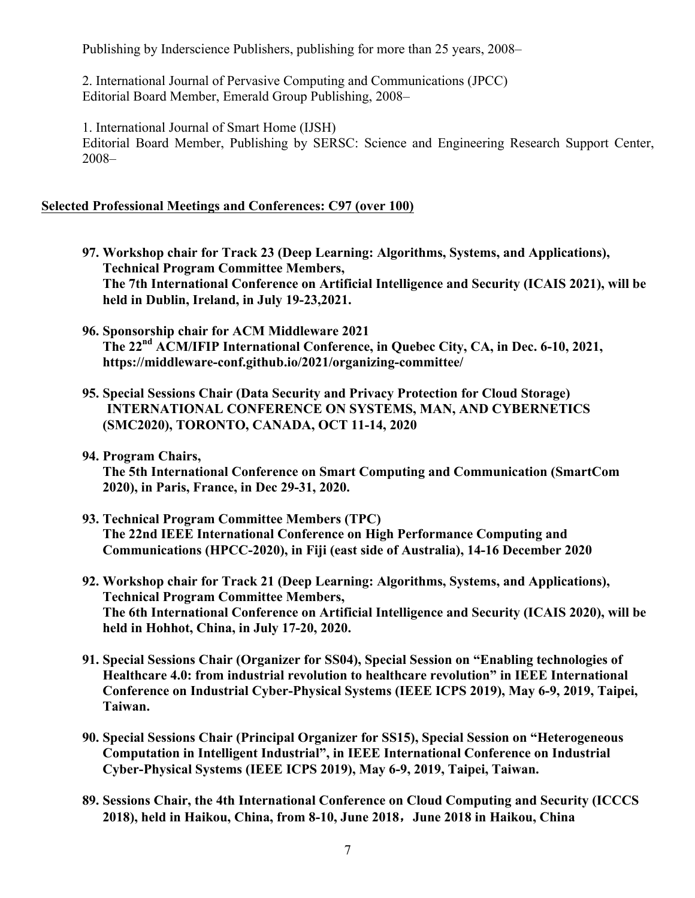Publishing by Inderscience Publishers, publishing for more than 25 years, 2008–

2. International Journal of Pervasive Computing and Communications (JPCC)
Editorial Board Member, Emerald Group Publishing, 2008–

1. International Journal of Smart Home (IJSH)
Editorial Board Member, Publishing by SERSC: Science and Engineering Research Support Center, 2008–

## Selected Professional Meetings and Conferences: C97 (over 100)

**97. Workshop chair for Track 23 (Deep Learning: Algorithms, Systems, and Applications), Technical Program Committee Members,**
**The 7th International Conference on Artificial Intelligence and Security (ICAIS 2021), will be held in Dublin, Ireland, in July 19-23,2021.**

**96. Sponsorship chair for ACM Middleware 2021**
**The 22nd ACM/IFIP International Conference, in Quebec City, CA, in Dec. 6-10, 2021, https://middleware-conf.github.io/2021/organizing-committee/**

**95. Special Sessions Chair (Data Security and Privacy Protection for Cloud Storage) INTERNATIONAL CONFERENCE ON SYSTEMS, MAN, AND CYBERNETICS (SMC2020), TORONTO, CANADA, OCT 11-14, 2020**

**94. Program Chairs,**
**The 5th International Conference on Smart Computing and Communication (SmartCom 2020), in Paris, France, in Dec 29-31, 2020.**

**93. Technical Program Committee Members (TPC)**
**The 22nd IEEE International Conference on High Performance Computing and Communications (HPCC-2020), in Fiji (east side of Australia), 14-16 December 2020**

**92. Workshop chair for Track 21 (Deep Learning: Algorithms, Systems, and Applications), Technical Program Committee Members,**
**The 6th International Conference on Artificial Intelligence and Security (ICAIS 2020), will be held in Hohhot, China, in July 17-20, 2020.**

**91. Special Sessions Chair (Organizer for SS04), Special Session on "Enabling technologies of Healthcare 4.0: from industrial revolution to healthcare revolution" in IEEE International Conference on Industrial Cyber-Physical Systems (IEEE ICPS 2019), May 6-9, 2019, Taipei, Taiwan.**

**90. Special Sessions Chair (Principal Organizer for SS15), Special Session on "Heterogeneous Computation in Intelligent Industrial", in IEEE International Conference on Industrial Cyber-Physical Systems (IEEE ICPS 2019), May 6-9, 2019, Taipei, Taiwan.**

**89. Sessions Chair, the 4th International Conference on Cloud Computing and Security (ICCCS 2018), held in Haikou, China, from 8-10, June 2018，June 2018 in Haikou, China**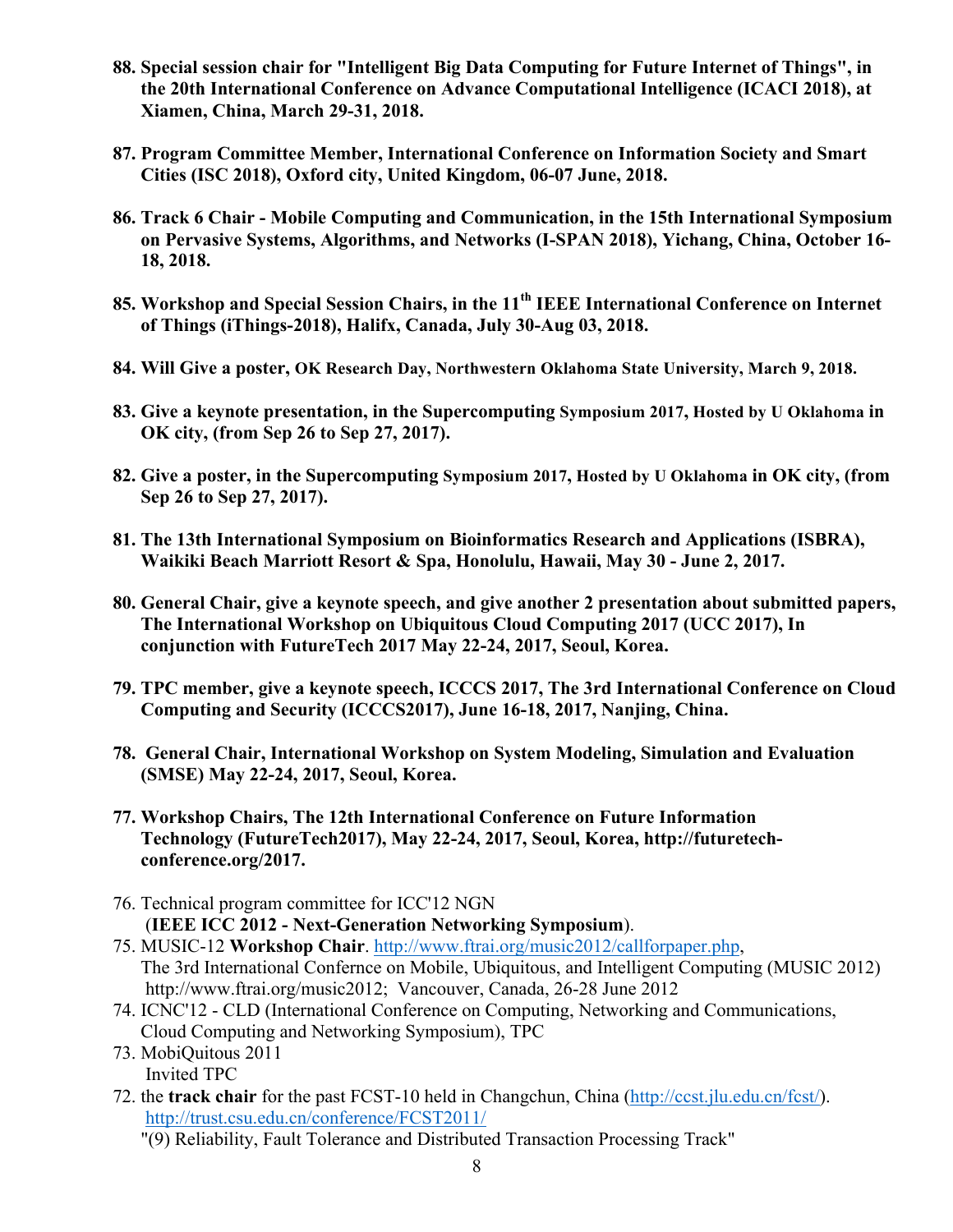**88. Special session chair for "Intelligent Big Data Computing for Future Internet of Things", in the 20th International Conference on Advance Computational Intelligence (ICACI 2018), at Xiamen, China, March 29-31, 2018.**

**87. Program Committee Member, International Conference on Information Society and Smart Cities (ISC 2018), Oxford city, United Kingdom, 06-07 June, 2018.**

**86. Track 6 Chair - Mobile Computing and Communication, in the 15th International Symposium on Pervasive Systems, Algorithms, and Networks (I-SPAN 2018), Yichang, China, October 16-18, 2018.**

**85. Workshop and Special Session Chairs, in the 11th IEEE International Conference on Internet of Things (iThings-2018), Halifx, Canada, July 30-Aug 03, 2018.**

**84. Will Give a poster, OK Research Day, Northwestern Oklahoma State University, March 9, 2018.**

**83. Give a keynote presentation, in the Supercomputing Symposium 2017, Hosted by U Oklahoma in OK city, (from Sep 26 to Sep 27, 2017).**

**82. Give a poster, in the Supercomputing Symposium 2017, Hosted by U Oklahoma in OK city, (from Sep 26 to Sep 27, 2017).**

**81. The 13th International Symposium on Bioinformatics Research and Applications (ISBRA), Waikiki Beach Marriott Resort & Spa, Honolulu, Hawaii, May 30 - June 2, 2017.**

**80. General Chair, give a keynote speech, and give another 2 presentation about submitted papers, The International Workshop on Ubiquitous Cloud Computing 2017 (UCC 2017), In conjunction with FutureTech 2017 May 22-24, 2017, Seoul, Korea.**

**79. TPC member, give a keynote speech, ICCCS 2017, The 3rd International Conference on Cloud Computing and Security (ICCCS2017), June 16-18, 2017, Nanjing, China.**

**78. General Chair, International Workshop on System Modeling, Simulation and Evaluation (SMSE) May 22-24, 2017, Seoul, Korea.**

**77. Workshop Chairs, The 12th International Conference on Future Information Technology (FutureTech2017), May 22-24, 2017, Seoul, Korea, http://futuretech-conference.org/2017.**

76. Technical program committee for ICC'12 NGN (**IEEE ICC 2012 - Next-Generation Networking Symposium**).
75. MUSIC-12 **Workshop Chair**. http://www.ftrai.org/music2012/callforpaper.php, The 3rd International Confernce on Mobile, Ubiquitous, and Intelligent Computing (MUSIC 2012) http://www.ftrai.org/music2012; Vancouver, Canada, 26-28 June 2012
74. ICNC'12 - CLD (International Conference on Computing, Networking and Communications, Cloud Computing and Networking Symposium), TPC
73. MobiQuitous 2011
    Invited TPC
72. the **track chair** for the past FCST-10 held in Changchun, China (http://ccst.jlu.edu.cn/fcst/). http://trust.csu.edu.cn/conference/FCST2011/
    "(9) Reliability, Fault Tolerance and Distributed Transaction Processing Track"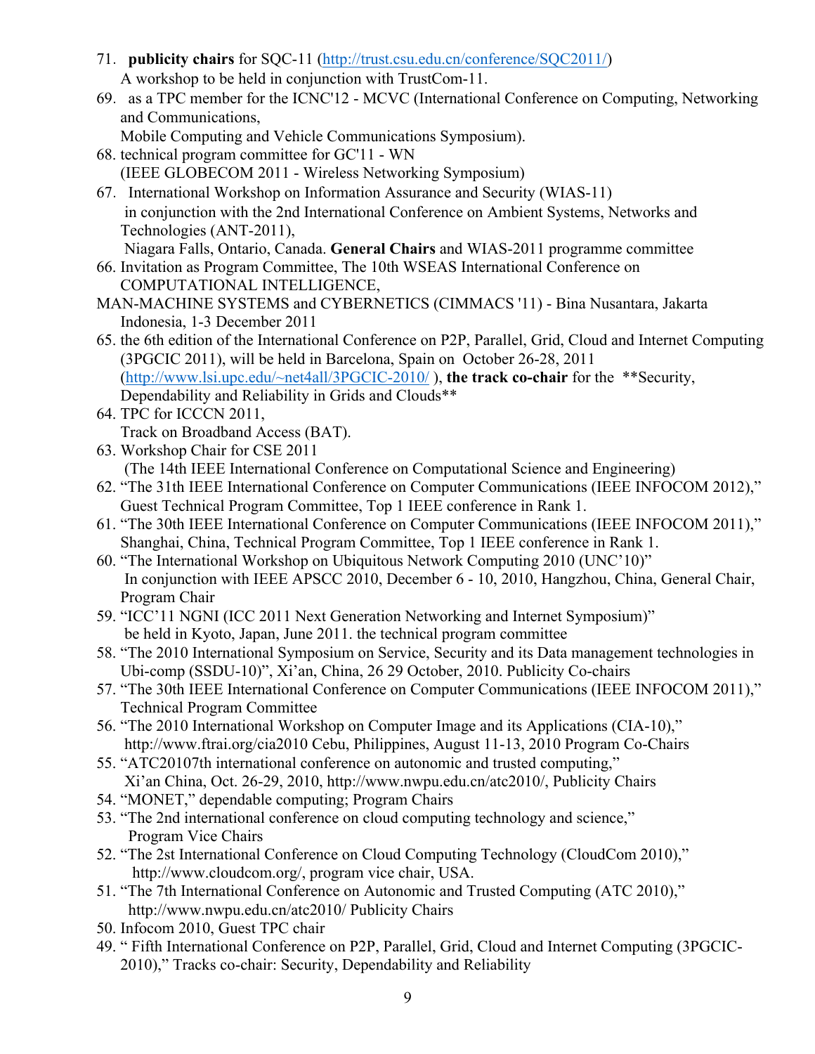71. **publicity chairs** for SQC-11 (http://trust.csu.edu.cn/conference/SQC2011/)
    A workshop to be held in conjunction with TrustCom-11.
69. as a TPC member for the ICNC'12 - MCVC (International Conference on Computing, Networking and Communications,
    Mobile Computing and Vehicle Communications Symposium).
68. technical program committee for GC'11 - WN
    (IEEE GLOBECOM 2011 - Wireless Networking Symposium)
67. International Workshop on Information Assurance and Security (WIAS-11)
    in conjunction with the 2nd International Conference on Ambient Systems, Networks and Technologies (ANT-2011),
    Niagara Falls, Ontario, Canada. **General Chairs** and WIAS-2011 programme committee
66. Invitation as Program Committee, The 10th WSEAS International Conference on COMPUTATIONAL INTELLIGENCE,
    MAN-MACHINE SYSTEMS and CYBERNETICS (CIMMACS '11) - Bina Nusantara, Jakarta Indonesia, 1-3 December 2011
65. the 6th edition of the International Conference on P2P, Parallel, Grid, Cloud and Internet Computing (3PGCIC 2011), will be held in Barcelona, Spain on October 26-28, 2011 (http://www.lsi.upc.edu/~net4all/3PGCIC-2010/ ), **the track co-chair** for the **Security, Dependability and Reliability in Grids and Clouds**
64. TPC for ICCCN 2011,
    Track on Broadband Access (BAT).
63. Workshop Chair for CSE 2011
    (The 14th IEEE International Conference on Computational Science and Engineering)
62. "The 31th IEEE International Conference on Computer Communications (IEEE INFOCOM 2012)," Guest Technical Program Committee, Top 1 IEEE conference in Rank 1.
61. "The 30th IEEE International Conference on Computer Communications (IEEE INFOCOM 2011)," Shanghai, China, Technical Program Committee, Top 1 IEEE conference in Rank 1.
60. "The International Workshop on Ubiquitous Network Computing 2010 (UNC'10)"
    In conjunction with IEEE APSCC 2010, December 6 - 10, 2010, Hangzhou, China, General Chair, Program Chair
59. "ICC'11 NGNI (ICC 2011 Next Generation Networking and Internet Symposium)"
    be held in Kyoto, Japan, June 2011. the technical program committee
58. "The 2010 International Symposium on Service, Security and its Data management technologies in Ubi-comp (SSDU-10)", Xi'an, China, 26 29 October, 2010. Publicity Co-chairs
57. "The 30th IEEE International Conference on Computer Communications (IEEE INFOCOM 2011)," Technical Program Committee
56. "The 2010 International Workshop on Computer Image and its Applications (CIA-10),"
    http://www.ftrai.org/cia2010 Cebu, Philippines, August 11-13, 2010 Program Co-Chairs
55. "ATC20107th international conference on autonomic and trusted computing,"
    Xi'an China, Oct. 26-29, 2010, http://www.nwpu.edu.cn/atc2010/, Publicity Chairs
54. "MONET," dependable computing; Program Chairs
53. "The 2nd international conference on cloud computing technology and science,"
    Program Vice Chairs
52. "The 2st International Conference on Cloud Computing Technology (CloudCom 2010),"
    http://www.cloudcom.org/, program vice chair, USA.
51. "The 7th International Conference on Autonomic and Trusted Computing (ATC 2010),"
    http://www.nwpu.edu.cn/atc2010/ Publicity Chairs
50. Infocom 2010, Guest TPC chair
49. " Fifth International Conference on P2P, Parallel, Grid, Cloud and Internet Computing (3PGCIC-2010)," Tracks co-chair: Security, Dependability and Reliability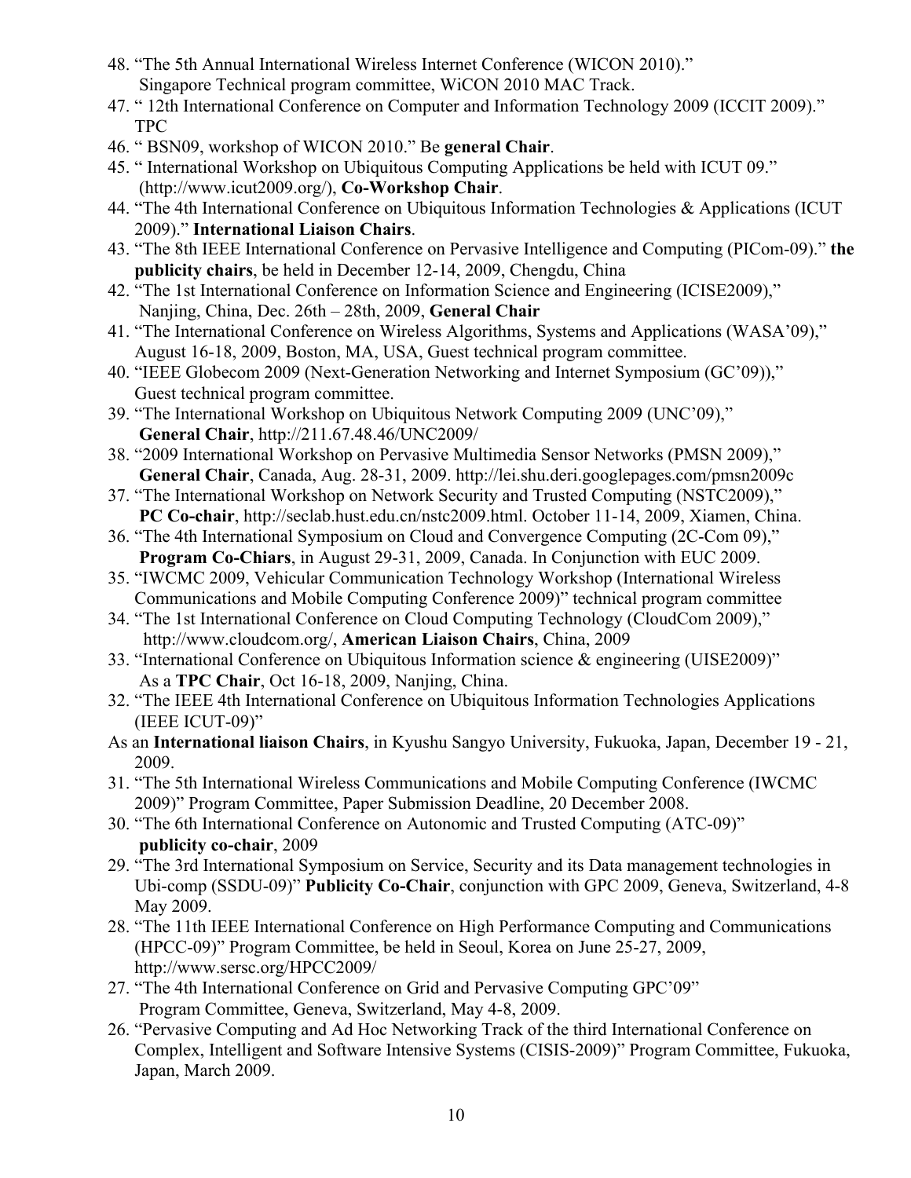48. "The 5th Annual International Wireless Internet Conference (WICON 2010)." Singapore Technical program committee, WiCON 2010 MAC Track.
47. " 12th International Conference on Computer and Information Technology 2009 (ICCIT 2009)." TPC
46. " BSN09, workshop of WICON 2010." Be **general Chair**.
45. " International Workshop on Ubiquitous Computing Applications be held with ICUT 09." (http://www.icut2009.org/), **Co-Workshop Chair**.
44. "The 4th International Conference on Ubiquitous Information Technologies & Applications (ICUT 2009)." **International Liaison Chairs**.
43. "The 8th IEEE International Conference on Pervasive Intelligence and Computing (PICom-09)." **the publicity chairs**, be held in December 12-14, 2009, Chengdu, China
42. "The 1st International Conference on Information Science and Engineering (ICISE2009)," Nanjing, China, Dec. 26th – 28th, 2009, **General Chair**
41. "The International Conference on Wireless Algorithms, Systems and Applications (WASA'09)," August 16-18, 2009, Boston, MA, USA, Guest technical program committee.
40. "IEEE Globecom 2009 (Next-Generation Networking and Internet Symposium (GC'09))," Guest technical program committee.
39. "The International Workshop on Ubiquitous Network Computing 2009 (UNC'09)," **General Chair**, http://211.67.48.46/UNC2009/
38. "2009 International Workshop on Pervasive Multimedia Sensor Networks (PMSN 2009)," **General Chair**, Canada, Aug. 28-31, 2009. http://lei.shu.deri.googlepages.com/pmsn2009c
37. "The International Workshop on Network Security and Trusted Computing (NSTC2009)," **PC Co-chair**, http://seclab.hust.edu.cn/nstc2009.html. October 11-14, 2009, Xiamen, China.
36. "The 4th International Symposium on Cloud and Convergence Computing (2C-Com 09)," **Program Co-Chiars**, in August 29-31, 2009, Canada. In Conjunction with EUC 2009.
35. "IWCMC 2009, Vehicular Communication Technology Workshop (International Wireless Communications and Mobile Computing Conference 2009)" technical program committee
34. "The 1st International Conference on Cloud Computing Technology (CloudCom 2009)," http://www.cloudcom.org/, **American Liaison Chairs**, China, 2009
33. "International Conference on Ubiquitous Information science & engineering (UISE2009)" As a **TPC Chair**, Oct 16-18, 2009, Nanjing, China.
32. "The IEEE 4th International Conference on Ubiquitous Information Technologies Applications (IEEE ICUT-09)"
As an **International liaison Chairs**, in Kyushu Sangyo University, Fukuoka, Japan, December 19 - 21, 2009.
31. "The 5th International Wireless Communications and Mobile Computing Conference (IWCMC 2009)" Program Committee, Paper Submission Deadline, 20 December 2008.
30. "The 6th International Conference on Autonomic and Trusted Computing (ATC-09)" **publicity co-chair**, 2009
29. "The 3rd International Symposium on Service, Security and its Data management technologies in Ubi-comp (SSDU-09)" **Publicity Co-Chair**, conjunction with GPC 2009, Geneva, Switzerland, 4-8 May 2009.
28. "The 11th IEEE International Conference on High Performance Computing and Communications (HPCC-09)" Program Committee, be held in Seoul, Korea on June 25-27, 2009, http://www.sersc.org/HPCC2009/
27. "The 4th International Conference on Grid and Pervasive Computing GPC'09" Program Committee, Geneva, Switzerland, May 4-8, 2009.
26. "Pervasive Computing and Ad Hoc Networking Track of the third International Conference on Complex, Intelligent and Software Intensive Systems (CISIS-2009)" Program Committee, Fukuoka, Japan, March 2009.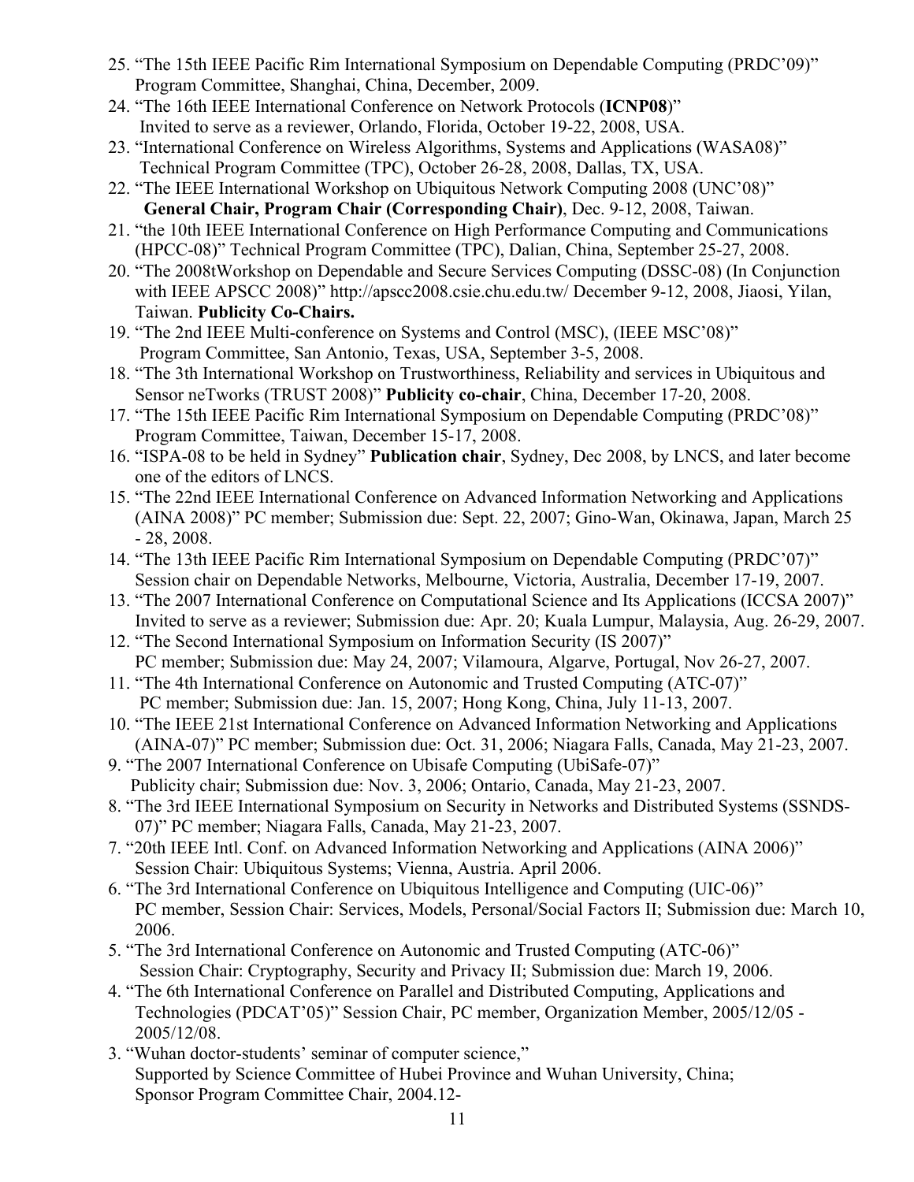25. "The 15th IEEE Pacific Rim International Symposium on Dependable Computing (PRDC'09)" Program Committee, Shanghai, China, December, 2009.
24. "The 16th IEEE International Conference on Network Protocols (**ICNP08**)" Invited to serve as a reviewer, Orlando, Florida, October 19-22, 2008, USA.
23. "International Conference on Wireless Algorithms, Systems and Applications (WASA08)" Technical Program Committee (TPC), October 26-28, 2008, Dallas, TX, USA.
22. "The IEEE International Workshop on Ubiquitous Network Computing 2008 (UNC'08)" **General Chair, Program Chair (Corresponding Chair)**, Dec. 9-12, 2008, Taiwan.
21. "the 10th IEEE International Conference on High Performance Computing and Communications (HPCC-08)" Technical Program Committee (TPC), Dalian, China, September 25-27, 2008.
20. "The 2008tWorkshop on Dependable and Secure Services Computing (DSSC-08) (In Conjunction with IEEE APSCC 2008)" http://apscc2008.csie.chu.edu.tw/ December 9-12, 2008, Jiaosi, Yilan, Taiwan. **Publicity Co-Chairs.**
19. "The 2nd IEEE Multi-conference on Systems and Control (MSC), (IEEE MSC'08)" Program Committee, San Antonio, Texas, USA, September 3-5, 2008.
18. "The 3th International Workshop on Trustworthiness, Reliability and services in Ubiquitous and Sensor neTworks (TRUST 2008)" **Publicity co-chair**, China, December 17-20, 2008.
17. "The 15th IEEE Pacific Rim International Symposium on Dependable Computing (PRDC'08)" Program Committee, Taiwan, December 15-17, 2008.
16. "ISPA-08 to be held in Sydney" **Publication chair**, Sydney, Dec 2008, by LNCS, and later become one of the editors of LNCS.
15. "The 22nd IEEE International Conference on Advanced Information Networking and Applications (AINA 2008)" PC member; Submission due: Sept. 22, 2007; Gino-Wan, Okinawa, Japan, March 25 - 28, 2008.
14. "The 13th IEEE Pacific Rim International Symposium on Dependable Computing (PRDC'07)" Session chair on Dependable Networks, Melbourne, Victoria, Australia, December 17-19, 2007.
13. "The 2007 International Conference on Computational Science and Its Applications (ICCSA 2007)" Invited to serve as a reviewer; Submission due: Apr. 20; Kuala Lumpur, Malaysia, Aug. 26-29, 2007.
12. "The Second International Symposium on Information Security (IS 2007)" PC member; Submission due: May 24, 2007; Vilamoura, Algarve, Portugal, Nov 26-27, 2007.
11. "The 4th International Conference on Autonomic and Trusted Computing (ATC-07)" PC member; Submission due: Jan. 15, 2007; Hong Kong, China, July 11-13, 2007.
10. "The IEEE 21st International Conference on Advanced Information Networking and Applications (AINA-07)" PC member; Submission due: Oct. 31, 2006; Niagara Falls, Canada, May 21-23, 2007.
9. "The 2007 International Conference on Ubisafe Computing (UbiSafe-07)" Publicity chair; Submission due: Nov. 3, 2006; Ontario, Canada, May 21-23, 2007.
8. "The 3rd IEEE International Symposium on Security in Networks and Distributed Systems (SSNDS-07)" PC member; Niagara Falls, Canada, May 21-23, 2007.
7. "20th IEEE Intl. Conf. on Advanced Information Networking and Applications (AINA 2006)" Session Chair: Ubiquitous Systems; Vienna, Austria. April 2006.
6. "The 3rd International Conference on Ubiquitous Intelligence and Computing (UIC-06)" PC member, Session Chair: Services, Models, Personal/Social Factors II; Submission due: March 10, 2006.
5. "The 3rd International Conference on Autonomic and Trusted Computing (ATC-06)" Session Chair: Cryptography, Security and Privacy II; Submission due: March 19, 2006.
4. "The 6th International Conference on Parallel and Distributed Computing, Applications and Technologies (PDCAT'05)" Session Chair, PC member, Organization Member, 2005/12/05 - 2005/12/08.
3. "Wuhan doctor-students' seminar of computer science," Supported by Science Committee of Hubei Province and Wuhan University, China; Sponsor Program Committee Chair, 2004.12-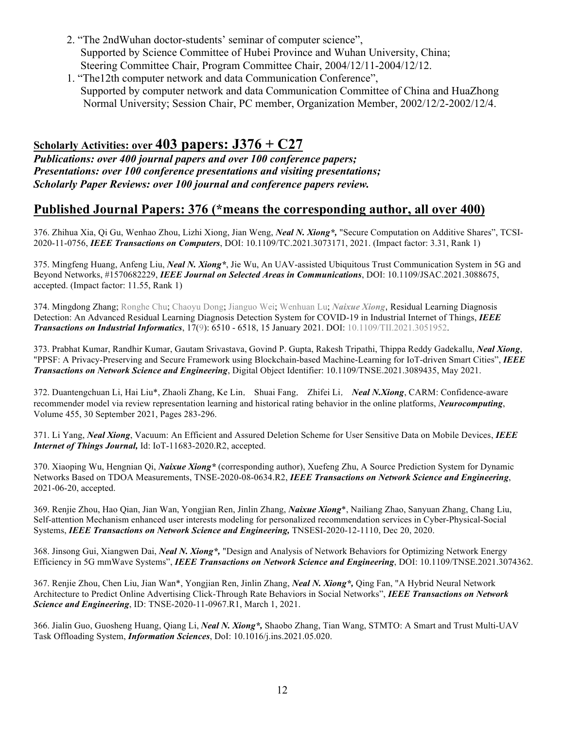2. "The 2ndWuhan doctor-students' seminar of computer science", Supported by Science Committee of Hubei Province and Wuhan University, China; Steering Committee Chair, Program Committee Chair, 2004/12/11-2004/12/12.
1. "The12th computer network and data Communication Conference", Supported by computer network and data Communication Committee of China and HuaZhong Normal University; Session Chair, PC member, Organization Member, 2002/12/2-2002/12/4.

## Scholarly Activities: over 403 papers: J376 + C27

***Publications: over 400 journal papers and over 100 conference papers;***
***Presentations: over 100 conference presentations and visiting presentations;***
***Scholarly Paper Reviews: over 100 journal and conference papers review.***

## Published Journal Papers: 376 (*means the corresponding author, all over 400)

376. Zhihua Xia, Qi Gu, Wenhao Zhou, Lizhi Xiong, Jian Weng, ***Neal N. Xiong*,*** "Secure Computation on Additive Shares", TCSI-2020-11-0756, ***IEEE Transactions on Computers***, DOI: 10.1109/TC.2021.3073171, 2021. (Impact factor: 3.31, Rank 1)

375. Mingfeng Huang, Anfeng Liu, ***Neal N. Xiong****, Jie Wu, An UAV-assisted Ubiquitous Trust Communication System in 5G and Beyond Networks, #1570682229, ***IEEE Journal on Selected Areas in Communications***, DOI: 10.1109/JSAC.2021.3088675, accepted. (Impact factor: 11.55, Rank 1)

374. Mingdong Zhang; Ronghe Chu; Chaoyu Dong; Jianguo Wei; Wenhuan Lu; ***Naixue Xiong***, Residual Learning Diagnosis Detection: An Advanced Residual Learning Diagnosis Detection System for COVID-19 in Industrial Internet of Things, ***IEEE Transactions on Industrial Informatics***, 17(9): 6510 - 6518, 15 January 2021. DOI: 10.1109/TII.2021.3051952.

373. Prabhat Kumar, Randhir Kumar, Gautam Srivastava, Govind P. Gupta, Rakesh Tripathi, Thippa Reddy Gadekallu, ***Neal Xiong***, "PPSF: A Privacy-Preserving and Secure Framework using Blockchain-based Machine-Learning for IoT-driven Smart Cities", ***IEEE Transactions on Network Science and Engineering***, Digital Object Identifier: 10.1109/TNSE.2021.3089435, May 2021.

372. Duantengchuan Li, Hai Liu*, Zhaoli Zhang, Ke Lin， Shuai Fang， Zhifei Li， ***Neal N.Xiong***, CARM: Confidence-aware recommender model via review representation learning and historical rating behavior in the online platforms, ***Neurocomputing***, Volume 455, 30 September 2021, Pages 283-296.

371. Li Yang, ***Neal Xiong***, Vacuum: An Efficient and Assured Deletion Scheme for User Sensitive Data on Mobile Devices, ***IEEE Internet of Things Journal,*** Id: IoT-11683-2020.R2, accepted.

370. Xiaoping Wu, Hengnian Qi, ***Naixue Xiong**** (corresponding author), Xuefeng Zhu, A Source Prediction System for Dynamic Networks Based on TDOA Measurements, TNSE-2020-08-0634.R2, ***IEEE Transactions on Network Science and Engineering***, 2021-06-20, accepted.

369. Renjie Zhou, Hao Qian, Jian Wan, Yongjian Ren, Jinlin Zhang, ***Naixue Xiong****, Nailiang Zhao, Sanyuan Zhang, Chang Liu, Self-attention Mechanism enhanced user interests modeling for personalized recommendation services in Cyber-Physical-Social Systems, ***IEEE Transactions on Network Science and Engineering,*** TNSESI-2020-12-1110, Dec 20, 2020.

368. Jinsong Gui, Xiangwen Dai, ***Neal N. Xiong*,*** "Design and Analysis of Network Behaviors for Optimizing Network Energy Efficiency in 5G mmWave Systems", ***IEEE Transactions on Network Science and Engineering***, DOI: 10.1109/TNSE.2021.3074362.

367. Renjie Zhou, Chen Liu, Jian Wan*, Yongjian Ren, Jinlin Zhang, ***Neal N. Xiong*,*** Qing Fan, "A Hybrid Neural Network Architecture to Predict Online Advertising Click-Through Rate Behaviors in Social Networks", ***IEEE Transactions on Network Science and Engineering***, ID: TNSE-2020-11-0967.R1, March 1, 2021.

366. Jialin Guo, Guosheng Huang, Qiang Li, ***Neal N. Xiong*,*** Shaobo Zhang, Tian Wang, STMTO: A Smart and Trust Multi-UAV Task Offloading System, ***Information Sciences***, DoI: 10.1016/j.ins.2021.05.020.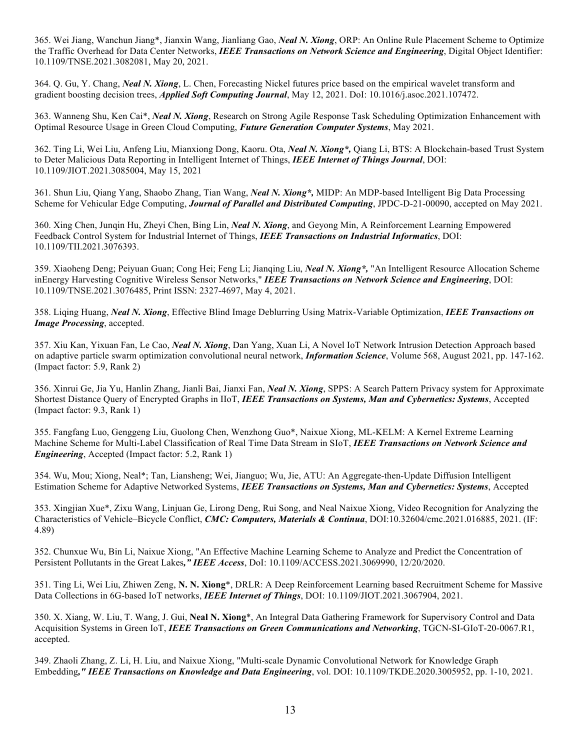365. Wei Jiang, Wanchun Jiang*, Jianxin Wang, Jianliang Gao, ***Neal N. Xiong***, ORP: An Online Rule Placement Scheme to Optimize the Traffic Overhead for Data Center Networks, ***IEEE Transactions on Network Science and Engineering***, Digital Object Identifier: 10.1109/TNSE.2021.3082081, May 20, 2021.

364. Q. Gu, Y. Chang, ***Neal N. Xiong***, L. Chen, Forecasting Nickel futures price based on the empirical wavelet transform and gradient boosting decision trees, ***Applied Soft Computing Journal***, May 12, 2021. DoI: 10.1016/j.asoc.2021.107472.

363. Wanneng Shu, Ken Cai*, ***Neal N. Xiong***, Research on Strong Agile Response Task Scheduling Optimization Enhancement with Optimal Resource Usage in Green Cloud Computing, ***Future Generation Computer Systems***, May 2021.

362. Ting Li, Wei Liu, Anfeng Liu, Mianxiong Dong, Kaoru. Ota, ***Neal N. Xiong\*,*** Qiang Li, BTS: A Blockchain-based Trust System to Deter Malicious Data Reporting in Intelligent Internet of Things, ***IEEE Internet of Things Journal***, DOI: 10.1109/JIOT.2021.3085004, May 15, 2021

361. Shun Liu, Qiang Yang, Shaobo Zhang, Tian Wang, ***Neal N. Xiong\*,*** MIDP: An MDP-based Intelligent Big Data Processing Scheme for Vehicular Edge Computing, ***Journal of Parallel and Distributed Computing***, JPDC-D-21-00090, accepted on May 2021.

360. Xing Chen, Junqin Hu, Zheyi Chen, Bing Lin, ***Neal N. Xiong***, and Geyong Min, A Reinforcement Learning Empowered Feedback Control System for Industrial Internet of Things, ***IEEE Transactions on Industrial Informatics***, DOI: 10.1109/TII.2021.3076393.

359. Xiaoheng Deng; Peiyuan Guan; Cong Hei; Feng Li; Jianqing Liu, ***Neal N. Xiong\*,*** "An Intelligent Resource Allocation Scheme inEnergy Harvesting Cognitive Wireless Sensor Networks," ***IEEE Transactions on Network Science and Engineering***, DOI: 10.1109/TNSE.2021.3076485, Print ISSN: 2327-4697, May 4, 2021.

358. Liqing Huang, ***Neal N. Xiong***, Effective Blind Image Deblurring Using Matrix-Variable Optimization, ***IEEE Transactions on Image Processing***, accepted.

357. Xiu Kan, Yixuan Fan, Le Cao, ***Neal N. Xiong***, Dan Yang, Xuan Li, A Novel IoT Network Intrusion Detection Approach based on adaptive particle swarm optimization convolutional neural network, ***Information Science***, Volume 568, August 2021, pp. 147-162. (Impact factor: 5.9, Rank 2)

356. Xinrui Ge, Jia Yu, Hanlin Zhang, Jianli Bai, Jianxi Fan, ***Neal N. Xiong***, SPPS: A Search Pattern Privacy system for Approximate Shortest Distance Query of Encrypted Graphs in IIoT, ***IEEE Transactions on Systems, Man and Cybernetics: Systems***, Accepted (Impact factor: 9.3, Rank 1)

355. Fangfang Luo, Genggeng Liu, Guolong Chen, Wenzhong Guo*, Naixue Xiong, ML-KELM: A Kernel Extreme Learning Machine Scheme for Multi-Label Classification of Real Time Data Stream in SIoT, ***IEEE Transactions on Network Science and Engineering***, Accepted (Impact factor: 5.2, Rank 1)

354. Wu, Mou; Xiong, Neal*; Tan, Liansheng; Wei, Jianguo; Wu, Jie, ATU: An Aggregate-then-Update Diffusion Intelligent Estimation Scheme for Adaptive Networked Systems, ***IEEE Transactions on Systems, Man and Cybernetics: Systems***, Accepted

353. Xingjian Xue*, Zixu Wang, Linjuan Ge, Lirong Deng, Rui Song, and Neal Naixue Xiong, Video Recognition for Analyzing the Characteristics of Vehicle–Bicycle Conflict, ***CMC: Computers, Materials & Continua***, DOI:10.32604/cmc.2021.016885, 2021. (IF: 4.89)

352. Chunxue Wu, Bin Li, Naixue Xiong, "An Effective Machine Learning Scheme to Analyze and Predict the Concentration of Persistent Pollutants in the Great Lakes***," IEEE Access***, DoI: 10.1109/ACCESS.2021.3069990, 12/20/2020.

351. Ting Li, Wei Liu, Zhiwen Zeng, **N. N. Xiong***, DRLR: A Deep Reinforcement Learning based Recruitment Scheme for Massive Data Collections in 6G-based IoT networks, ***IEEE Internet of Things***, DOI: 10.1109/JIOT.2021.3067904, 2021.

350. X. Xiang, W. Liu, T. Wang, J. Gui, **Neal N. Xiong***, An Integral Data Gathering Framework for Supervisory Control and Data Acquisition Systems in Green IoT, ***IEEE Transactions on Green Communications and Networking***, TGCN-SI-GIoT-20-0067.R1, accepted.

349. Zhaoli Zhang, Z. Li, H. Liu, and Naixue Xiong, "Multi-scale Dynamic Convolutional Network for Knowledge Graph Embedding***," IEEE Transactions on Knowledge and Data Engineering***, vol. DOI: 10.1109/TKDE.2020.3005952, pp. 1-10, 2021.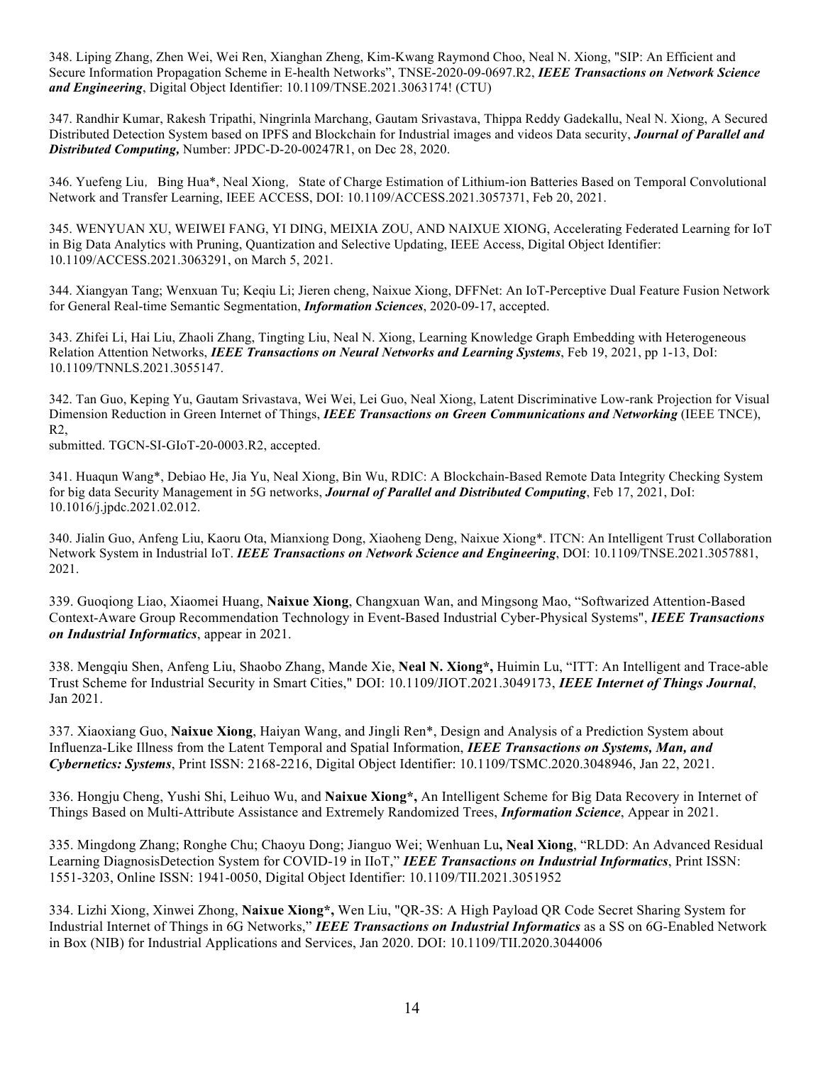348. Liping Zhang, Zhen Wei, Wei Ren, Xianghan Zheng, Kim-Kwang Raymond Choo, Neal N. Xiong, "SIP: An Efficient and Secure Information Propagation Scheme in E-health Networks", TNSE-2020-09-0697.R2, ***IEEE Transactions on Network Science and Engineering***, Digital Object Identifier: 10.1109/TNSE.2021.3063174! (CTU)

347. Randhir Kumar, Rakesh Tripathi, Ningrinla Marchang, Gautam Srivastava, Thippa Reddy Gadekallu, Neal N. Xiong, A Secured Distributed Detection System based on IPFS and Blockchain for Industrial images and videos Data security, ***Journal of Parallel and Distributed Computing,*** Number: JPDC-D-20-00247R1, on Dec 28, 2020.

346. Yuefeng Liu, Bing Hua*, Neal Xiong, State of Charge Estimation of Lithium-ion Batteries Based on Temporal Convolutional Network and Transfer Learning, IEEE ACCESS, DOI: 10.1109/ACCESS.2021.3057371, Feb 20, 2021.

345. WENYUAN XU, WEIWEI FANG, YI DING, MEIXIA ZOU, AND NAIXUE XIONG, Accelerating Federated Learning for IoT in Big Data Analytics with Pruning, Quantization and Selective Updating, IEEE Access, Digital Object Identifier: 10.1109/ACCESS.2021.3063291, on March 5, 2021.

344. Xiangyan Tang; Wenxuan Tu; Keqiu Li; Jieren cheng, Naixue Xiong, DFFNet: An IoT-Perceptive Dual Feature Fusion Network for General Real-time Semantic Segmentation, ***Information Sciences***, 2020-09-17, accepted.

343. Zhifei Li, Hai Liu, Zhaoli Zhang, Tingting Liu, Neal N. Xiong, Learning Knowledge Graph Embedding with Heterogeneous Relation Attention Networks, ***IEEE Transactions on Neural Networks and Learning Systems***, Feb 19, 2021, pp 1-13, DoI: 10.1109/TNNLS.2021.3055147.

342. Tan Guo, Keping Yu, Gautam Srivastava, Wei Wei, Lei Guo, Neal Xiong, Latent Discriminative Low-rank Projection for Visual Dimension Reduction in Green Internet of Things, ***IEEE Transactions on Green Communications and Networking*** (IEEE TNCE), R2,
submitted. TGCN-SI-GIoT-20-0003.R2, accepted.

341. Huaqun Wang*, Debiao He, Jia Yu, Neal Xiong, Bin Wu, RDIC: A Blockchain-Based Remote Data Integrity Checking System for big data Security Management in 5G networks, ***Journal of Parallel and Distributed Computing***, Feb 17, 2021, DoI: 10.1016/j.jpdc.2021.02.012.

340. Jialin Guo, Anfeng Liu, Kaoru Ota, Mianxiong Dong, Xiaoheng Deng, Naixue Xiong*. ITCN: An Intelligent Trust Collaboration Network System in Industrial IoT. ***IEEE Transactions on Network Science and Engineering***, DOI: 10.1109/TNSE.2021.3057881, 2021.

339. Guoqiong Liao, Xiaomei Huang, **Naixue Xiong**, Changxuan Wan, and Mingsong Mao, "Softwarized Attention-Based Context-Aware Group Recommendation Technology in Event-Based Industrial Cyber-Physical Systems", ***IEEE Transactions on Industrial Informatics***, appear in 2021.

338. Mengqiu Shen, Anfeng Liu, Shaobo Zhang, Mande Xie, **Neal N. Xiong*,** Huimin Lu, "ITT: An Intelligent and Trace-able Trust Scheme for Industrial Security in Smart Cities," DOI: 10.1109/JIOT.2021.3049173, ***IEEE Internet of Things Journal***, Jan 2021.

337. Xiaoxiang Guo, **Naixue Xiong**, Haiyan Wang, and Jingli Ren*, Design and Analysis of a Prediction System about Influenza-Like Illness from the Latent Temporal and Spatial Information, ***IEEE Transactions on Systems, Man, and Cybernetics: Systems***, Print ISSN: 2168-2216, Digital Object Identifier: 10.1109/TSMC.2020.3048946, Jan 22, 2021.

336. Hongju Cheng, Yushi Shi, Leihuo Wu, and **Naixue Xiong*,** An Intelligent Scheme for Big Data Recovery in Internet of Things Based on Multi-Attribute Assistance and Extremely Randomized Trees, ***Information Science***, Appear in 2021.

335. Mingdong Zhang; Ronghe Chu; Chaoyu Dong; Jianguo Wei; Wenhuan Lu**, Neal Xiong**, "RLDD: An Advanced Residual Learning DiagnosisDetection System for COVID-19 in IIoT," ***IEEE Transactions on Industrial Informatics***, Print ISSN: 1551-3203, Online ISSN: 1941-0050, Digital Object Identifier: 10.1109/TII.2021.3051952

334. Lizhi Xiong, Xinwei Zhong, **Naixue Xiong*,** Wen Liu, "QR-3S: A High Payload QR Code Secret Sharing System for Industrial Internet of Things in 6G Networks," ***IEEE Transactions on Industrial Informatics*** as a SS on 6G-Enabled Network in Box (NIB) for Industrial Applications and Services, Jan 2020. DOI: 10.1109/TII.2020.3044006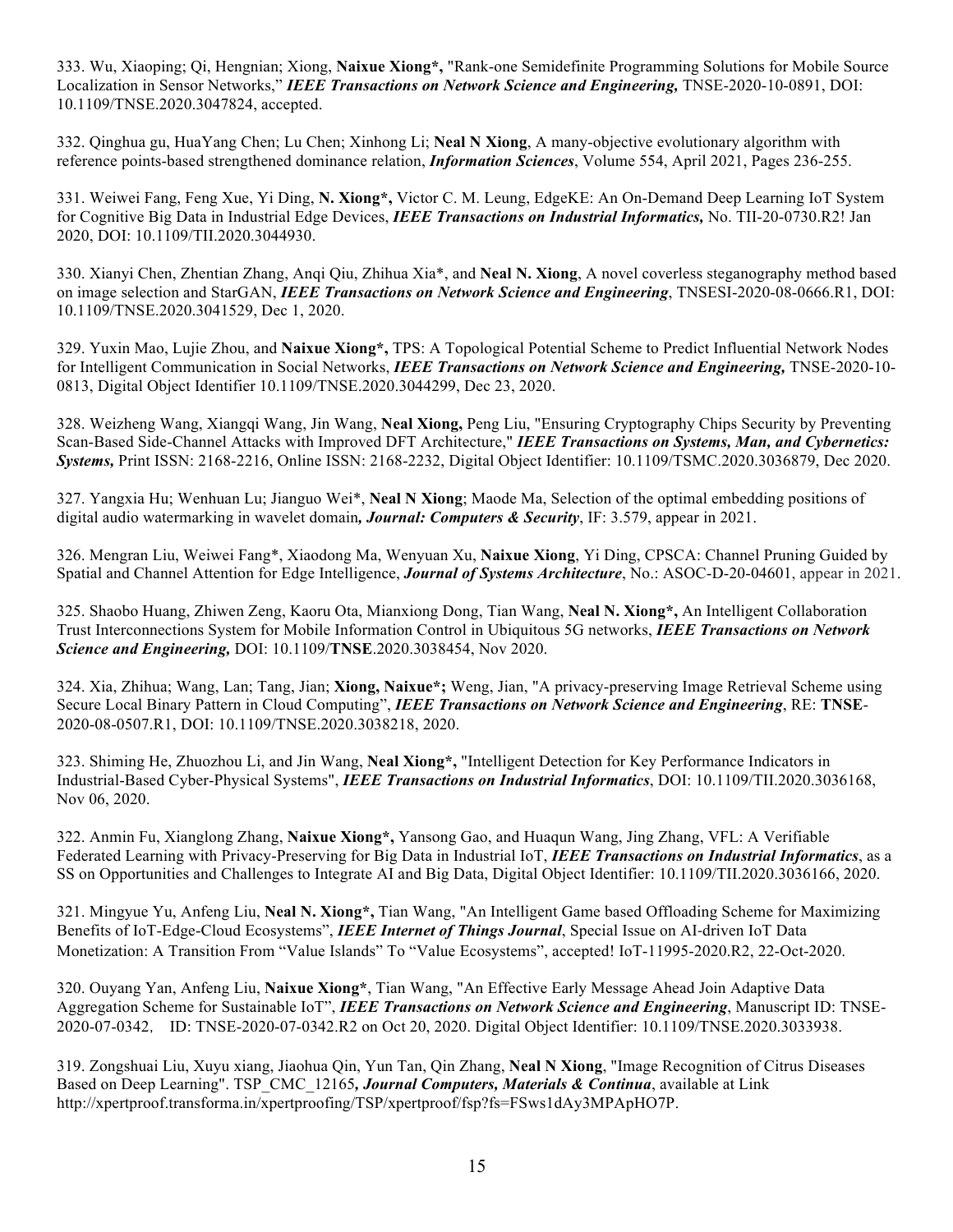333. Wu, Xiaoping; Qi, Hengnian; Xiong, **Naixue Xiong*,** "Rank-one Semidefinite Programming Solutions for Mobile Source Localization in Sensor Networks," ***IEEE Transactions on Network Science and Engineering,*** TNSE-2020-10-0891, DOI: 10.1109/TNSE.2020.3047824, accepted.

332. Qinghua gu, HuaYang Chen; Lu Chen; Xinhong Li; **Neal N Xiong**, A many-objective evolutionary algorithm with reference points-based strengthened dominance relation, ***Information Sciences***, Volume 554, April 2021, Pages 236-255.

331. Weiwei Fang, Feng Xue, Yi Ding, **N. Xiong*,** Victor C. M. Leung, EdgeKE: An On-Demand Deep Learning IoT System for Cognitive Big Data in Industrial Edge Devices, ***IEEE Transactions on Industrial Informatics,*** No. TII-20-0730.R2! Jan 2020, DOI: 10.1109/TII.2020.3044930.

330. Xianyi Chen, Zhentian Zhang, Anqi Qiu, Zhihua Xia*, and **Neal N. Xiong**, A novel coverless steganography method based on image selection and StarGAN, ***IEEE Transactions on Network Science and Engineering***, TNSESI-2020-08-0666.R1, DOI: 10.1109/TNSE.2020.3041529, Dec 1, 2020.

329. Yuxin Mao, Lujie Zhou, and **Naixue Xiong*,** TPS: A Topological Potential Scheme to Predict Influential Network Nodes for Intelligent Communication in Social Networks, ***IEEE Transactions on Network Science and Engineering,*** TNSE-2020-10-0813, Digital Object Identifier 10.1109/TNSE.2020.3044299, Dec 23, 2020.

328. Weizheng Wang, Xiangqi Wang, Jin Wang, **Neal Xiong,** Peng Liu, "Ensuring Cryptography Chips Security by Preventing Scan-Based Side-Channel Attacks with Improved DFT Architecture," ***IEEE Transactions on Systems, Man, and Cybernetics: Systems,*** Print ISSN: 2168-2216, Online ISSN: 2168-2232, Digital Object Identifier: 10.1109/TSMC.2020.3036879, Dec 2020.

327. Yangxia Hu; Wenhuan Lu; Jianguo Wei*, **Neal N Xiong**; Maode Ma, Selection of the optimal embedding positions of digital audio watermarking in wavelet domain***, Journal: Computers & Security***, IF: 3.579, appear in 2021.

326. Mengran Liu, Weiwei Fang*, Xiaodong Ma, Wenyuan Xu, **Naixue Xiong**, Yi Ding, CPSCA: Channel Pruning Guided by Spatial and Channel Attention for Edge Intelligence, ***Journal of Systems Architecture***, No.: ASOC-D-20-04601, appear in 2021.

325. Shaobo Huang, Zhiwen Zeng, Kaoru Ota, Mianxiong Dong, Tian Wang, **Neal N. Xiong*,** An Intelligent Collaboration Trust Interconnections System for Mobile Information Control in Ubiquitous 5G networks, ***IEEE Transactions on Network Science and Engineering,*** DOI: 10.1109/**TNSE**.2020.3038454, Nov 2020.

324. Xia, Zhihua; Wang, Lan; Tang, Jian; **Xiong, Naixue*;** Weng, Jian, "A privacy-preserving Image Retrieval Scheme using Secure Local Binary Pattern in Cloud Computing", ***IEEE Transactions on Network Science and Engineering***, RE: **TNSE**-2020-08-0507.R1, DOI: 10.1109/TNSE.2020.3038218, 2020.

323. Shiming He, Zhuozhou Li, and Jin Wang, **Neal Xiong*,** "Intelligent Detection for Key Performance Indicators in Industrial-Based Cyber-Physical Systems", ***IEEE Transactions on Industrial Informatics***, DOI: 10.1109/TII.2020.3036168, Nov 06, 2020.

322. Anmin Fu, Xianglong Zhang, **Naixue Xiong*,** Yansong Gao, and Huaqun Wang, Jing Zhang, VFL: A Verifiable Federated Learning with Privacy-Preserving for Big Data in Industrial IoT, ***IEEE Transactions on Industrial Informatics***, as a SS on Opportunities and Challenges to Integrate AI and Big Data, Digital Object Identifier: 10.1109/TII.2020.3036166, 2020.

321. Mingyue Yu, Anfeng Liu, **Neal N. Xiong*,** Tian Wang, "An Intelligent Game based Offloading Scheme for Maximizing Benefits of IoT-Edge-Cloud Ecosystems", ***IEEE Internet of Things Journal***, Special Issue on AI-driven IoT Data Monetization: A Transition From "Value Islands" To "Value Ecosystems", accepted! IoT-11995-2020.R2, 22-Oct-2020.

320. Ouyang Yan, Anfeng Liu, **Naixue Xiong***, Tian Wang, "An Effective Early Message Ahead Join Adaptive Data Aggregation Scheme for Sustainable IoT", ***IEEE Transactions on Network Science and Engineering***, Manuscript ID: TNSE-2020-07-0342, ID: TNSE-2020-07-0342.R2 on Oct 20, 2020. Digital Object Identifier: 10.1109/TNSE.2020.3033938.

319. Zongshuai Liu, Xuyu xiang, Jiaohua Qin, Yun Tan, Qin Zhang, **Neal N Xiong**, "Image Recognition of Citrus Diseases Based on Deep Learning". TSP_CMC_12165***, Journal Computers, Materials & Continua***, available at Link http://xpertproof.transforma.in/xpertproofing/TSP/xpertproof/fsp?fs=FSws1dAy3MPApHO7P.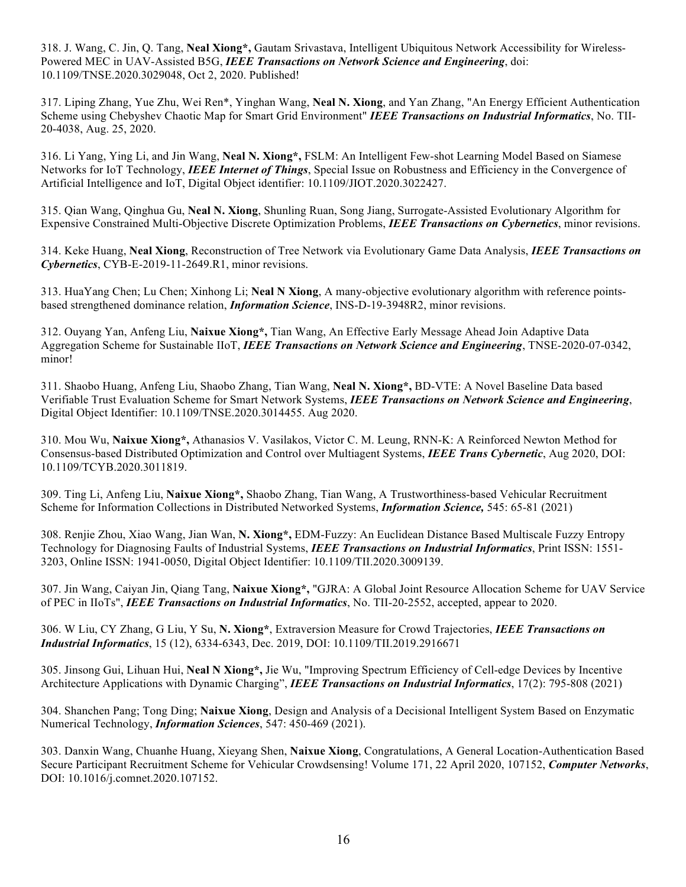318. J. Wang, C. Jin, Q. Tang, **Neal Xiong*,** Gautam Srivastava, Intelligent Ubiquitous Network Accessibility for Wireless-Powered MEC in UAV-Assisted B5G, ***IEEE Transactions on Network Science and Engineering***, doi: 10.1109/TNSE.2020.3029048, Oct 2, 2020. Published!

317. Liping Zhang, Yue Zhu, Wei Ren*, Yinghan Wang, **Neal N. Xiong**, and Yan Zhang, "An Energy Efficient Authentication Scheme using Chebyshev Chaotic Map for Smart Grid Environment" ***IEEE Transactions on Industrial Informatics***, No. TII-20-4038, Aug. 25, 2020.

316. Li Yang, Ying Li, and Jin Wang, **Neal N. Xiong*,** FSLM: An Intelligent Few-shot Learning Model Based on Siamese Networks for IoT Technology, ***IEEE Internet of Things***, Special Issue on Robustness and Efficiency in the Convergence of Artificial Intelligence and IoT, Digital Object identifier: 10.1109/JIOT.2020.3022427.

315. Qian Wang, Qinghua Gu, **Neal N. Xiong**, Shunling Ruan, Song Jiang, Surrogate-Assisted Evolutionary Algorithm for Expensive Constrained Multi-Objective Discrete Optimization Problems, ***IEEE Transactions on Cybernetics***, minor revisions.

314. Keke Huang, **Neal Xiong**, Reconstruction of Tree Network via Evolutionary Game Data Analysis, ***IEEE Transactions on Cybernetics***, CYB-E-2019-11-2649.R1, minor revisions.

313. HuaYang Chen; Lu Chen; Xinhong Li; **Neal N Xiong**, A many-objective evolutionary algorithm with reference points-based strengthened dominance relation, ***Information Science***, INS-D-19-3948R2, minor revisions.

312. Ouyang Yan, Anfeng Liu, **Naixue Xiong*,** Tian Wang, An Effective Early Message Ahead Join Adaptive Data Aggregation Scheme for Sustainable IIoT, ***IEEE Transactions on Network Science and Engineering***, TNSE-2020-07-0342, minor!

311. Shaobo Huang, Anfeng Liu, Shaobo Zhang, Tian Wang, **Neal N. Xiong*,** BD-VTE: A Novel Baseline Data based Verifiable Trust Evaluation Scheme for Smart Network Systems, ***IEEE Transactions on Network Science and Engineering***, Digital Object Identifier: 10.1109/TNSE.2020.3014455. Aug 2020.

310. Mou Wu, **Naixue Xiong*,** Athanasios V. Vasilakos, Victor C. M. Leung, RNN-K: A Reinforced Newton Method for Consensus-based Distributed Optimization and Control over Multiagent Systems, ***IEEE Trans Cybernetic***, Aug 2020, DOI: 10.1109/TCYB.2020.3011819.

309. Ting Li, Anfeng Liu, **Naixue Xiong*,** Shaobo Zhang, Tian Wang, A Trustworthiness-based Vehicular Recruitment Scheme for Information Collections in Distributed Networked Systems, ***Information Science,*** 545: 65-81 (2021)

308. Renjie Zhou, Xiao Wang, Jian Wan, **N. Xiong*,** EDM-Fuzzy: An Euclidean Distance Based Multiscale Fuzzy Entropy Technology for Diagnosing Faults of Industrial Systems, ***IEEE Transactions on Industrial Informatics***, Print ISSN: 1551-3203, Online ISSN: 1941-0050, Digital Object Identifier: 10.1109/TII.2020.3009139.

307. Jin Wang, Caiyan Jin, Qiang Tang, **Naixue Xiong*,** "GJRA: A Global Joint Resource Allocation Scheme for UAV Service of PEC in IIoTs", ***IEEE Transactions on Industrial Informatics***, No. TII-20-2552, accepted, appear to 2020.

306. W Liu, CY Zhang, G Liu, Y Su, **N. Xiong***, Extraversion Measure for Crowd Trajectories, ***IEEE Transactions on Industrial Informatics***, 15 (12), 6334-6343, Dec. 2019, DOI: 10.1109/TII.2019.2916671

305. Jinsong Gui, Lihuan Hui, **Neal N Xiong*,** Jie Wu, "Improving Spectrum Efficiency of Cell-edge Devices by Incentive Architecture Applications with Dynamic Charging", ***IEEE Transactions on Industrial Informatics***, 17(2): 795-808 (2021)

304. Shanchen Pang; Tong Ding; **Naixue Xiong**, Design and Analysis of a Decisional Intelligent System Based on Enzymatic Numerical Technology, ***Information Sciences***, 547: 450-469 (2021).

303. Danxin Wang, Chuanhe Huang, Xieyang Shen, **Naixue Xiong**, Congratulations, A General Location-Authentication Based Secure Participant Recruitment Scheme for Vehicular Crowdsensing! Volume 171, 22 April 2020, 107152, ***Computer Networks***, DOI: 10.1016/j.comnet.2020.107152.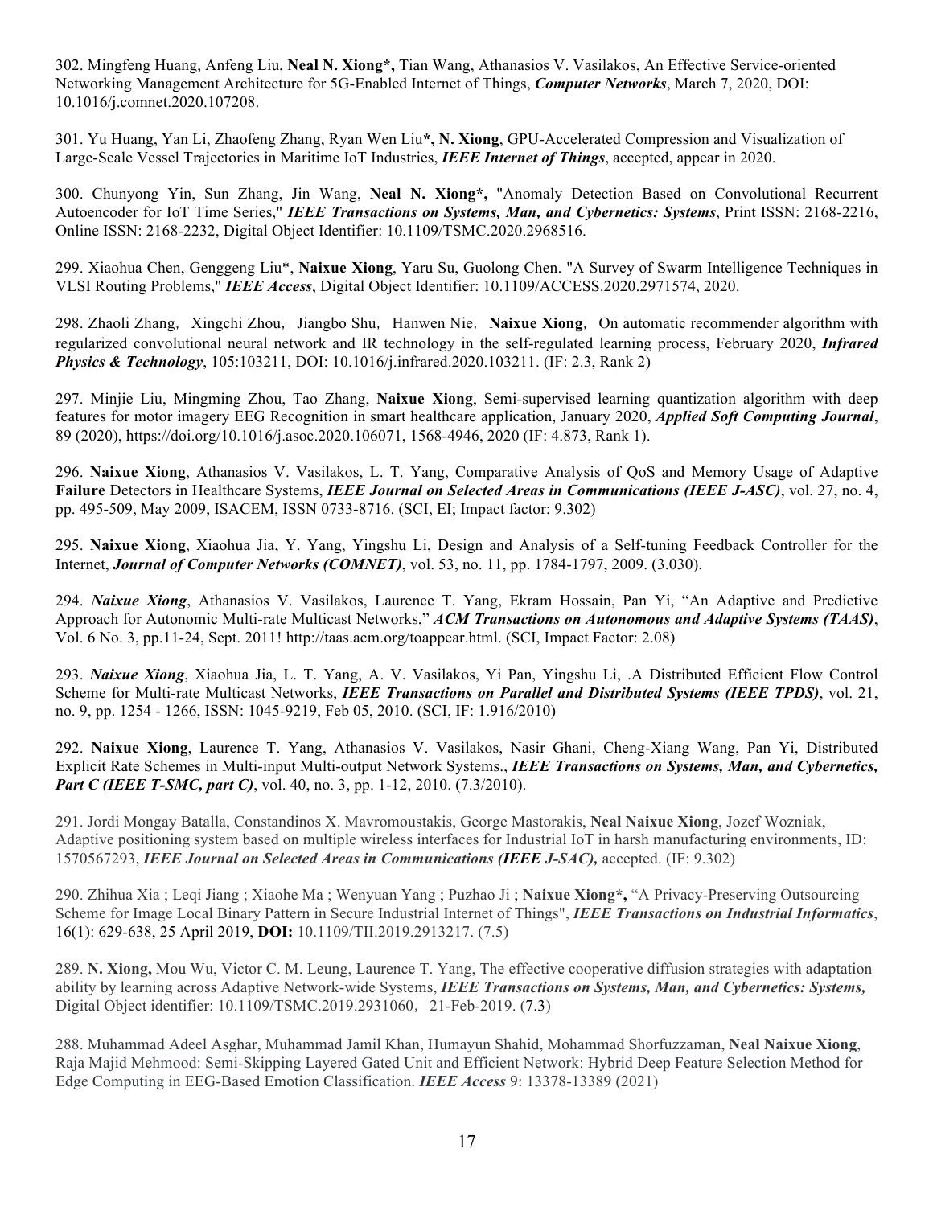302. Mingfeng Huang, Anfeng Liu, **Neal N. Xiong*,** Tian Wang, Athanasios V. Vasilakos, An Effective Service-oriented Networking Management Architecture for 5G-Enabled Internet of Things, ***Computer Networks***, March 7, 2020, DOI: 10.1016/j.comnet.2020.107208.

301. Yu Huang, Yan Li, Zhaofeng Zhang, Ryan Wen Liu**\*, N. Xiong**, GPU-Accelerated Compression and Visualization of Large-Scale Vessel Trajectories in Maritime IoT Industries, ***IEEE Internet of Things***, accepted, appear in 2020.

300. Chunyong Yin, Sun Zhang, Jin Wang, **Neal N. Xiong*,** "Anomaly Detection Based on Convolutional Recurrent Autoencoder for IoT Time Series," ***IEEE Transactions on Systems, Man, and Cybernetics: Systems***, Print ISSN: 2168-2216, Online ISSN: 2168-2232, Digital Object Identifier: 10.1109/TSMC.2020.2968516.

299. Xiaohua Chen, Genggeng Liu*, **Naixue Xiong**, Yaru Su, Guolong Chen. "A Survey of Swarm Intelligence Techniques in VLSI Routing Problems," ***IEEE Access***, Digital Object Identifier: 10.1109/ACCESS.2020.2971574, 2020.

298. Zhaoli Zhang，Xingchi Zhou，Jiangbo Shu，Hanwen Nie，**Naixue Xiong**，On automatic recommender algorithm with regularized convolutional neural network and IR technology in the self-regulated learning process, February 2020, ***Infrared Physics & Technology***, 105:103211, DOI: 10.1016/j.infrared.2020.103211. (IF: 2.3, Rank 2)

297. Minjie Liu, Mingming Zhou, Tao Zhang, **Naixue Xiong**, Semi-supervised learning quantization algorithm with deep features for motor imagery EEG Recognition in smart healthcare application, January 2020, ***Applied Soft Computing Journal***, 89 (2020), https://doi.org/10.1016/j.asoc.2020.106071, 1568-4946, 2020 (IF: 4.873, Rank 1).

296. **Naixue Xiong**, Athanasios V. Vasilakos, L. T. Yang, Comparative Analysis of QoS and Memory Usage of Adaptive **Failure** Detectors in Healthcare Systems, ***IEEE Journal on Selected Areas in Communications (IEEE J-ASC)***, vol. 27, no. 4, pp. 495-509, May 2009, ISACEM, ISSN 0733-8716. (SCI, EI; Impact factor: 9.302)

295. **Naixue Xiong**, Xiaohua Jia, Y. Yang, Yingshu Li, Design and Analysis of a Self-tuning Feedback Controller for the Internet, ***Journal of Computer Networks (COMNET)***, vol. 53, no. 11, pp. 1784-1797, 2009. (3.030).

294. ***Naixue Xiong***, Athanasios V. Vasilakos, Laurence T. Yang, Ekram Hossain, Pan Yi, "An Adaptive and Predictive Approach for Autonomic Multi-rate Multicast Networks," ***ACM Transactions on Autonomous and Adaptive Systems (TAAS)***, Vol. 6 No. 3, pp.11-24, Sept. 2011! http://taas.acm.org/toappear.html. (SCI, Impact Factor: 2.08)

293. ***Naixue Xiong***, Xiaohua Jia, L. T. Yang, A. V. Vasilakos, Yi Pan, Yingshu Li, .A Distributed Efficient Flow Control Scheme for Multi-rate Multicast Networks, ***IEEE Transactions on Parallel and Distributed Systems (IEEE TPDS)***, vol. 21, no. 9, pp. 1254 - 1266, ISSN: 1045-9219, Feb 05, 2010. (SCI, IF: 1.916/2010)

292. **Naixue Xiong**, Laurence T. Yang, Athanasios V. Vasilakos, Nasir Ghani, Cheng-Xiang Wang, Pan Yi, Distributed Explicit Rate Schemes in Multi-input Multi-output Network Systems., ***IEEE Transactions on Systems, Man, and Cybernetics, Part C (IEEE T-SMC, part C)***, vol. 40, no. 3, pp. 1-12, 2010. (7.3/2010).

291. Jordi Mongay Batalla, Constandinos X. Mavromoustakis, George Mastorakis, **Neal Naixue Xiong**, Jozef Wozniak, Adaptive positioning system based on multiple wireless interfaces for Industrial IoT in harsh manufacturing environments, ID: 1570567293, ***IEEE Journal on Selected Areas in Communications (IEEE J-SAC),*** accepted. (IF: 9.302)

290. Zhihua Xia ; Leqi Jiang ; Xiaohe Ma ; Wenyuan Yang ; Puzhao Ji ; **Naixue Xiong*,** "A Privacy-Preserving Outsourcing Scheme for Image Local Binary Pattern in Secure Industrial Internet of Things", ***IEEE Transactions on Industrial Informatics***, 16(1): 629-638, 25 April 2019, **DOI:** 10.1109/TII.2019.2913217. (7.5)

289. **N. Xiong,** Mou Wu, Victor C. M. Leung, Laurence T. Yang, The effective cooperative diffusion strategies with adaptation ability by learning across Adaptive Network-wide Systems, ***IEEE Transactions on Systems, Man, and Cybernetics: Systems,*** Digital Object identifier: 10.1109/TSMC.2019.2931060，21-Feb-2019. (7.3)

288. Muhammad Adeel Asghar, Muhammad Jamil Khan, Humayun Shahid, Mohammad Shorfuzzaman, **Neal Naixue Xiong**, Raja Majid Mehmood: Semi-Skipping Layered Gated Unit and Efficient Network: Hybrid Deep Feature Selection Method for Edge Computing in EEG-Based Emotion Classification. ***IEEE Access*** 9: 13378-13389 (2021)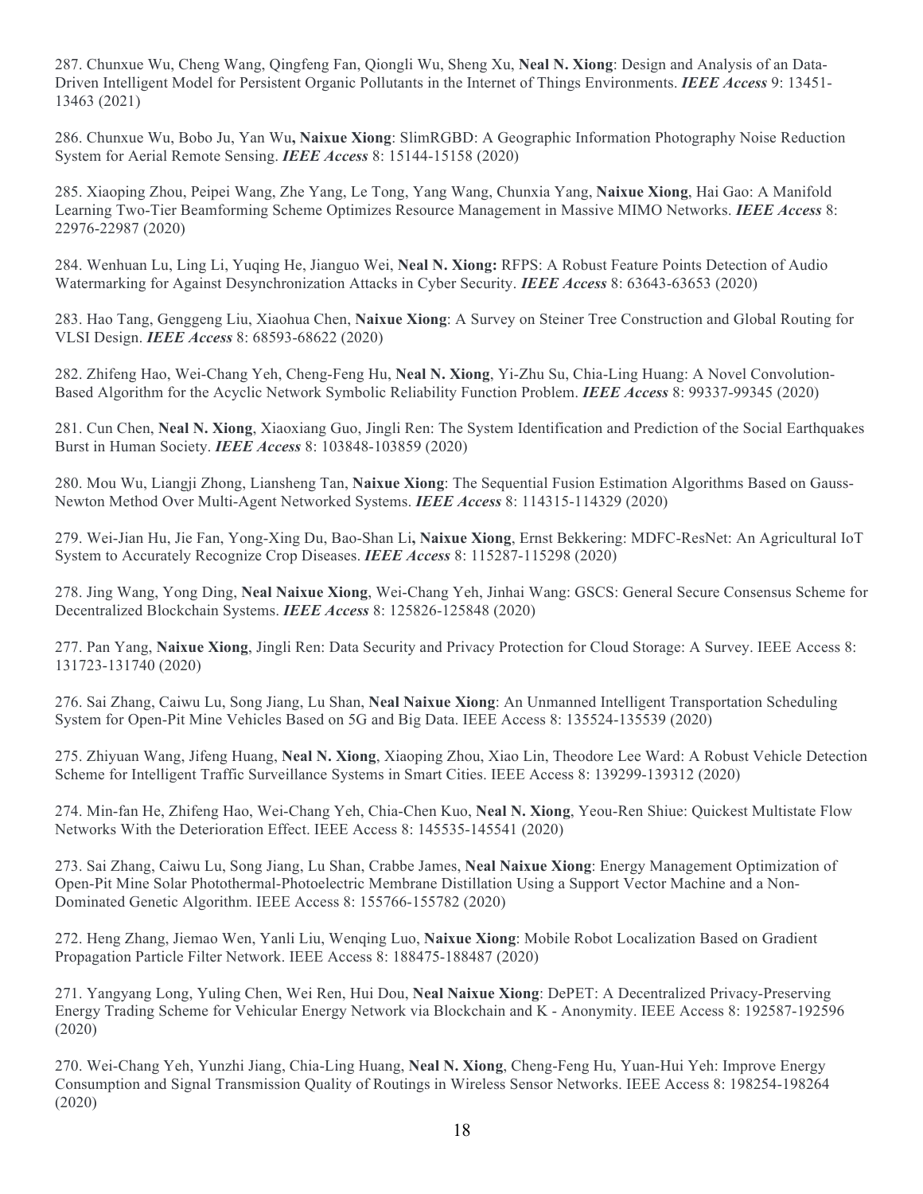287. Chunxue Wu, Cheng Wang, Qingfeng Fan, Qiongli Wu, Sheng Xu, **Neal N. Xiong**: Design and Analysis of an Data-Driven Intelligent Model for Persistent Organic Pollutants in the Internet of Things Environments. ***IEEE Access*** 9: 13451-13463 (2021)

286. Chunxue Wu, Bobo Ju, Yan Wu**, Naixue Xiong**: SlimRGBD: A Geographic Information Photography Noise Reduction System for Aerial Remote Sensing. ***IEEE Access*** 8: 15144-15158 (2020)

285. Xiaoping Zhou, Peipei Wang, Zhe Yang, Le Tong, Yang Wang, Chunxia Yang, **Naixue Xiong**, Hai Gao: A Manifold Learning Two-Tier Beamforming Scheme Optimizes Resource Management in Massive MIMO Networks. ***IEEE Access*** 8: 22976-22987 (2020)

284. Wenhuan Lu, Ling Li, Yuqing He, Jianguo Wei, **Neal N. Xiong:** RFPS: A Robust Feature Points Detection of Audio Watermarking for Against Desynchronization Attacks in Cyber Security. ***IEEE Access*** 8: 63643-63653 (2020)

283. Hao Tang, Genggeng Liu, Xiaohua Chen, **Naixue Xiong**: A Survey on Steiner Tree Construction and Global Routing for VLSI Design. ***IEEE Access*** 8: 68593-68622 (2020)

282. Zhifeng Hao, Wei-Chang Yeh, Cheng-Feng Hu, **Neal N. Xiong**, Yi-Zhu Su, Chia-Ling Huang: A Novel Convolution-Based Algorithm for the Acyclic Network Symbolic Reliability Function Problem. ***IEEE Access*** 8: 99337-99345 (2020)

281. Cun Chen, **Neal N. Xiong**, Xiaoxiang Guo, Jingli Ren: The System Identification and Prediction of the Social Earthquakes Burst in Human Society. ***IEEE Access*** 8: 103848-103859 (2020)

280. Mou Wu, Liangji Zhong, Liansheng Tan, **Naixue Xiong**: The Sequential Fusion Estimation Algorithms Based on Gauss-Newton Method Over Multi-Agent Networked Systems. ***IEEE Access*** 8: 114315-114329 (2020)

279. Wei-Jian Hu, Jie Fan, Yong-Xing Du, Bao-Shan Li**, Naixue Xiong**, Ernst Bekkering: MDFC-ResNet: An Agricultural IoT System to Accurately Recognize Crop Diseases. ***IEEE Access*** 8: 115287-115298 (2020)

278. Jing Wang, Yong Ding, **Neal Naixue Xiong**, Wei-Chang Yeh, Jinhai Wang: GSCS: General Secure Consensus Scheme for Decentralized Blockchain Systems. ***IEEE Access*** 8: 125826-125848 (2020)

277. Pan Yang, **Naixue Xiong**, Jingli Ren: Data Security and Privacy Protection for Cloud Storage: A Survey. IEEE Access 8: 131723-131740 (2020)

276. Sai Zhang, Caiwu Lu, Song Jiang, Lu Shan, **Neal Naixue Xiong**: An Unmanned Intelligent Transportation Scheduling System for Open-Pit Mine Vehicles Based on 5G and Big Data. IEEE Access 8: 135524-135539 (2020)

275. Zhiyuan Wang, Jifeng Huang, **Neal N. Xiong**, Xiaoping Zhou, Xiao Lin, Theodore Lee Ward: A Robust Vehicle Detection Scheme for Intelligent Traffic Surveillance Systems in Smart Cities. IEEE Access 8: 139299-139312 (2020)

274. Min-fan He, Zhifeng Hao, Wei-Chang Yeh, Chia-Chen Kuo, **Neal N. Xiong**, Yeou-Ren Shiue: Quickest Multistate Flow Networks With the Deterioration Effect. IEEE Access 8: 145535-145541 (2020)

273. Sai Zhang, Caiwu Lu, Song Jiang, Lu Shan, Crabbe James, **Neal Naixue Xiong**: Energy Management Optimization of Open-Pit Mine Solar Photothermal-Photoelectric Membrane Distillation Using a Support Vector Machine and a Non-Dominated Genetic Algorithm. IEEE Access 8: 155766-155782 (2020)

272. Heng Zhang, Jiemao Wen, Yanli Liu, Wenqing Luo, **Naixue Xiong**: Mobile Robot Localization Based on Gradient Propagation Particle Filter Network. IEEE Access 8: 188475-188487 (2020)

271. Yangyang Long, Yuling Chen, Wei Ren, Hui Dou, **Neal Naixue Xiong**: DePET: A Decentralized Privacy-Preserving Energy Trading Scheme for Vehicular Energy Network via Blockchain and K - Anonymity. IEEE Access 8: 192587-192596 (2020)

270. Wei-Chang Yeh, Yunzhi Jiang, Chia-Ling Huang, **Neal N. Xiong**, Cheng-Feng Hu, Yuan-Hui Yeh: Improve Energy Consumption and Signal Transmission Quality of Routings in Wireless Sensor Networks. IEEE Access 8: 198254-198264 (2020)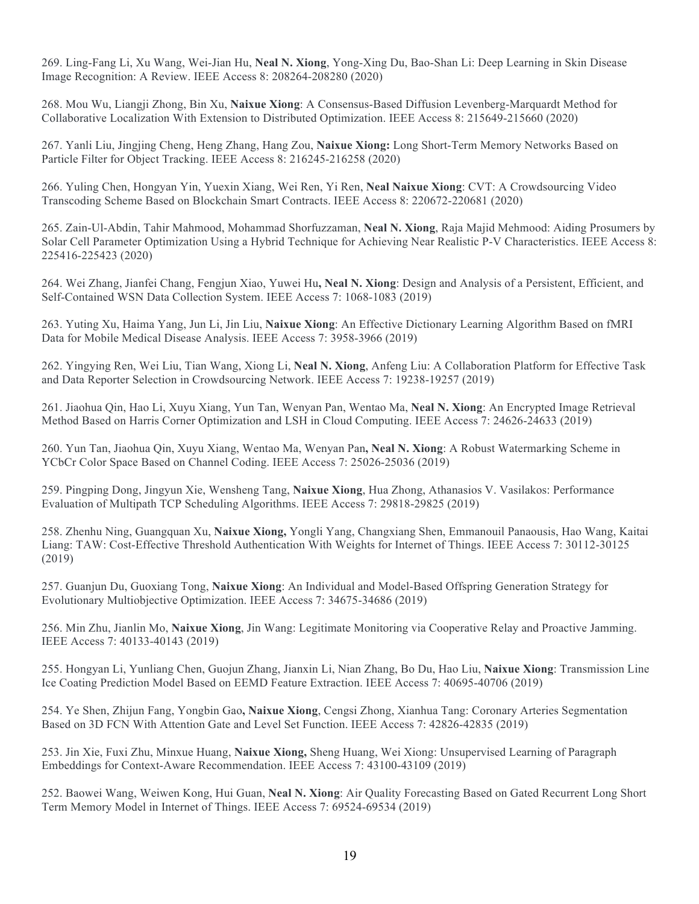269. Ling-Fang Li, Xu Wang, Wei-Jian Hu, **Neal N. Xiong**, Yong-Xing Du, Bao-Shan Li: Deep Learning in Skin Disease Image Recognition: A Review. IEEE Access 8: 208264-208280 (2020)

268. Mou Wu, Liangji Zhong, Bin Xu, **Naixue Xiong**: A Consensus-Based Diffusion Levenberg-Marquardt Method for Collaborative Localization With Extension to Distributed Optimization. IEEE Access 8: 215649-215660 (2020)

267. Yanli Liu, Jingjing Cheng, Heng Zhang, Hang Zou, **Naixue Xiong:** Long Short-Term Memory Networks Based on Particle Filter for Object Tracking. IEEE Access 8: 216245-216258 (2020)

266. Yuling Chen, Hongyan Yin, Yuexin Xiang, Wei Ren, Yi Ren, **Neal Naixue Xiong**: CVT: A Crowdsourcing Video Transcoding Scheme Based on Blockchain Smart Contracts. IEEE Access 8: 220672-220681 (2020)

265. Zain-Ul-Abdin, Tahir Mahmood, Mohammad Shorfuzzaman, **Neal N. Xiong**, Raja Majid Mehmood: Aiding Prosumers by Solar Cell Parameter Optimization Using a Hybrid Technique for Achieving Near Realistic P-V Characteristics. IEEE Access 8: 225416-225423 (2020)

264. Wei Zhang, Jianfei Chang, Fengjun Xiao, Yuwei Hu**, Neal N. Xiong**: Design and Analysis of a Persistent, Efficient, and Self-Contained WSN Data Collection System. IEEE Access 7: 1068-1083 (2019)

263. Yuting Xu, Haima Yang, Jun Li, Jin Liu, **Naixue Xiong**: An Effective Dictionary Learning Algorithm Based on fMRI Data for Mobile Medical Disease Analysis. IEEE Access 7: 3958-3966 (2019)

262. Yingying Ren, Wei Liu, Tian Wang, Xiong Li, **Neal N. Xiong**, Anfeng Liu: A Collaboration Platform for Effective Task and Data Reporter Selection in Crowdsourcing Network. IEEE Access 7: 19238-19257 (2019)

261. Jiaohua Qin, Hao Li, Xuyu Xiang, Yun Tan, Wenyan Pan, Wentao Ma, **Neal N. Xiong**: An Encrypted Image Retrieval Method Based on Harris Corner Optimization and LSH in Cloud Computing. IEEE Access 7: 24626-24633 (2019)

260. Yun Tan, Jiaohua Qin, Xuyu Xiang, Wentao Ma, Wenyan Pan**, Neal N. Xiong**: A Robust Watermarking Scheme in YCbCr Color Space Based on Channel Coding. IEEE Access 7: 25026-25036 (2019)

259. Pingping Dong, Jingyun Xie, Wensheng Tang, **Naixue Xiong**, Hua Zhong, Athanasios V. Vasilakos: Performance Evaluation of Multipath TCP Scheduling Algorithms. IEEE Access 7: 29818-29825 (2019)

258. Zhenhu Ning, Guangquan Xu, **Naixue Xiong,** Yongli Yang, Changxiang Shen, Emmanouil Panaousis, Hao Wang, Kaitai Liang: TAW: Cost-Effective Threshold Authentication With Weights for Internet of Things. IEEE Access 7: 30112-30125 (2019)

257. Guanjun Du, Guoxiang Tong, **Naixue Xiong**: An Individual and Model-Based Offspring Generation Strategy for Evolutionary Multiobjective Optimization. IEEE Access 7: 34675-34686 (2019)

256. Min Zhu, Jianlin Mo, **Naixue Xiong**, Jin Wang: Legitimate Monitoring via Cooperative Relay and Proactive Jamming. IEEE Access 7: 40133-40143 (2019)

255. Hongyan Li, Yunliang Chen, Guojun Zhang, Jianxin Li, Nian Zhang, Bo Du, Hao Liu, **Naixue Xiong**: Transmission Line Ice Coating Prediction Model Based on EEMD Feature Extraction. IEEE Access 7: 40695-40706 (2019)

254. Ye Shen, Zhijun Fang, Yongbin Gao**, Naixue Xiong**, Cengsi Zhong, Xianhua Tang: Coronary Arteries Segmentation Based on 3D FCN With Attention Gate and Level Set Function. IEEE Access 7: 42826-42835 (2019)

253. Jin Xie, Fuxi Zhu, Minxue Huang, **Naixue Xiong,** Sheng Huang, Wei Xiong: Unsupervised Learning of Paragraph Embeddings for Context-Aware Recommendation. IEEE Access 7: 43100-43109 (2019)

252. Baowei Wang, Weiwen Kong, Hui Guan, **Neal N. Xiong**: Air Quality Forecasting Based on Gated Recurrent Long Short Term Memory Model in Internet of Things. IEEE Access 7: 69524-69534 (2019)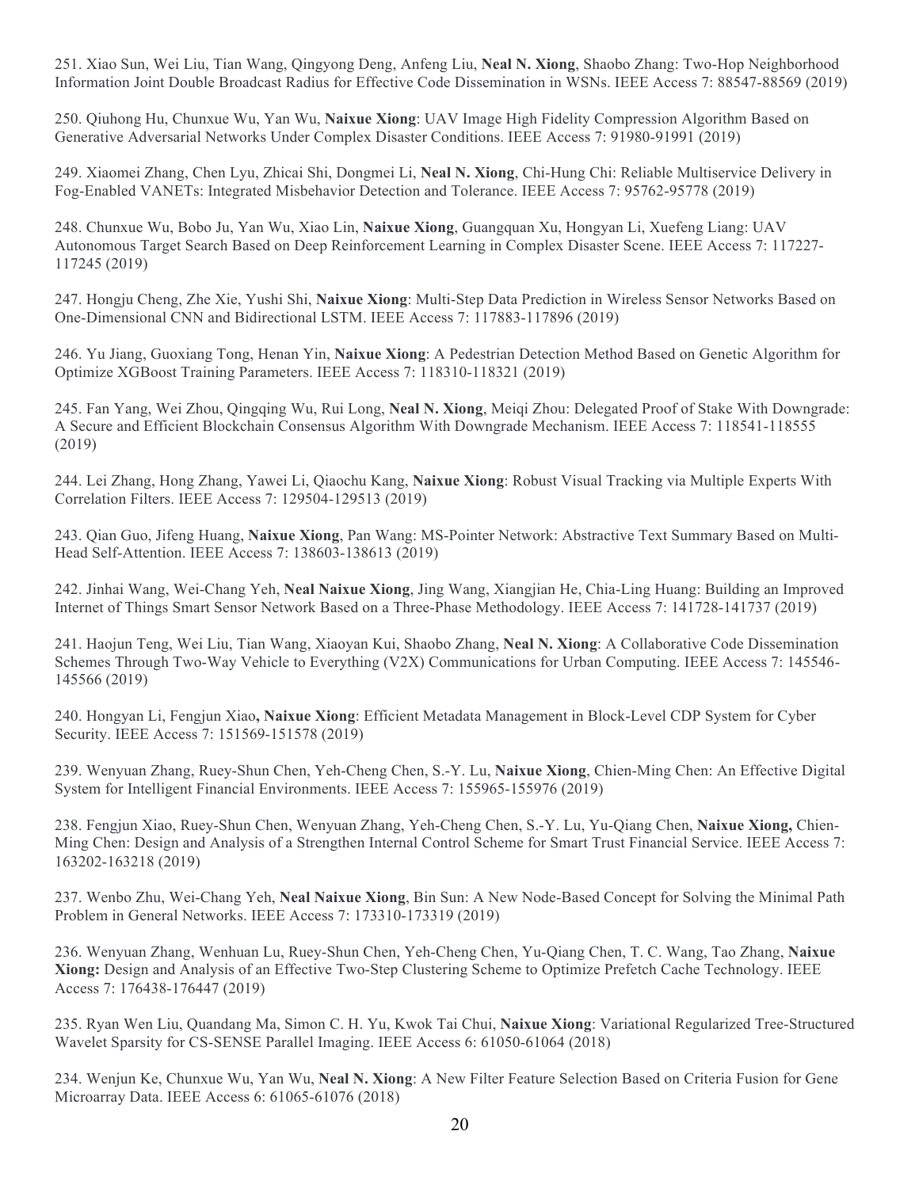251. Xiao Sun, Wei Liu, Tian Wang, Qingyong Deng, Anfeng Liu, **Neal N. Xiong**, Shaobo Zhang: Two-Hop Neighborhood Information Joint Double Broadcast Radius for Effective Code Dissemination in WSNs. IEEE Access 7: 88547-88569 (2019)

250. Qiuhong Hu, Chunxue Wu, Yan Wu, **Naixue Xiong**: UAV Image High Fidelity Compression Algorithm Based on Generative Adversarial Networks Under Complex Disaster Conditions. IEEE Access 7: 91980-91991 (2019)

249. Xiaomei Zhang, Chen Lyu, Zhicai Shi, Dongmei Li, **Neal N. Xiong**, Chi-Hung Chi: Reliable Multiservice Delivery in Fog-Enabled VANETs: Integrated Misbehavior Detection and Tolerance. IEEE Access 7: 95762-95778 (2019)

248. Chunxue Wu, Bobo Ju, Yan Wu, Xiao Lin, **Naixue Xiong**, Guangquan Xu, Hongyan Li, Xuefeng Liang: UAV Autonomous Target Search Based on Deep Reinforcement Learning in Complex Disaster Scene. IEEE Access 7: 117227-117245 (2019)

247. Hongju Cheng, Zhe Xie, Yushi Shi, **Naixue Xiong**: Multi-Step Data Prediction in Wireless Sensor Networks Based on One-Dimensional CNN and Bidirectional LSTM. IEEE Access 7: 117883-117896 (2019)

246. Yu Jiang, Guoxiang Tong, Henan Yin, **Naixue Xiong**: A Pedestrian Detection Method Based on Genetic Algorithm for Optimize XGBoost Training Parameters. IEEE Access 7: 118310-118321 (2019)

245. Fan Yang, Wei Zhou, Qingqing Wu, Rui Long, **Neal N. Xiong**, Meiqi Zhou: Delegated Proof of Stake With Downgrade: A Secure and Efficient Blockchain Consensus Algorithm With Downgrade Mechanism. IEEE Access 7: 118541-118555 (2019)

244. Lei Zhang, Hong Zhang, Yawei Li, Qiaochu Kang, **Naixue Xiong**: Robust Visual Tracking via Multiple Experts With Correlation Filters. IEEE Access 7: 129504-129513 (2019)

243. Qian Guo, Jifeng Huang, **Naixue Xiong**, Pan Wang: MS-Pointer Network: Abstractive Text Summary Based on Multi-Head Self-Attention. IEEE Access 7: 138603-138613 (2019)

242. Jinhai Wang, Wei-Chang Yeh, **Neal Naixue Xiong**, Jing Wang, Xiangjian He, Chia-Ling Huang: Building an Improved Internet of Things Smart Sensor Network Based on a Three-Phase Methodology. IEEE Access 7: 141728-141737 (2019)

241. Haojun Teng, Wei Liu, Tian Wang, Xiaoyan Kui, Shaobo Zhang, **Neal N. Xiong**: A Collaborative Code Dissemination Schemes Through Two-Way Vehicle to Everything (V2X) Communications for Urban Computing. IEEE Access 7: 145546-145566 (2019)

240. Hongyan Li, Fengjun Xiao**, Naixue Xiong**: Efficient Metadata Management in Block-Level CDP System for Cyber Security. IEEE Access 7: 151569-151578 (2019)

239. Wenyuan Zhang, Ruey-Shun Chen, Yeh-Cheng Chen, S.-Y. Lu, **Naixue Xiong**, Chien-Ming Chen: An Effective Digital System for Intelligent Financial Environments. IEEE Access 7: 155965-155976 (2019)

238. Fengjun Xiao, Ruey-Shun Chen, Wenyuan Zhang, Yeh-Cheng Chen, S.-Y. Lu, Yu-Qiang Chen, **Naixue Xiong,** Chien-Ming Chen: Design and Analysis of a Strengthen Internal Control Scheme for Smart Trust Financial Service. IEEE Access 7: 163202-163218 (2019)

237. Wenbo Zhu, Wei-Chang Yeh, **Neal Naixue Xiong**, Bin Sun: A New Node-Based Concept for Solving the Minimal Path Problem in General Networks. IEEE Access 7: 173310-173319 (2019)

236. Wenyuan Zhang, Wenhuan Lu, Ruey-Shun Chen, Yeh-Cheng Chen, Yu-Qiang Chen, T. C. Wang, Tao Zhang, **Naixue Xiong:** Design and Analysis of an Effective Two-Step Clustering Scheme to Optimize Prefetch Cache Technology. IEEE Access 7: 176438-176447 (2019)

235. Ryan Wen Liu, Quandang Ma, Simon C. H. Yu, Kwok Tai Chui, **Naixue Xiong**: Variational Regularized Tree-Structured Wavelet Sparsity for CS-SENSE Parallel Imaging. IEEE Access 6: 61050-61064 (2018)

234. Wenjun Ke, Chunxue Wu, Yan Wu, **Neal N. Xiong**: A New Filter Feature Selection Based on Criteria Fusion for Gene Microarray Data. IEEE Access 6: 61065-61076 (2018)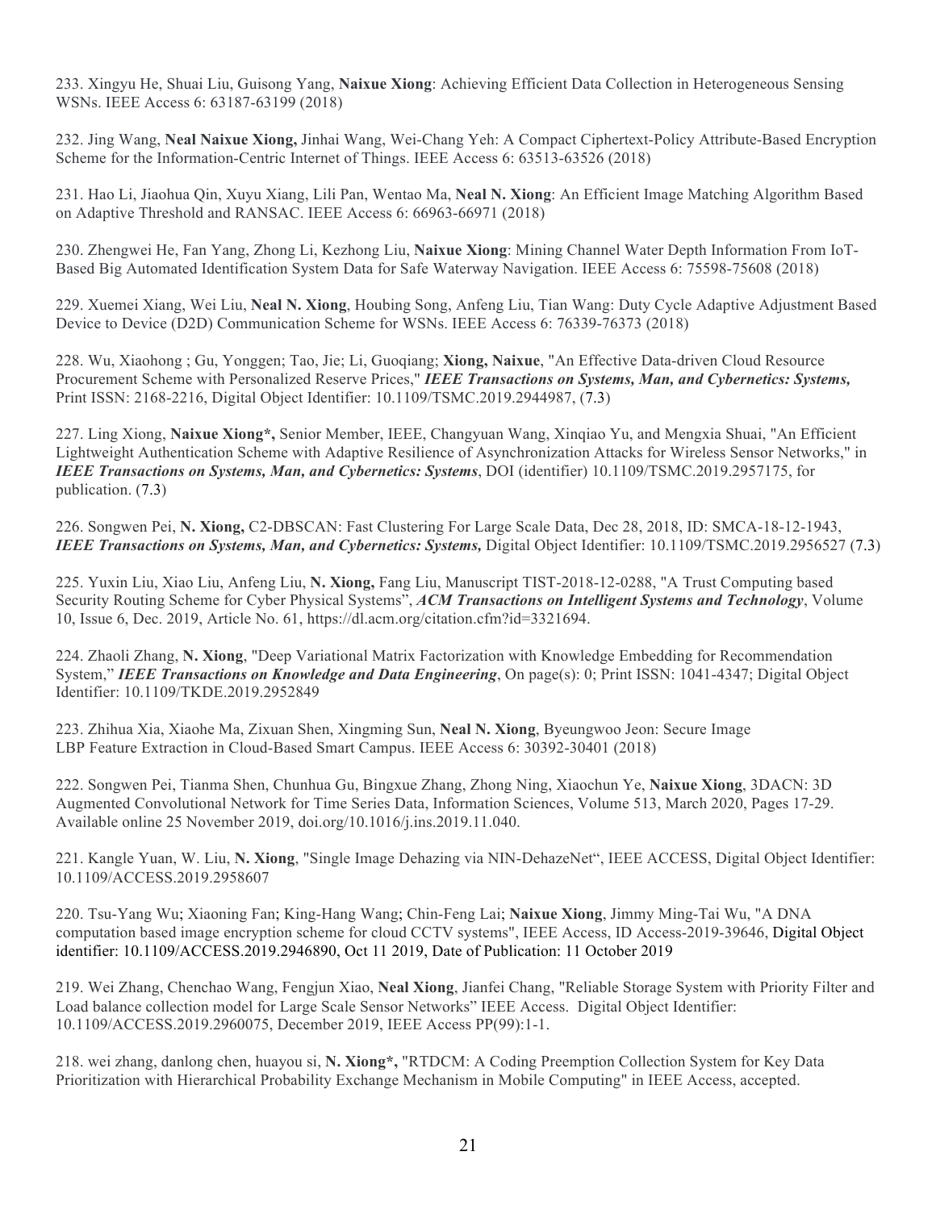233. Xingyu He, Shuai Liu, Guisong Yang, **Naixue Xiong**: Achieving Efficient Data Collection in Heterogeneous Sensing WSNs. IEEE Access 6: 63187-63199 (2018)

232. Jing Wang, **Neal Naixue Xiong,** Jinhai Wang, Wei-Chang Yeh: A Compact Ciphertext-Policy Attribute-Based Encryption Scheme for the Information-Centric Internet of Things. IEEE Access 6: 63513-63526 (2018)

231. Hao Li, Jiaohua Qin, Xuyu Xiang, Lili Pan, Wentao Ma, **Neal N. Xiong**: An Efficient Image Matching Algorithm Based on Adaptive Threshold and RANSAC. IEEE Access 6: 66963-66971 (2018)

230. Zhengwei He, Fan Yang, Zhong Li, Kezhong Liu, **Naixue Xiong**: Mining Channel Water Depth Information From IoT-Based Big Automated Identification System Data for Safe Waterway Navigation. IEEE Access 6: 75598-75608 (2018)

229. Xuemei Xiang, Wei Liu, **Neal N. Xiong**, Houbing Song, Anfeng Liu, Tian Wang: Duty Cycle Adaptive Adjustment Based Device to Device (D2D) Communication Scheme for WSNs. IEEE Access 6: 76339-76373 (2018)

228. Wu, Xiaohong ; Gu, Yonggen; Tao, Jie; Li, Guoqiang; **Xiong, Naixue**, "An Effective Data-driven Cloud Resource Procurement Scheme with Personalized Reserve Prices," ***IEEE Transactions on Systems, Man, and Cybernetics: Systems,*** Print ISSN: 2168-2216, Digital Object Identifier: 10.1109/TSMC.2019.2944987, (7.3)

227. Ling Xiong, **Naixue Xiong*,** Senior Member, IEEE, Changyuan Wang, Xinqiao Yu, and Mengxia Shuai, "An Efficient Lightweight Authentication Scheme with Adaptive Resilience of Asynchronization Attacks for Wireless Sensor Networks," in ***IEEE Transactions on Systems, Man, and Cybernetics: Systems***, DOI (identifier) 10.1109/TSMC.2019.2957175, for publication. (7.3)

226. Songwen Pei, **N. Xiong,** C2-DBSCAN: Fast Clustering For Large Scale Data, Dec 28, 2018, ID: SMCA-18-12-1943, ***IEEE Transactions on Systems, Man, and Cybernetics: Systems,*** Digital Object Identifier: 10.1109/TSMC.2019.2956527 (7.3)

225. Yuxin Liu, Xiao Liu, Anfeng Liu, **N. Xiong,** Fang Liu, Manuscript TIST-2018-12-0288, "A Trust Computing based Security Routing Scheme for Cyber Physical Systems", ***ACM Transactions on Intelligent Systems and Technology***, Volume 10, Issue 6, Dec. 2019, Article No. 61, https://dl.acm.org/citation.cfm?id=3321694.

224. Zhaoli Zhang, **N. Xiong**, "Deep Variational Matrix Factorization with Knowledge Embedding for Recommendation System," ***IEEE Transactions on Knowledge and Data Engineering***, On page(s): 0; Print ISSN: 1041-4347; Digital Object Identifier: 10.1109/TKDE.2019.2952849

223. Zhihua Xia, Xiaohe Ma, Zixuan Shen, Xingming Sun, **Neal N. Xiong**, Byeungwoo Jeon: Secure Image LBP Feature Extraction in Cloud-Based Smart Campus. IEEE Access 6: 30392-30401 (2018)

222. Songwen Pei, Tianma Shen, Chunhua Gu, Bingxue Zhang, Zhong Ning, Xiaochun Ye, **Naixue Xiong**, 3DACN: 3D Augmented Convolutional Network for Time Series Data, Information Sciences, Volume 513, March 2020, Pages 17-29. Available online 25 November 2019, doi.org/10.1016/j.ins.2019.11.040.

221. Kangle Yuan, W. Liu, **N. Xiong**, "Single Image Dehazing via NIN-DehazeNet", IEEE ACCESS, Digital Object Identifier: 10.1109/ACCESS.2019.2958607

220. Tsu-Yang Wu; Xiaoning Fan; King-Hang Wang; Chin-Feng Lai; **Naixue Xiong**, Jimmy Ming-Tai Wu, "A DNA computation based image encryption scheme for cloud CCTV systems", IEEE Access, ID Access-2019-39646, Digital Object identifier: 10.1109/ACCESS.2019.2946890, Oct 11 2019, Date of Publication: 11 October 2019

219. Wei Zhang, Chenchao Wang, Fengjun Xiao, **Neal Xiong**, Jianfei Chang, "Reliable Storage System with Priority Filter and Load balance collection model for Large Scale Sensor Networks" IEEE Access. Digital Object Identifier: 10.1109/ACCESS.2019.2960075, December 2019, IEEE Access PP(99):1-1.

218. wei zhang, danlong chen, huayou si, **N. Xiong*,** "RTDCM: A Coding Preemption Collection System for Key Data Prioritization with Hierarchical Probability Exchange Mechanism in Mobile Computing" in IEEE Access, accepted.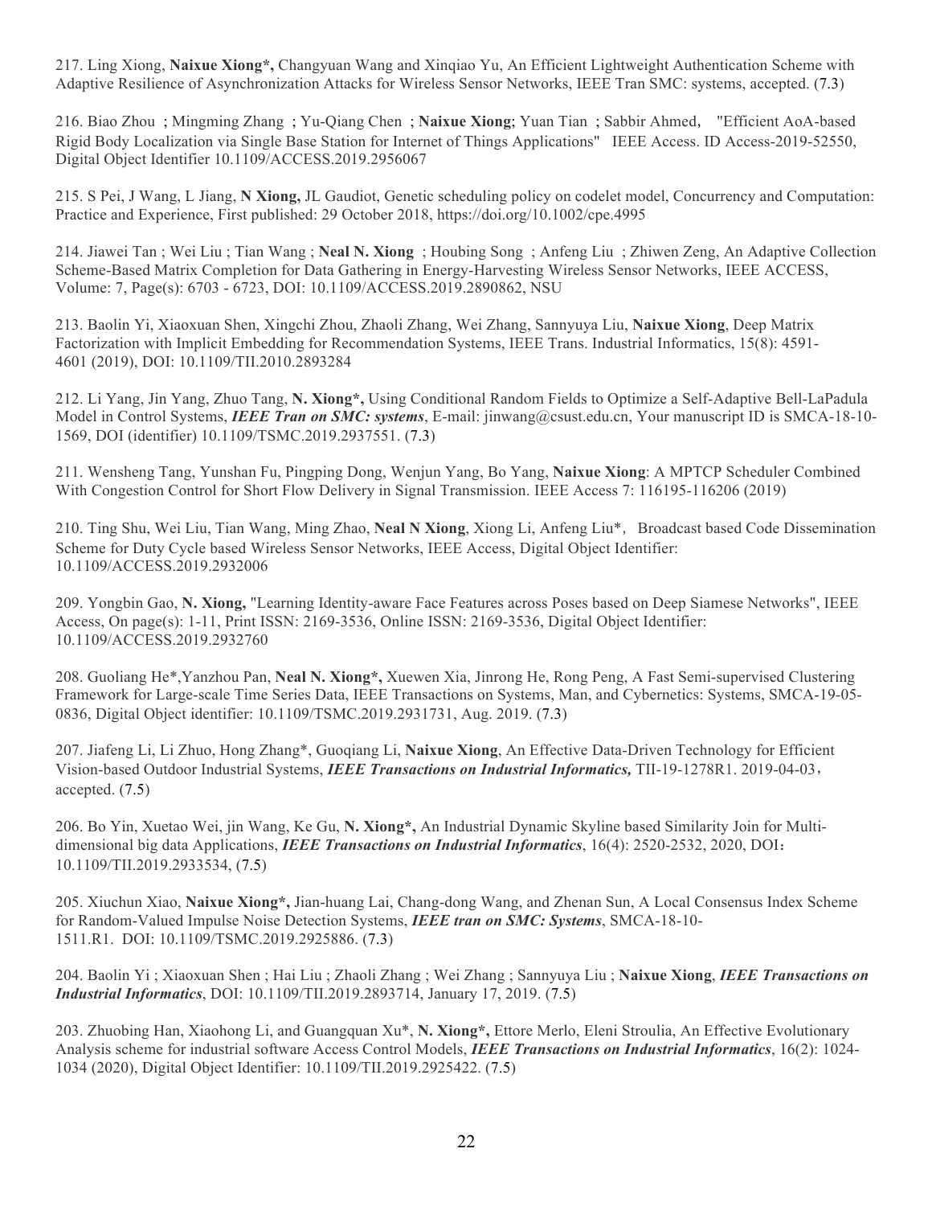217. Ling Xiong, **Naixue Xiong*,** Changyuan Wang and Xinqiao Yu, An Efficient Lightweight Authentication Scheme with Adaptive Resilience of Asynchronization Attacks for Wireless Sensor Networks, IEEE Tran SMC: systems, accepted. (7.3)

216. Biao Zhou ; Mingming Zhang ; Yu-Qiang Chen ; **Naixue Xiong**; Yuan Tian ; Sabbir Ahmed, "Efficient AoA-based Rigid Body Localization via Single Base Station for Internet of Things Applications" IEEE Access. ID Access-2019-52550, Digital Object Identifier 10.1109/ACCESS.2019.2956067

215. S Pei, J Wang, L Jiang, **N Xiong,** JL Gaudiot, Genetic scheduling policy on codelet model, Concurrency and Computation: Practice and Experience, First published: 29 October 2018, https://doi.org/10.1002/cpe.4995

214. Jiawei Tan ; Wei Liu ; Tian Wang ; **Neal N. Xiong** ; Houbing Song ; Anfeng Liu ; Zhiwen Zeng, An Adaptive Collection Scheme-Based Matrix Completion for Data Gathering in Energy-Harvesting Wireless Sensor Networks, IEEE ACCESS, Volume: 7, Page(s): 6703 - 6723, DOI: 10.1109/ACCESS.2019.2890862, NSU

213. Baolin Yi, Xiaoxuan Shen, Xingchi Zhou, Zhaoli Zhang, Wei Zhang, Sannyuya Liu, **Naixue Xiong**, Deep Matrix Factorization with Implicit Embedding for Recommendation Systems, IEEE Trans. Industrial Informatics, 15(8): 4591-4601 (2019), DOI: 10.1109/TII.2010.2893284

212. Li Yang, Jin Yang, Zhuo Tang, **N. Xiong*,** Using Conditional Random Fields to Optimize a Self-Adaptive Bell-LaPadula Model in Control Systems, ***IEEE Tran on SMC: systems***, E-mail: jinwang@csust.edu.cn, Your manuscript ID is SMCA-18-10-1569, DOI (identifier) 10.1109/TSMC.2019.2937551. (7.3)

211. Wensheng Tang, Yunshan Fu, Pingping Dong, Wenjun Yang, Bo Yang, **Naixue Xiong**: A MPTCP Scheduler Combined With Congestion Control for Short Flow Delivery in Signal Transmission. IEEE Access 7: 116195-116206 (2019)

210. Ting Shu, Wei Liu, Tian Wang, Ming Zhao, **Neal N Xiong**, Xiong Li, Anfeng Liu*, Broadcast based Code Dissemination Scheme for Duty Cycle based Wireless Sensor Networks, IEEE Access, Digital Object Identifier: 10.1109/ACCESS.2019.2932006

209. Yongbin Gao, **N. Xiong,** "Learning Identity-aware Face Features across Poses based on Deep Siamese Networks", IEEE Access, On page(s): 1-11, Print ISSN: 2169-3536, Online ISSN: 2169-3536, Digital Object Identifier: 10.1109/ACCESS.2019.2932760

208. Guoliang He*,Yanzhou Pan, **Neal N. Xiong*,** Xuewen Xia, Jinrong He, Rong Peng, A Fast Semi-supervised Clustering Framework for Large-scale Time Series Data, IEEE Transactions on Systems, Man, and Cybernetics: Systems, SMCA-19-05-0836, Digital Object identifier: 10.1109/TSMC.2019.2931731, Aug. 2019. (7.3)

207. Jiafeng Li, Li Zhuo, Hong Zhang*, Guoqiang Li, **Naixue Xiong**, An Effective Data-Driven Technology for Efficient Vision-based Outdoor Industrial Systems, ***IEEE Transactions on Industrial Informatics,*** TII-19-1278R1. 2019-04-03, accepted. (7.5)

206. Bo Yin, Xuetao Wei, jin Wang, Ke Gu, **N. Xiong*,** An Industrial Dynamic Skyline based Similarity Join for Multi-dimensional big data Applications, ***IEEE Transactions on Industrial Informatics***, 16(4): 2520-2532, 2020, DOI: 10.1109/TII.2019.2933534, (7.5)

205. Xiuchun Xiao, **Naixue Xiong*,** Jian-huang Lai, Chang-dong Wang, and Zhenan Sun, A Local Consensus Index Scheme for Random-Valued Impulse Noise Detection Systems, ***IEEE tran on SMC: Systems***, SMCA-18-10-1511.R1. DOI: 10.1109/TSMC.2019.2925886. (7.3)

204. Baolin Yi ; Xiaoxuan Shen ; Hai Liu ; Zhaoli Zhang ; Wei Zhang ; Sannyuya Liu ; **Naixue Xiong**, ***IEEE Transactions on Industrial Informatics***, DOI: 10.1109/TII.2019.2893714, January 17, 2019. (7.5)

203. Zhuobing Han, Xiaohong Li, and Guangquan Xu*, **N. Xiong*,** Ettore Merlo, Eleni Stroulia, An Effective Evolutionary Analysis scheme for industrial software Access Control Models, ***IEEE Transactions on Industrial Informatics***, 16(2): 1024-1034 (2020), Digital Object Identifier: 10.1109/TII.2019.2925422. (7.5)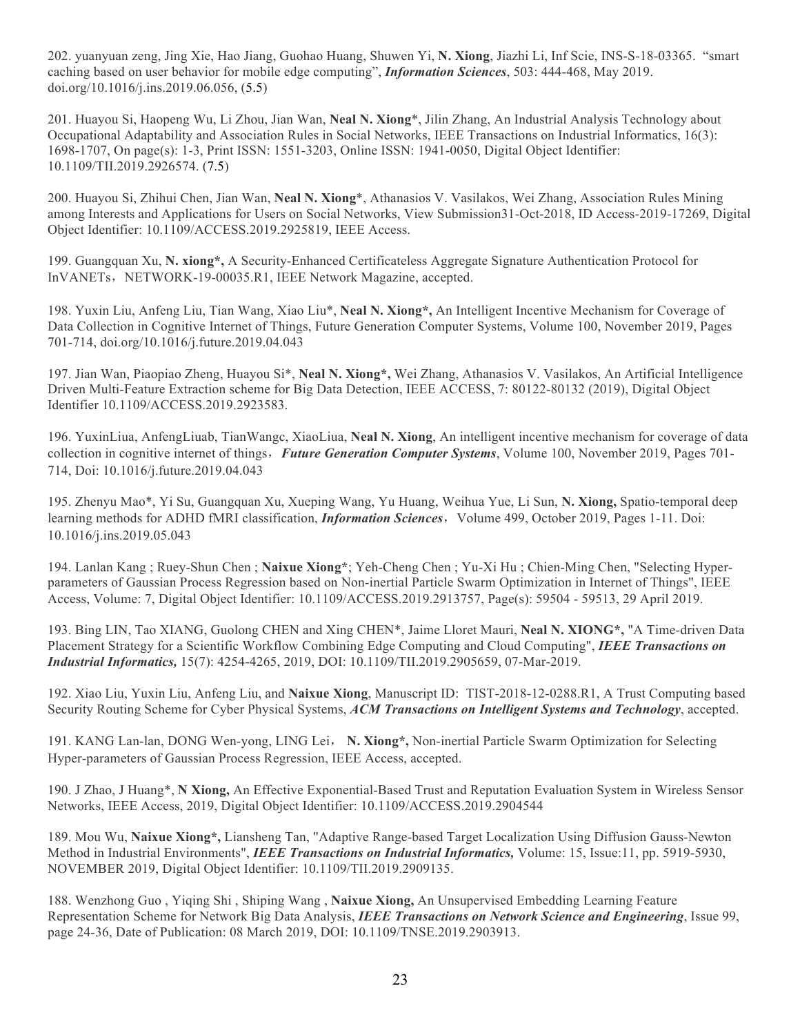202. yuanyuan zeng, Jing Xie, Hao Jiang, Guohao Huang, Shuwen Yi, **N. Xiong**, Jiazhi Li, Inf Scie, INS-S-18-03365. "smart caching based on user behavior for mobile edge computing", ***Information Sciences***, 503: 444-468, May 2019. doi.org/10.1016/j.ins.2019.06.056, (5.5)

201. Huayou Si, Haopeng Wu, Li Zhou, Jian Wan, **Neal N. Xiong**\*, Jilin Zhang, An Industrial Analysis Technology about Occupational Adaptability and Association Rules in Social Networks, IEEE Transactions on Industrial Informatics, 16(3): 1698-1707, On page(s): 1-3, Print ISSN: 1551-3203, Online ISSN: 1941-0050, Digital Object Identifier: 10.1109/TII.2019.2926574. (7.5)

200. Huayou Si, Zhihui Chen, Jian Wan, **Neal N. Xiong**\*, Athanasios V. Vasilakos, Wei Zhang, Association Rules Mining among Interests and Applications for Users on Social Networks, View Submission31-Oct-2018, ID Access-2019-17269, Digital Object Identifier: 10.1109/ACCESS.2019.2925819, IEEE Access.

199. Guangquan Xu, **N. xiong\*,** A Security-Enhanced Certificateless Aggregate Signature Authentication Protocol for InVANETs，NETWORK-19-00035.R1, IEEE Network Magazine, accepted.

198. Yuxin Liu, Anfeng Liu, Tian Wang, Xiao Liu\*, **Neal N. Xiong\*,** An Intelligent Incentive Mechanism for Coverage of Data Collection in Cognitive Internet of Things, Future Generation Computer Systems, Volume 100, November 2019, Pages 701-714, doi.org/10.1016/j.future.2019.04.043

197. Jian Wan, Piaopiao Zheng, Huayou Si\*, **Neal N. Xiong\*,** Wei Zhang, Athanasios V. Vasilakos, An Artificial Intelligence Driven Multi-Feature Extraction scheme for Big Data Detection, IEEE ACCESS, 7: 80122-80132 (2019), Digital Object Identifier 10.1109/ACCESS.2019.2923583.

196. YuxinLiua, AnfengLiuab, TianWangc, XiaoLiua, **Neal N. Xiong**, An intelligent incentive mechanism for coverage of data collection in cognitive internet of things，***Future Generation Computer Systems***, Volume 100, November 2019, Pages 701-714, Doi: 10.1016/j.future.2019.04.043

195. Zhenyu Mao\*, Yi Su, Guangquan Xu, Xueping Wang, Yu Huang, Weihua Yue, Li Sun, **N. Xiong,** Spatio-temporal deep learning methods for ADHD fMRI classification, ***Information Sciences***，Volume 499, October 2019, Pages 1-11. Doi: 10.1016/j.ins.2019.05.043

194. Lanlan Kang ; Ruey-Shun Chen ; **Naixue Xiong\***; Yeh-Cheng Chen ; Yu-Xi Hu ; Chien-Ming Chen, "Selecting Hyper-parameters of Gaussian Process Regression based on Non-inertial Particle Swarm Optimization in Internet of Things", IEEE Access, Volume: 7, Digital Object Identifier: 10.1109/ACCESS.2019.2913757, Page(s): 59504 - 59513, 29 April 2019.

193. Bing LIN, Tao XIANG, Guolong CHEN and Xing CHEN\*, Jaime Lloret Mauri, **Neal N. XIONG\*,** "A Time-driven Data Placement Strategy for a Scientific Workflow Combining Edge Computing and Cloud Computing", ***IEEE Transactions on Industrial Informatics,*** 15(7): 4254-4265, 2019, DOI: 10.1109/TII.2019.2905659, 07-Mar-2019.

192. Xiao Liu, Yuxin Liu, Anfeng Liu, and **Naixue Xiong**, Manuscript ID: TIST-2018-12-0288.R1, A Trust Computing based Security Routing Scheme for Cyber Physical Systems, ***ACM Transactions on Intelligent Systems and Technology***, accepted.

191. KANG Lan-lan, DONG Wen-yong, LING Lei， **N. Xiong\*,** Non-inertial Particle Swarm Optimization for Selecting Hyper-parameters of Gaussian Process Regression, IEEE Access, accepted.

190. J Zhao, J Huang\*, **N Xiong,** An Effective Exponential-Based Trust and Reputation Evaluation System in Wireless Sensor Networks, IEEE Access, 2019, Digital Object Identifier: 10.1109/ACCESS.2019.2904544

189. Mou Wu, **Naixue Xiong\*,** Liansheng Tan, "Adaptive Range-based Target Localization Using Diffusion Gauss-Newton Method in Industrial Environments", ***IEEE Transactions on Industrial Informatics,*** Volume: 15, Issue:11, pp. 5919-5930, NOVEMBER 2019, Digital Object Identifier: 10.1109/TII.2019.2909135.

188. Wenzhong Guo , Yiqing Shi , Shiping Wang , **Naixue Xiong,** An Unsupervised Embedding Learning Feature Representation Scheme for Network Big Data Analysis, ***IEEE Transactions on Network Science and Engineering***, Issue 99, page 24-36, Date of Publication: 08 March 2019, DOI: 10.1109/TNSE.2019.2903913.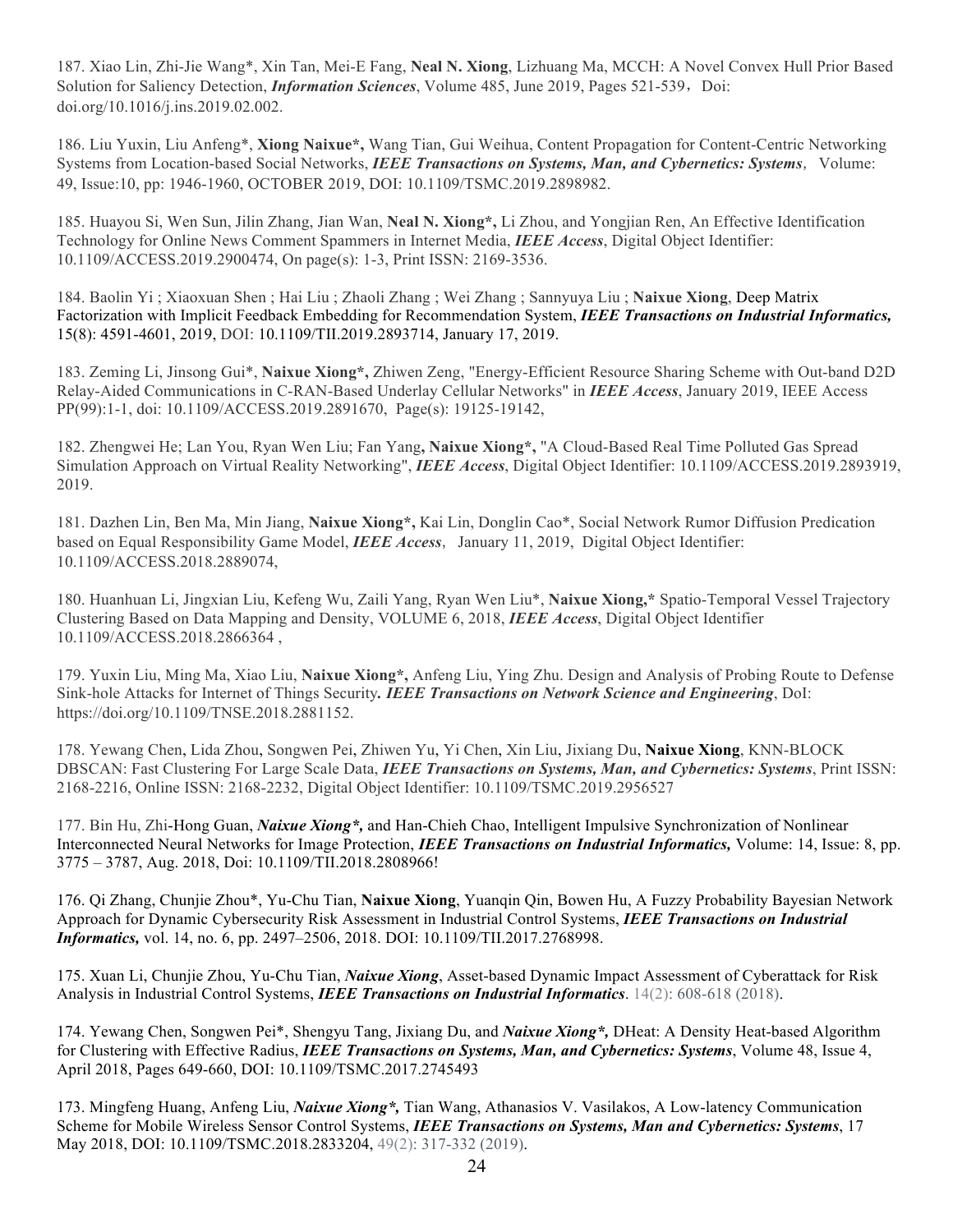187. Xiao Lin, Zhi-Jie Wang*, Xin Tan, Mei-E Fang, **Neal N. Xiong**, Lizhuang Ma, MCCH: A Novel Convex Hull Prior Based Solution for Saliency Detection, ***Information Sciences***, Volume 485, June 2019, Pages 521-539，Doi: doi.org/10.1016/j.ins.2019.02.002.

186. Liu Yuxin, Liu Anfeng*, **Xiong Naixue*,** Wang Tian, Gui Weihua, Content Propagation for Content-Centric Networking Systems from Location-based Social Networks, ***IEEE Transactions on Systems, Man, and Cybernetics: Systems***, Volume: 49, Issue:10, pp: 1946-1960, OCTOBER 2019, DOI: 10.1109/TSMC.2019.2898982.

185. Huayou Si, Wen Sun, Jilin Zhang, Jian Wan, **Neal N. Xiong*,** Li Zhou, and Yongjian Ren, An Effective Identification Technology for Online News Comment Spammers in Internet Media, ***IEEE Access***, Digital Object Identifier: 10.1109/ACCESS.2019.2900474, On page(s): 1-3, Print ISSN: 2169-3536.

184. Baolin Yi ; Xiaoxuan Shen ; Hai Liu ; Zhaoli Zhang ; Wei Zhang ; Sannyuya Liu ; **Naixue Xiong**, Deep Matrix Factorization with Implicit Feedback Embedding for Recommendation System, ***IEEE Transactions on Industrial Informatics,*** 15(8): 4591-4601, 2019, DOI: 10.1109/TII.2019.2893714, January 17, 2019.

183. Zeming Li, Jinsong Gui*, **Naixue Xiong*,** Zhiwen Zeng, "Energy-Efficient Resource Sharing Scheme with Out-band D2D Relay-Aided Communications in C-RAN-Based Underlay Cellular Networks" in ***IEEE Access***, January 2019, IEEE Access PP(99):1-1, doi: 10.1109/ACCESS.2019.2891670, Page(s): 19125-19142,

182. Zhengwei He; Lan You, Ryan Wen Liu; Fan Yang**, Naixue Xiong*,** "A Cloud-Based Real Time Polluted Gas Spread Simulation Approach on Virtual Reality Networking", ***IEEE Access***, Digital Object Identifier: 10.1109/ACCESS.2019.2893919, 2019.

181. Dazhen Lin, Ben Ma, Min Jiang, **Naixue Xiong*,** Kai Lin, Donglin Cao*, Social Network Rumor Diffusion Predication based on Equal Responsibility Game Model, ***IEEE Access***, January 11, 2019, Digital Object Identifier: 10.1109/ACCESS.2018.2889074,

180. Huanhuan Li, Jingxian Liu, Kefeng Wu, Zaili Yang, Ryan Wen Liu*, **Naixue Xiong,*** Spatio-Temporal Vessel Trajectory Clustering Based on Data Mapping and Density, VOLUME 6, 2018, ***IEEE Access***, Digital Object Identifier 10.1109/ACCESS.2018.2866364 ,

179. Yuxin Liu, Ming Ma, Xiao Liu, **Naixue Xiong*,** Anfeng Liu, Ying Zhu. Design and Analysis of Probing Route to Defense Sink-hole Attacks for Internet of Things Security**.** ***IEEE Transactions on Network Science and Engineering***, DoI: https://doi.org/10.1109/TNSE.2018.2881152.

178. Yewang Chen, Lida Zhou, Songwen Pei, Zhiwen Yu, Yi Chen, Xin Liu, Jixiang Du, **Naixue Xiong**, KNN-BLOCK DBSCAN: Fast Clustering For Large Scale Data, ***IEEE Transactions on Systems, Man, and Cybernetics: Systems***, Print ISSN: 2168-2216, Online ISSN: 2168-2232, Digital Object Identifier: 10.1109/TSMC.2019.2956527

177. Bin Hu, Zhi-Hong Guan, ***Naixue Xiong*,*** and Han-Chieh Chao, Intelligent Impulsive Synchronization of Nonlinear Interconnected Neural Networks for Image Protection, ***IEEE Transactions on Industrial Informatics,*** Volume: 14, Issue: 8, pp. 3775 – 3787, Aug. 2018, Doi: 10.1109/TII.2018.2808966!

176. Qi Zhang, Chunjie Zhou*, Yu-Chu Tian, **Naixue Xiong**, Yuanqin Qin, Bowen Hu, A Fuzzy Probability Bayesian Network Approach for Dynamic Cybersecurity Risk Assessment in Industrial Control Systems, ***IEEE Transactions on Industrial Informatics,*** vol. 14, no. 6, pp. 2497–2506, 2018. DOI: 10.1109/TII.2017.2768998.

175. Xuan Li, Chunjie Zhou, Yu-Chu Tian, ***Naixue Xiong***, Asset-based Dynamic Impact Assessment of Cyberattack for Risk Analysis in Industrial Control Systems, ***IEEE Transactions on Industrial Informatics***. 14(2): 608-618 (2018).

174. Yewang Chen, Songwen Pei*, Shengyu Tang, Jixiang Du, and ***Naixue Xiong*,*** DHeat: A Density Heat-based Algorithm for Clustering with Effective Radius, ***IEEE Transactions on Systems, Man, and Cybernetics: Systems***, Volume 48, Issue 4, April 2018, Pages 649-660, DOI: 10.1109/TSMC.2017.2745493

173. Mingfeng Huang, Anfeng Liu, ***Naixue Xiong*,*** Tian Wang, Athanasios V. Vasilakos, A Low-latency Communication Scheme for Mobile Wireless Sensor Control Systems, ***IEEE Transactions on Systems, Man and Cybernetics: Systems***, 17 May 2018, DOI: 10.1109/TSMC.2018.2833204, 49(2): 317-332 (2019).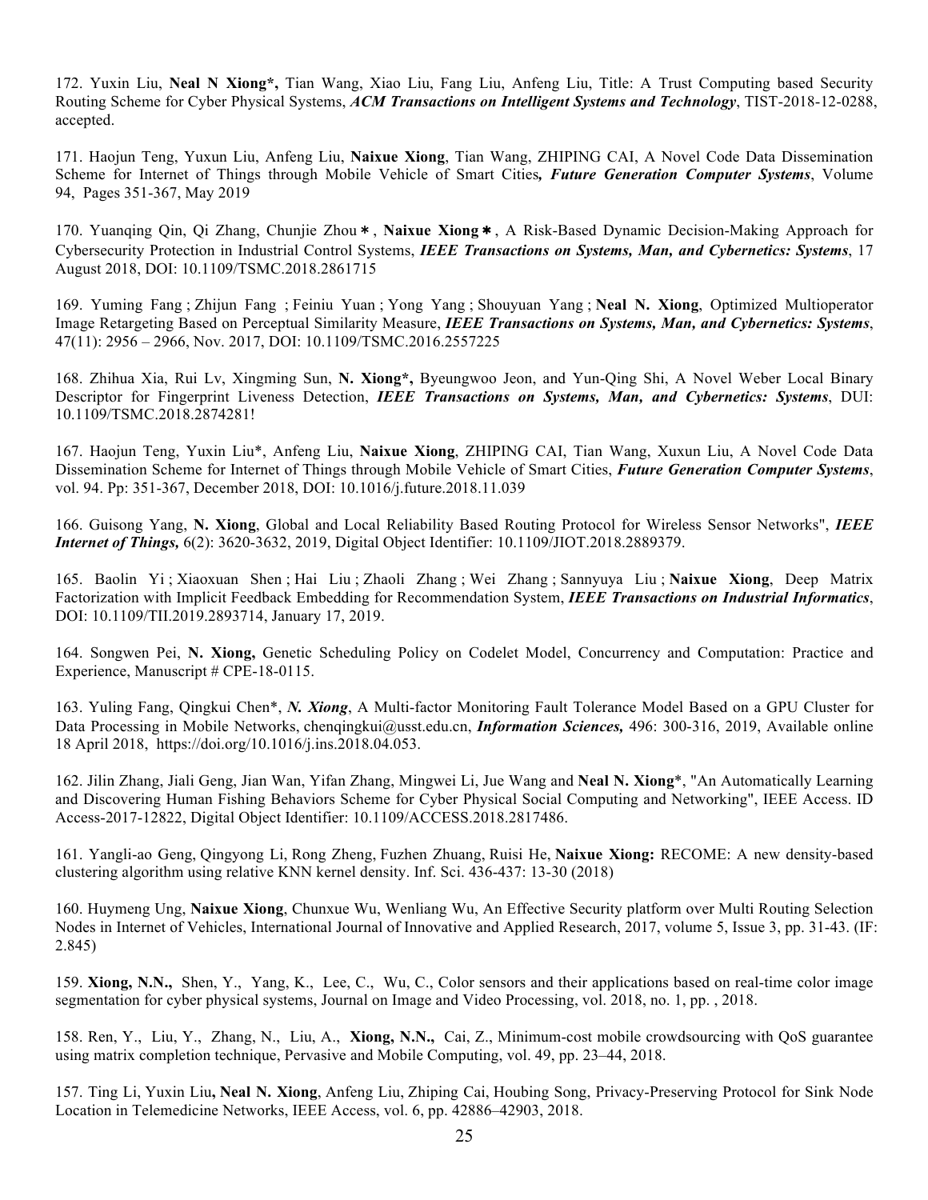172. Yuxin Liu, **Neal N Xiong*,** Tian Wang, Xiao Liu, Fang Liu, Anfeng Liu, Title: A Trust Computing based Security Routing Scheme for Cyber Physical Systems, ***ACM Transactions on Intelligent Systems and Technology***, TIST-2018-12-0288, accepted.

171. Haojun Teng, Yuxun Liu, Anfeng Liu, **Naixue Xiong**, Tian Wang, ZHIPING CAI, A Novel Code Data Dissemination Scheme for Internet of Things through Mobile Vehicle of Smart Cities***, Future Generation Computer Systems***, Volume 94, Pages 351-367, May 2019

170. Yuanqing Qin, Qi Zhang, Chunjie Zhou∗, **Naixue Xiong∗**, A Risk-Based Dynamic Decision-Making Approach for Cybersecurity Protection in Industrial Control Systems, ***IEEE Transactions on Systems, Man, and Cybernetics: Systems***, 17 August 2018, DOI: 10.1109/TSMC.2018.2861715

169. Yuming Fang ; Zhijun Fang ; Feiniu Yuan ; Yong Yang ; Shouyuan Yang ; **Neal N. Xiong**, Optimized Multioperator Image Retargeting Based on Perceptual Similarity Measure, ***IEEE Transactions on Systems, Man, and Cybernetics: Systems***, 47(11): 2956 – 2966, Nov. 2017, DOI: 10.1109/TSMC.2016.2557225

168. Zhihua Xia, Rui Lv, Xingming Sun, **N. Xiong*,** Byeungwoo Jeon, and Yun-Qing Shi, A Novel Weber Local Binary Descriptor for Fingerprint Liveness Detection, ***IEEE Transactions on Systems, Man, and Cybernetics: Systems***, DUI: 10.1109/TSMC.2018.2874281!

167. Haojun Teng, Yuxin Liu*, Anfeng Liu, **Naixue Xiong**, ZHIPING CAI, Tian Wang, Xuxun Liu, A Novel Code Data Dissemination Scheme for Internet of Things through Mobile Vehicle of Smart Cities, ***Future Generation Computer Systems***, vol. 94. Pp: 351-367, December 2018, DOI: 10.1016/j.future.2018.11.039

166. Guisong Yang, **N. Xiong**, Global and Local Reliability Based Routing Protocol for Wireless Sensor Networks", ***IEEE Internet of Things,*** 6(2): 3620-3632, 2019, Digital Object Identifier: 10.1109/JIOT.2018.2889379.

165. Baolin Yi ; Xiaoxuan Shen ; Hai Liu ; Zhaoli Zhang ; Wei Zhang ; Sannyuya Liu ; **Naixue Xiong**, Deep Matrix Factorization with Implicit Feedback Embedding for Recommendation System, ***IEEE Transactions on Industrial Informatics***, DOI: 10.1109/TII.2019.2893714, January 17, 2019.

164. Songwen Pei, **N. Xiong,** Genetic Scheduling Policy on Codelet Model, Concurrency and Computation: Practice and Experience, Manuscript # CPE-18-0115.

163. Yuling Fang, Qingkui Chen*, ***N. Xiong***, A Multi-factor Monitoring Fault Tolerance Model Based on a GPU Cluster for Data Processing in Mobile Networks, chenqingkui@usst.edu.cn, ***Information Sciences,*** 496: 300-316, 2019, Available online 18 April 2018, https://doi.org/10.1016/j.ins.2018.04.053.

162. Jilin Zhang, Jiali Geng, Jian Wan, Yifan Zhang, Mingwei Li, Jue Wang and **Neal N. Xiong***, "An Automatically Learning and Discovering Human Fishing Behaviors Scheme for Cyber Physical Social Computing and Networking", IEEE Access. ID Access-2017-12822, Digital Object Identifier: 10.1109/ACCESS.2018.2817486.

161. Yangli-ao Geng, Qingyong Li, Rong Zheng, Fuzhen Zhuang, Ruisi He, **Naixue Xiong:** RECOME: A new density-based clustering algorithm using relative KNN kernel density. Inf. Sci. 436-437: 13-30 (2018)

160. Huymeng Ung, **Naixue Xiong**, Chunxue Wu, Wenliang Wu, An Effective Security platform over Multi Routing Selection Nodes in Internet of Vehicles, International Journal of Innovative and Applied Research, 2017, volume 5, Issue 3, pp. 31-43. (IF: 2.845)

159. **Xiong, N.N.,** Shen, Y., Yang, K., Lee, C., Wu, C., Color sensors and their applications based on real-time color image segmentation for cyber physical systems, Journal on Image and Video Processing, vol. 2018, no. 1, pp. , 2018.

158. Ren, Y., Liu, Y., Zhang, N., Liu, A., **Xiong, N.N.,** Cai, Z., Minimum-cost mobile crowdsourcing with QoS guarantee using matrix completion technique, Pervasive and Mobile Computing, vol. 49, pp. 23–44, 2018.

157. Ting Li, Yuxin Liu**, Neal N. Xiong**, Anfeng Liu, Zhiping Cai, Houbing Song, Privacy-Preserving Protocol for Sink Node Location in Telemedicine Networks, IEEE Access, vol. 6, pp. 42886–42903, 2018.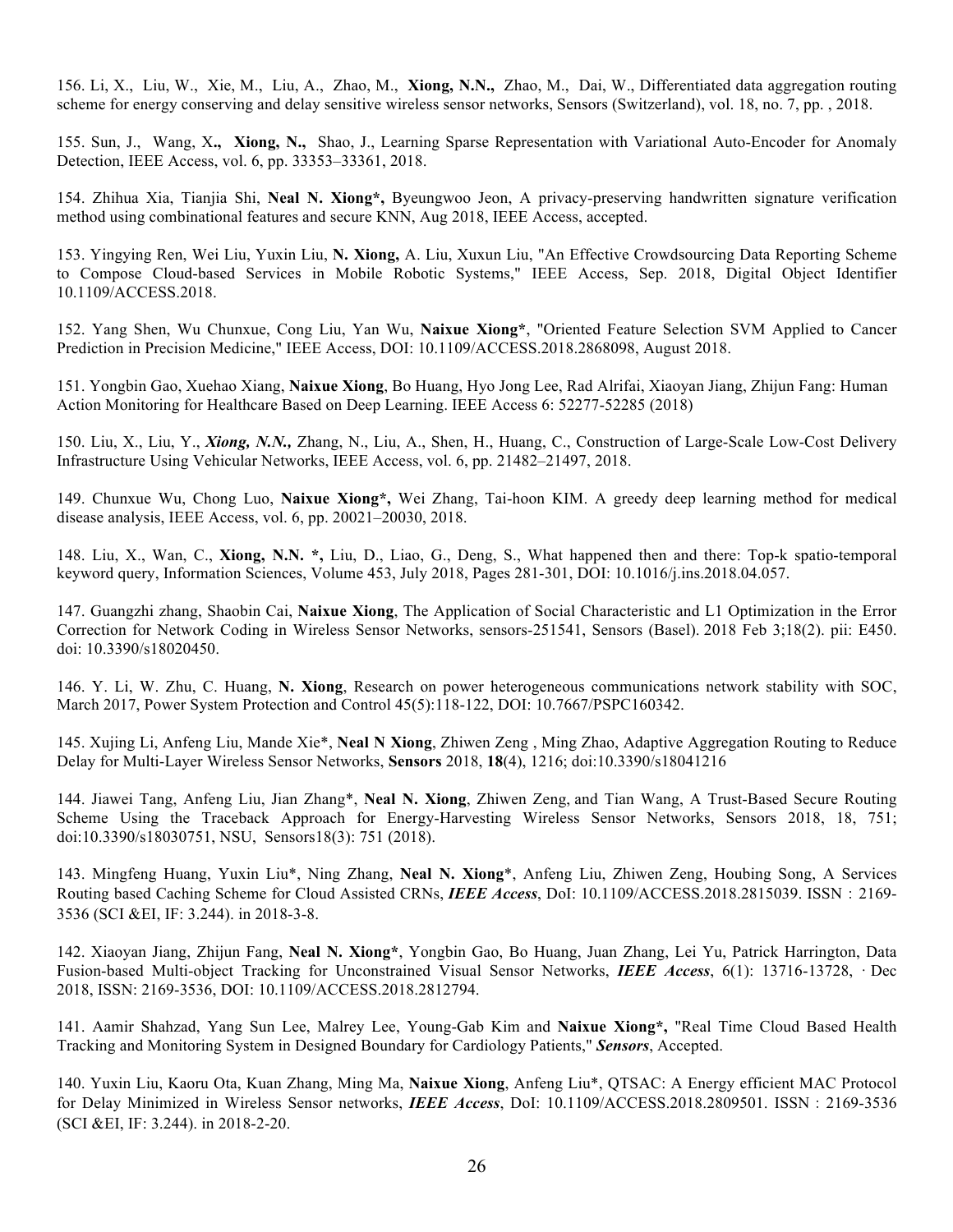156. Li, X., Liu, W., Xie, M., Liu, A., Zhao, M., **Xiong, N.N.,** Zhao, M., Dai, W., Differentiated data aggregation routing scheme for energy conserving and delay sensitive wireless sensor networks, Sensors (Switzerland), vol. 18, no. 7, pp. , 2018.

155. Sun, J., Wang, X**., Xiong, N.,** Shao, J., Learning Sparse Representation with Variational Auto-Encoder for Anomaly Detection, IEEE Access, vol. 6, pp. 33353–33361, 2018.

154. Zhihua Xia, Tianjia Shi, **Neal N. Xiong*,** Byeungwoo Jeon, A privacy-preserving handwritten signature verification method using combinational features and secure KNN, Aug 2018, IEEE Access, accepted.

153. Yingying Ren, Wei Liu, Yuxin Liu, **N. Xiong,** A. Liu, Xuxun Liu, "An Effective Crowdsourcing Data Reporting Scheme to Compose Cloud-based Services in Mobile Robotic Systems," IEEE Access, Sep. 2018, Digital Object Identifier 10.1109/ACCESS.2018.

152. Yang Shen, Wu Chunxue, Cong Liu, Yan Wu, **Naixue Xiong***, "Oriented Feature Selection SVM Applied to Cancer Prediction in Precision Medicine," IEEE Access, DOI: 10.1109/ACCESS.2018.2868098, August 2018.

151. Yongbin Gao, Xuehao Xiang, **Naixue Xiong**, Bo Huang, Hyo Jong Lee, Rad Alrifai, Xiaoyan Jiang, Zhijun Fang: Human Action Monitoring for Healthcare Based on Deep Learning. IEEE Access 6: 52277-52285 (2018)

150. Liu, X., Liu, Y., ***Xiong, N.N.,*** Zhang, N., Liu, A., Shen, H., Huang, C., Construction of Large-Scale Low-Cost Delivery Infrastructure Using Vehicular Networks, IEEE Access, vol. 6, pp. 21482–21497, 2018.

149. Chunxue Wu, Chong Luo, **Naixue Xiong*,** Wei Zhang, Tai-hoon KIM. A greedy deep learning method for medical disease analysis, IEEE Access, vol. 6, pp. 20021–20030, 2018.

148. Liu, X., Wan, C., **Xiong, N.N. *,** Liu, D., Liao, G., Deng, S., What happened then and there: Top-k spatio-temporal keyword query, Information Sciences, Volume 453, July 2018, Pages 281-301, DOI: 10.1016/j.ins.2018.04.057.

147. Guangzhi zhang, Shaobin Cai, **Naixue Xiong**, The Application of Social Characteristic and L1 Optimization in the Error Correction for Network Coding in Wireless Sensor Networks, sensors-251541, Sensors (Basel). 2018 Feb 3;18(2). pii: E450. doi: 10.3390/s18020450.

146. Y. Li, W. Zhu, C. Huang, **N. Xiong**, Research on power heterogeneous communications network stability with SOC, March 2017, Power System Protection and Control 45(5):118-122, DOI: 10.7667/PSPC160342.

145. Xujing Li, Anfeng Liu, Mande Xie*, **Neal N Xiong**, Zhiwen Zeng , Ming Zhao, Adaptive Aggregation Routing to Reduce Delay for Multi-Layer Wireless Sensor Networks, **Sensors** 2018, **18**(4), 1216; doi:10.3390/s18041216

144. Jiawei Tang, Anfeng Liu, Jian Zhang*, **Neal N. Xiong**, Zhiwen Zeng, and Tian Wang, A Trust-Based Secure Routing Scheme Using the Traceback Approach for Energy-Harvesting Wireless Sensor Networks, Sensors 2018, 18, 751; doi:10.3390/s18030751, NSU, Sensors18(3): 751 (2018).

143. Mingfeng Huang, Yuxin Liu*, Ning Zhang, **Neal N. Xiong***, Anfeng Liu, Zhiwen Zeng, Houbing Song, A Services Routing based Caching Scheme for Cloud Assisted CRNs, ***IEEE Access***, DoI: 10.1109/ACCESS.2018.2815039. ISSN：2169-3536 (SCI &EI, IF: 3.244). in 2018-3-8.

142. Xiaoyan Jiang, Zhijun Fang, **Neal N. Xiong***, Yongbin Gao, Bo Huang, Juan Zhang, Lei Yu, Patrick Harrington, Data Fusion-based Multi-object Tracking for Unconstrained Visual Sensor Networks, ***IEEE Access***, 6(1): 13716-13728, · Dec 2018, ISSN: 2169-3536, DOI: 10.1109/ACCESS.2018.2812794.

141. Aamir Shahzad, Yang Sun Lee, Malrey Lee, Young-Gab Kim and **Naixue Xiong*,** "Real Time Cloud Based Health Tracking and Monitoring System in Designed Boundary for Cardiology Patients," ***Sensors***, Accepted.

140. Yuxin Liu, Kaoru Ota, Kuan Zhang, Ming Ma, **Naixue Xiong**, Anfeng Liu*, QTSAC: A Energy efficient MAC Protocol for Delay Minimized in Wireless Sensor networks, ***IEEE Access***, DoI: 10.1109/ACCESS.2018.2809501. ISSN：2169-3536 (SCI &EI, IF: 3.244). in 2018-2-20.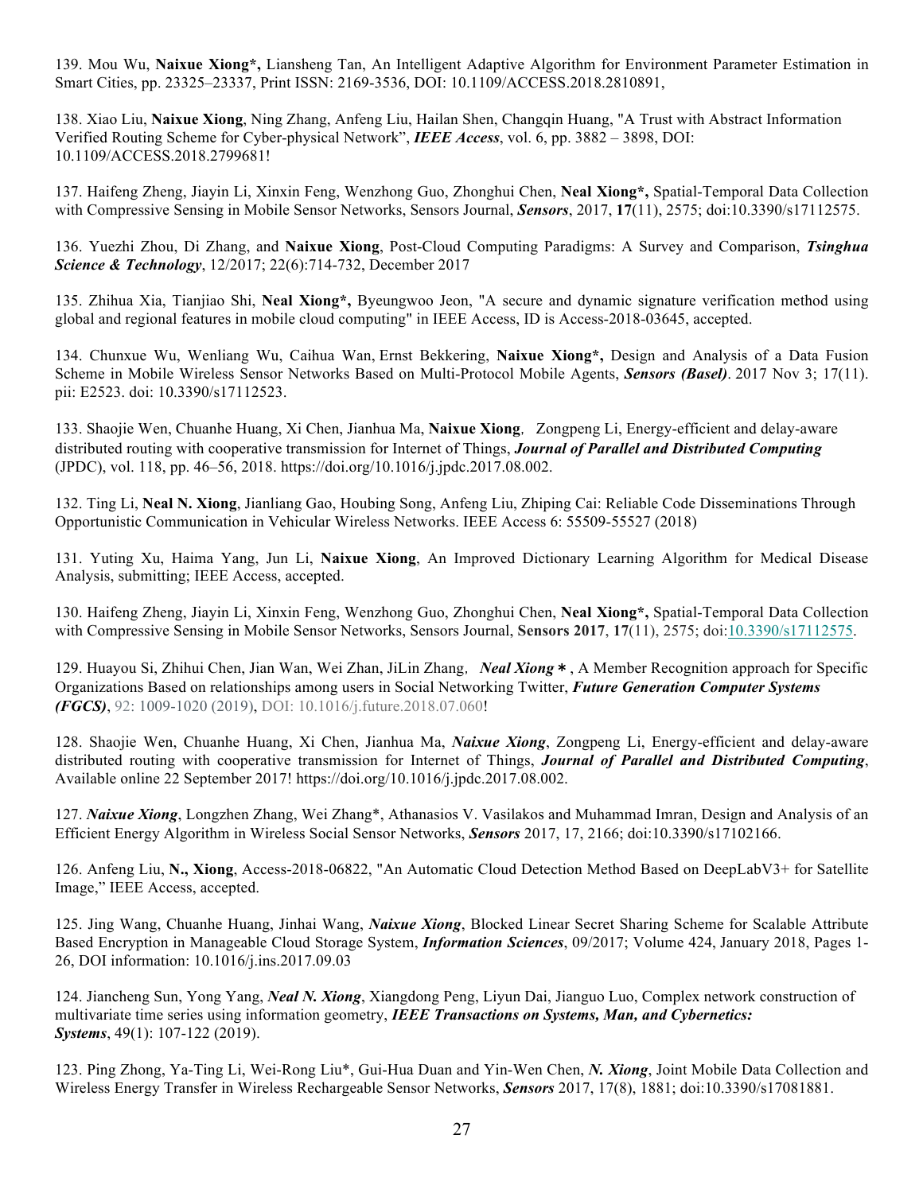139. Mou Wu, **Naixue Xiong*,** Liansheng Tan, An Intelligent Adaptive Algorithm for Environment Parameter Estimation in Smart Cities, pp. 23325–23337, Print ISSN: 2169-3536, DOI: 10.1109/ACCESS.2018.2810891,

138. Xiao Liu, **Naixue Xiong**, Ning Zhang, Anfeng Liu, Hailan Shen, Changqin Huang, "A Trust with Abstract Information Verified Routing Scheme for Cyber-physical Network", ***IEEE Access***, vol. 6, pp. 3882 – 3898, DOI: 10.1109/ACCESS.2018.2799681!

137. Haifeng Zheng, Jiayin Li, Xinxin Feng, Wenzhong Guo, Zhonghui Chen, **Neal Xiong*,** Spatial-Temporal Data Collection with Compressive Sensing in Mobile Sensor Networks, Sensors Journal, ***Sensors***, 2017, **17**(11), 2575; doi:10.3390/s17112575.

136. Yuezhi Zhou, Di Zhang, and **Naixue Xiong**, Post-Cloud Computing Paradigms: A Survey and Comparison, ***Tsinghua Science & Technology***, 12/2017; 22(6):714-732, December 2017

135. Zhihua Xia, Tianjiao Shi, **Neal Xiong*,** Byeungwoo Jeon, "A secure and dynamic signature verification method using global and regional features in mobile cloud computing" in IEEE Access, ID is Access-2018-03645, accepted.

134. Chunxue Wu, Wenliang Wu, Caihua Wan, Ernst Bekkering, **Naixue Xiong*,** Design and Analysis of a Data Fusion Scheme in Mobile Wireless Sensor Networks Based on Multi-Protocol Mobile Agents, ***Sensors (Basel)***. 2017 Nov 3; 17(11). pii: E2523. doi: 10.3390/s17112523.

133. Shaojie Wen, Chuanhe Huang, Xi Chen, Jianhua Ma, **Naixue Xiong**, Zongpeng Li, Energy-efficient and delay-aware distributed routing with cooperative transmission for Internet of Things, ***Journal of Parallel and Distributed Computing*** (JPDC), vol. 118, pp. 46–56, 2018. https://doi.org/10.1016/j.jpdc.2017.08.002.

132. Ting Li, **Neal N. Xiong**, Jianliang Gao, Houbing Song, Anfeng Liu, Zhiping Cai: Reliable Code Disseminations Through Opportunistic Communication in Vehicular Wireless Networks. IEEE Access 6: 55509-55527 (2018)

131. Yuting Xu, Haima Yang, Jun Li, **Naixue Xiong**, An Improved Dictionary Learning Algorithm for Medical Disease Analysis, submitting; IEEE Access, accepted.

130. Haifeng Zheng, Jiayin Li, Xinxin Feng, Wenzhong Guo, Zhonghui Chen, **Neal Xiong*,** Spatial-Temporal Data Collection with Compressive Sensing in Mobile Sensor Networks, Sensors Journal, **Sensors 2017**, **17**(11), 2575; doi:10.3390/s17112575.

129. Huayou Si, Zhihui Chen, Jian Wan, Wei Zhan, JiLin Zhang, ***Neal Xiong*** **\***, A Member Recognition approach for Specific Organizations Based on relationships among users in Social Networking Twitter, ***Future Generation Computer Systems (FGCS)***, 92: 1009-1020 (2019), DOI: 10.1016/j.future.2018.07.060!

128. Shaojie Wen, Chuanhe Huang, Xi Chen, Jianhua Ma, ***Naixue Xiong***, Zongpeng Li, Energy-efficient and delay-aware distributed routing with cooperative transmission for Internet of Things, ***Journal of Parallel and Distributed Computing***, Available online 22 September 2017! https://doi.org/10.1016/j.jpdc.2017.08.002.

127. ***Naixue Xiong***, Longzhen Zhang, Wei Zhang*, Athanasios V. Vasilakos and Muhammad Imran, Design and Analysis of an Efficient Energy Algorithm in Wireless Social Sensor Networks, ***Sensors*** 2017, 17, 2166; doi:10.3390/s17102166.

126. Anfeng Liu, **N., Xiong**, Access-2018-06822, "An Automatic Cloud Detection Method Based on DeepLabV3+ for Satellite Image," IEEE Access, accepted.

125. Jing Wang, Chuanhe Huang, Jinhai Wang, ***Naixue Xiong***, Blocked Linear Secret Sharing Scheme for Scalable Attribute Based Encryption in Manageable Cloud Storage System, ***Information Sciences***, 09/2017; Volume 424, January 2018, Pages 1-26, DOI information: 10.1016/j.ins.2017.09.03

124. Jiancheng Sun, Yong Yang, ***Neal N. Xiong***, Xiangdong Peng, Liyun Dai, Jianguo Luo, Complex network construction of multivariate time series using information geometry, ***IEEE Transactions on Systems, Man, and Cybernetics: Systems***, 49(1): 107-122 (2019).

123. Ping Zhong, Ya-Ting Li, Wei-Rong Liu*, Gui-Hua Duan and Yin-Wen Chen, ***N. Xiong***, Joint Mobile Data Collection and Wireless Energy Transfer in Wireless Rechargeable Sensor Networks, ***Sensors*** 2017, 17(8), 1881; doi:10.3390/s17081881.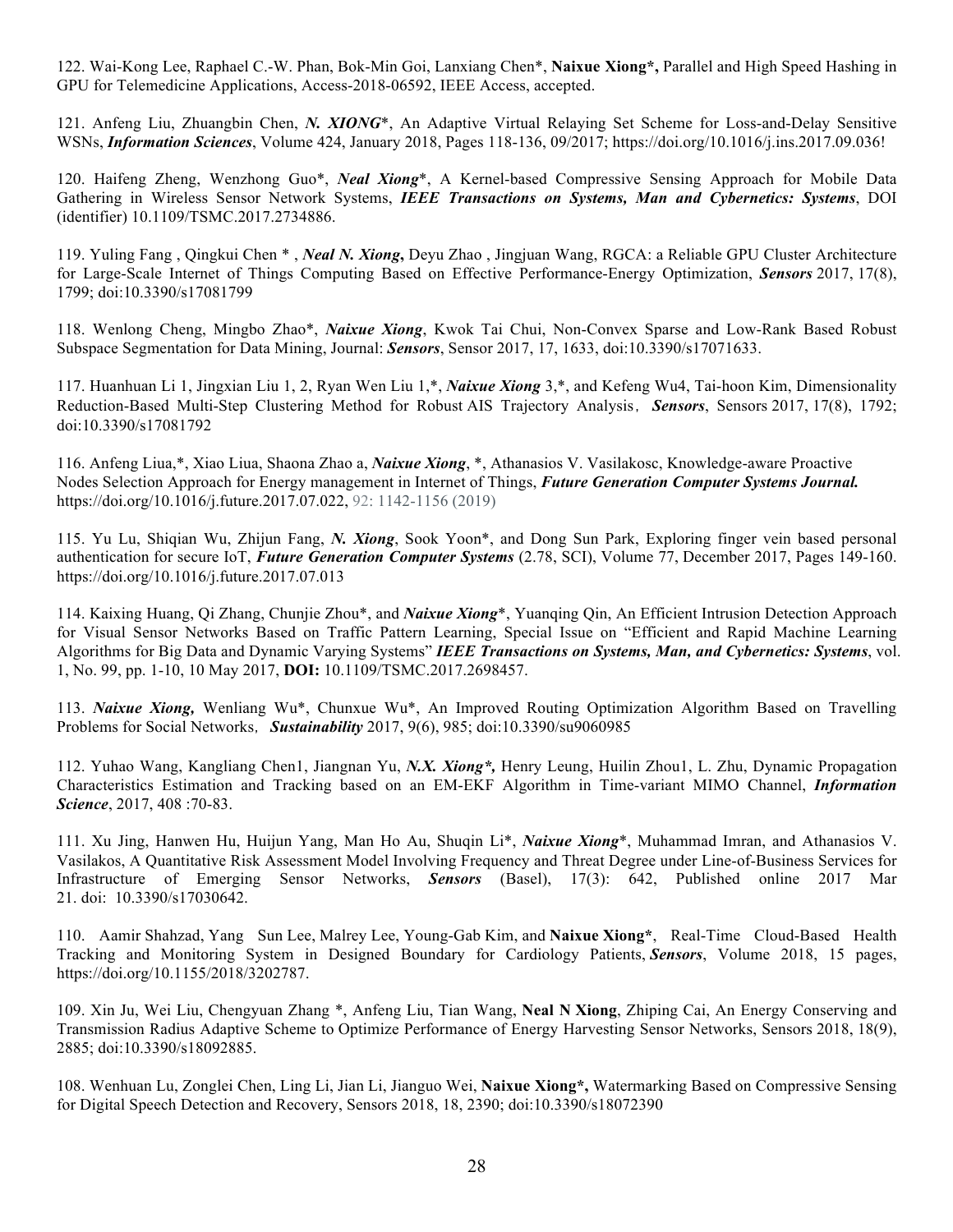122. Wai-Kong Lee, Raphael C.-W. Phan, Bok-Min Goi, Lanxiang Chen*, **Naixue Xiong*,** Parallel and High Speed Hashing in GPU for Telemedicine Applications, Access-2018-06592, IEEE Access, accepted.

121. Anfeng Liu, Zhuangbin Chen, ***N. XIONG****, An Adaptive Virtual Relaying Set Scheme for Loss-and-Delay Sensitive WSNs, ***Information Sciences***, Volume 424, January 2018, Pages 118-136, 09/2017; https://doi.org/10.1016/j.ins.2017.09.036!

120. Haifeng Zheng, Wenzhong Guo*, ***Neal Xiong****, A Kernel-based Compressive Sensing Approach for Mobile Data Gathering in Wireless Sensor Network Systems, ***IEEE Transactions on Systems, Man and Cybernetics: Systems***, DOI (identifier) 10.1109/TSMC.2017.2734886.

119. Yuling Fang , Qingkui Chen * , ***Neal N. Xiong*****,** Deyu Zhao , Jingjuan Wang, RGCA: a Reliable GPU Cluster Architecture for Large-Scale Internet of Things Computing Based on Effective Performance-Energy Optimization, ***Sensors*** 2017, 17(8), 1799; doi:10.3390/s17081799

118. Wenlong Cheng, Mingbo Zhao*, ***Naixue Xiong***, Kwok Tai Chui, Non-Convex Sparse and Low-Rank Based Robust Subspace Segmentation for Data Mining, Journal: ***Sensors***, Sensor 2017, 17, 1633, doi:10.3390/s17071633.

117. Huanhuan Li 1, Jingxian Liu 1, 2, Ryan Wen Liu 1,*, ***Naixue Xiong*** 3,*, and Kefeng Wu4, Tai-hoon Kim, Dimensionality Reduction-Based Multi-Step Clustering Method for Robust AIS Trajectory Analysis， ***Sensors***, Sensors 2017, 17(8), 1792; doi:10.3390/s17081792

116. Anfeng Liua,*, Xiao Liua, Shaona Zhao a, ***Naixue Xiong***, *, Athanasios V. Vasilakosc, Knowledge-aware Proactive Nodes Selection Approach for Energy management in Internet of Things, ***Future Generation Computer Systems Journal.*** https://doi.org/10.1016/j.future.2017.07.022, 92: 1142-1156 (2019)

115. Yu Lu, Shiqian Wu, Zhijun Fang, ***N. Xiong***, Sook Yoon*, and Dong Sun Park, Exploring finger vein based personal authentication for secure IoT, ***Future Generation Computer Systems*** (2.78, SCI), Volume 77, December 2017, Pages 149-160. https://doi.org/10.1016/j.future.2017.07.013

114. Kaixing Huang, Qi Zhang, Chunjie Zhou*, and ***Naixue Xiong****, Yuanqing Qin, An Efficient Intrusion Detection Approach for Visual Sensor Networks Based on Traffic Pattern Learning, Special Issue on "Efficient and Rapid Machine Learning Algorithms for Big Data and Dynamic Varying Systems" ***IEEE Transactions on Systems, Man, and Cybernetics: Systems***, vol. 1, No. 99, pp. 1-10, 10 May 2017, **DOI:** 10.1109/TSMC.2017.2698457.

113. ***Naixue Xiong,*** Wenliang Wu*, Chunxue Wu*, An Improved Routing Optimization Algorithm Based on Travelling Problems for Social Networks， ***Sustainability*** 2017, 9(6), 985; doi:10.3390/su9060985

112. Yuhao Wang, Kangliang Chen1, Jiangnan Yu, ***N.X. Xiong*,*** Henry Leung, Huilin Zhou1, L. Zhu, Dynamic Propagation Characteristics Estimation and Tracking based on an EM-EKF Algorithm in Time-variant MIMO Channel, ***Information Science***, 2017, 408 :70-83.

111. Xu Jing, Hanwen Hu, Huijun Yang, Man Ho Au, Shuqin Li*, ***Naixue Xiong****, Muhammad Imran, and Athanasios V. Vasilakos, A Quantitative Risk Assessment Model Involving Frequency and Threat Degree under Line-of-Business Services for Infrastructure of Emerging Sensor Networks, ***Sensors*** (Basel), 17(3): 642, Published online 2017 Mar 21. doi: 10.3390/s17030642.

110. Aamir Shahzad, Yang Sun Lee, Malrey Lee, Young-Gab Kim, and **Naixue Xiong***, Real-Time Cloud-Based Health Tracking and Monitoring System in Designed Boundary for Cardiology Patients, ***Sensors***, Volume 2018, 15 pages, https://doi.org/10.1155/2018/3202787.

109. Xin Ju, Wei Liu, Chengyuan Zhang *, Anfeng Liu, Tian Wang, **Neal N Xiong**, Zhiping Cai, An Energy Conserving and Transmission Radius Adaptive Scheme to Optimize Performance of Energy Harvesting Sensor Networks, Sensors 2018, 18(9), 2885; doi:10.3390/s18092885.

108. Wenhuan Lu, Zonglei Chen, Ling Li, Jian Li, Jianguo Wei, **Naixue Xiong*,** Watermarking Based on Compressive Sensing for Digital Speech Detection and Recovery, Sensors 2018, 18, 2390; doi:10.3390/s18072390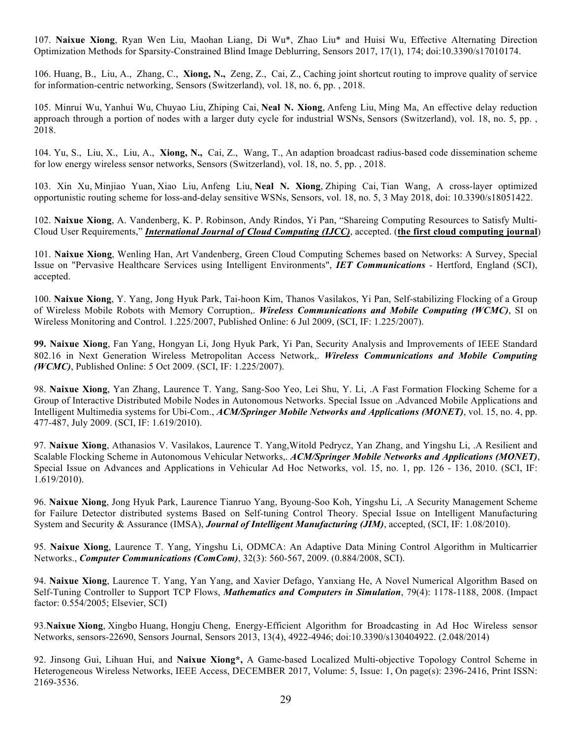107. **Naixue Xiong**, Ryan Wen Liu, Maohan Liang, Di Wu*, Zhao Liu* and Huisi Wu, Effective Alternating Direction Optimization Methods for Sparsity-Constrained Blind Image Deblurring, Sensors 2017, 17(1), 174; doi:10.3390/s17010174.

106. Huang, B., Liu, A., Zhang, C., **Xiong, N.,** Zeng, Z., Cai, Z., Caching joint shortcut routing to improve quality of service for information-centric networking, Sensors (Switzerland), vol. 18, no. 6, pp. , 2018.

105. Minrui Wu, Yanhui Wu, Chuyao Liu, Zhiping Cai, **Neal N. Xiong**, Anfeng Liu, Ming Ma, An effective delay reduction approach through a portion of nodes with a larger duty cycle for industrial WSNs, Sensors (Switzerland), vol. 18, no. 5, pp. , 2018.

104. Yu, S., Liu, X., Liu, A., **Xiong, N.,** Cai, Z., Wang, T., An adaption broadcast radius-based code dissemination scheme for low energy wireless sensor networks, Sensors (Switzerland), vol. 18, no. 5, pp. , 2018.

103. Xin Xu, Minjiao Yuan, Xiao Liu, Anfeng Liu, **Neal N. Xiong**, Zhiping Cai, Tian Wang, A cross-layer optimized opportunistic routing scheme for loss-and-delay sensitive WSNs, Sensors, vol. 18, no. 5, 3 May 2018, doi: 10.3390/s18051422.

102. **Naixue Xiong**, A. Vandenberg, K. P. Robinson, Andy Rindos, Yi Pan, "Shareing Computing Resources to Satisfy Multi-Cloud User Requirements," ***International Journal of Cloud Computing (IJCC)***, accepted. (**the first cloud computing journal**)

101. **Naixue Xiong**, Wenling Han, Art Vandenberg, Green Cloud Computing Schemes based on Networks: A Survey, Special Issue on "Pervasive Healthcare Services using Intelligent Environments", ***IET Communications*** - Hertford, England (SCI), accepted.

100. **Naixue Xiong**, Y. Yang, Jong Hyuk Park, Tai-hoon Kim, Thanos Vasilakos, Yi Pan, Self-stabilizing Flocking of a Group of Wireless Mobile Robots with Memory Corruption,. ***Wireless Communications and Mobile Computing (WCMC)***, SI on Wireless Monitoring and Control. 1.225/2007, Published Online: 6 Jul 2009, (SCI, IF: 1.225/2007).

**99. Naixue Xiong**, Fan Yang, Hongyan Li, Jong Hyuk Park, Yi Pan, Security Analysis and Improvements of IEEE Standard 802.16 in Next Generation Wireless Metropolitan Access Network,. ***Wireless Communications and Mobile Computing (WCMC)***, Published Online: 5 Oct 2009. (SCI, IF: 1.225/2007).

98. **Naixue Xiong**, Yan Zhang, Laurence T. Yang, Sang-Soo Yeo, Lei Shu, Y. Li, .A Fast Formation Flocking Scheme for a Group of Interactive Distributed Mobile Nodes in Autonomous Networks. Special Issue on .Advanced Mobile Applications and Intelligent Multimedia systems for Ubi-Com., ***ACM/Springer Mobile Networks and Applications (MONET)***, vol. 15, no. 4, pp. 477-487, July 2009. (SCI, IF: 1.619/2010).

97. **Naixue Xiong**, Athanasios V. Vasilakos, Laurence T. Yang,Witold Pedrycz, Yan Zhang, and Yingshu Li, .A Resilient and Scalable Flocking Scheme in Autonomous Vehicular Networks,. ***ACM/Springer Mobile Networks and Applications (MONET)***, Special Issue on Advances and Applications in Vehicular Ad Hoc Networks, vol. 15, no. 1, pp. 126 - 136, 2010. (SCI, IF: 1.619/2010).

96. **Naixue Xiong**, Jong Hyuk Park, Laurence Tianruo Yang, Byoung-Soo Koh, Yingshu Li, .A Security Management Scheme for Failure Detector distributed systems Based on Self-tuning Control Theory. Special Issue on Intelligent Manufacturing System and Security & Assurance (IMSA), ***Journal of Intelligent Manufacturing (JIM)***, accepted, (SCI, IF: 1.08/2010).

95. **Naixue Xiong**, Laurence T. Yang, Yingshu Li, ODMCA: An Adaptive Data Mining Control Algorithm in Multicarrier Networks., ***Computer Communications (ComCom)***, 32(3): 560-567, 2009. (0.884/2008, SCI).

94. **Naixue Xiong**, Laurence T. Yang, Yan Yang, and Xavier Defago, Yanxiang He, A Novel Numerical Algorithm Based on Self-Tuning Controller to Support TCP Flows, ***Mathematics and Computers in Simulation***, 79(4): 1178-1188, 2008. (Impact factor: 0.554/2005; Elsevier, SCI)

93.**Naixue Xiong**, Xingbo Huang, Hongju Cheng, Energy-Efficient Algorithm for Broadcasting in Ad Hoc Wireless sensor Networks, sensors-22690, Sensors Journal, Sensors 2013, 13(4), 4922-4946; doi:10.3390/s130404922. (2.048/2014)

92. Jinsong Gui, Lihuan Hui, and **Naixue Xiong*,** A Game-based Localized Multi-objective Topology Control Scheme in Heterogeneous Wireless Networks, IEEE Access, DECEMBER 2017, Volume: 5, Issue: 1, On page(s): 2396-2416, Print ISSN: 2169-3536.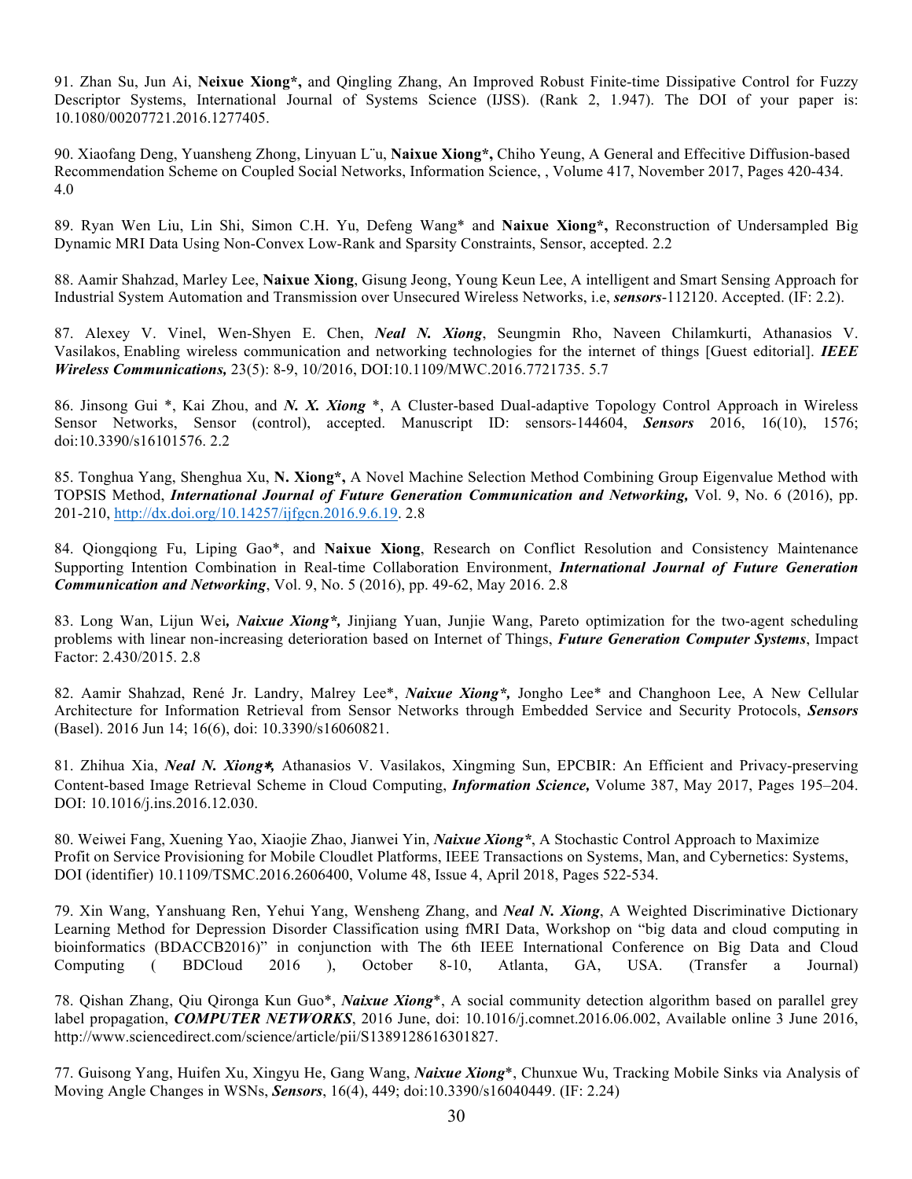91. Zhan Su, Jun Ai, **Neixue Xiong\*,** and Qingling Zhang, An Improved Robust Finite-time Dissipative Control for Fuzzy Descriptor Systems, International Journal of Systems Science (IJSS). (Rank 2, 1.947). The DOI of your paper is: 10.1080/00207721.2016.1277405.

90. Xiaofang Deng, Yuansheng Zhong, Linyuan L¨u, **Naixue Xiong\*,** Chiho Yeung, A General and Effecitive Diffusion-based Recommendation Scheme on Coupled Social Networks, Information Science, , Volume 417, November 2017, Pages 420-434. 4.0

89. Ryan Wen Liu, Lin Shi, Simon C.H. Yu, Defeng Wang* and **Naixue Xiong\*,** Reconstruction of Undersampled Big Dynamic MRI Data Using Non-Convex Low-Rank and Sparsity Constraints, Sensor, accepted. 2.2

88. Aamir Shahzad, Marley Lee, **Naixue Xiong**, Gisung Jeong, Young Keun Lee, A intelligent and Smart Sensing Approach for Industrial System Automation and Transmission over Unsecured Wireless Networks, i.e, ***sensors***-112120. Accepted. (IF: 2.2).

87. Alexey V. Vinel, Wen-Shyen E. Chen, ***Neal N. Xiong***, Seungmin Rho, Naveen Chilamkurti, Athanasios V. Vasilakos, Enabling wireless communication and networking technologies for the internet of things [Guest editorial]. ***IEEE Wireless Communications,*** 23(5): 8-9, 10/2016, DOI:10.1109/MWC.2016.7721735. 5.7

86. Jinsong Gui *, Kai Zhou, and ***N. X. Xiong*** *, A Cluster-based Dual-adaptive Topology Control Approach in Wireless Sensor Networks, Sensor (control), accepted. Manuscript ID: sensors-144604, ***Sensors*** 2016, 16(10), 1576; doi:10.3390/s16101576. 2.2

85. Tonghua Yang, Shenghua Xu, **N. Xiong\*,** A Novel Machine Selection Method Combining Group Eigenvalue Method with TOPSIS Method, ***International Journal of Future Generation Communication and Networking,*** Vol. 9, No. 6 (2016), pp. 201-210, http://dx.doi.org/10.14257/ijfgcn.2016.9.6.19. 2.8

84. Qiongqiong Fu, Liping Gao*, and **Naixue Xiong**, Research on Conflict Resolution and Consistency Maintenance Supporting Intention Combination in Real-time Collaboration Environment, ***International Journal of Future Generation Communication and Networking***, Vol. 9, No. 5 (2016), pp. 49-62, May 2016. 2.8

83. Long Wan, Lijun Wei***, Naixue Xiong\*,*** Jinjiang Yuan, Junjie Wang, Pareto optimization for the two-agent scheduling problems with linear non-increasing deterioration based on Internet of Things, ***Future Generation Computer Systems***, Impact Factor: 2.430/2015. 2.8

82. Aamir Shahzad, René Jr. Landry, Malrey Lee*, ***Naixue Xiong\*,*** Jongho Lee* and Changhoon Lee, A New Cellular Architecture for Information Retrieval from Sensor Networks through Embedded Service and Security Protocols, ***Sensors*** (Basel). 2016 Jun 14; 16(6), doi: 10.3390/s16060821.

81. Zhihua Xia, ***Neal N. Xiong\*,*** Athanasios V. Vasilakos, Xingming Sun, EPCBIR: An Efficient and Privacy-preserving Content-based Image Retrieval Scheme in Cloud Computing, ***Information Science,*** Volume 387, May 2017, Pages 195–204. DOI: 10.1016/j.ins.2016.12.030.

80. Weiwei Fang, Xuening Yao, Xiaojie Zhao, Jianwei Yin, ***Naixue Xiong\****, A Stochastic Control Approach to Maximize Profit on Service Provisioning for Mobile Cloudlet Platforms, IEEE Transactions on Systems, Man, and Cybernetics: Systems, DOI (identifier) 10.1109/TSMC.2016.2606400, Volume 48, Issue 4, April 2018, Pages 522-534.

79. Xin Wang, Yanshuang Ren, Yehui Yang, Wensheng Zhang, and ***Neal N. Xiong***, A Weighted Discriminative Dictionary Learning Method for Depression Disorder Classification using fMRI Data, Workshop on "big data and cloud computing in bioinformatics (BDACCB2016)" in conjunction with The 6th IEEE International Conference on Big Data and Cloud Computing ( BDCloud 2016 ), October 8-10, Atlanta, GA, USA. (Transfer a Journal)

78. Qishan Zhang, Qiu Qironga Kun Guo*, ***Naixue Xiong****, A social community detection algorithm based on parallel grey label propagation, ***COMPUTER NETWORKS***, 2016 June, doi: 10.1016/j.comnet.2016.06.002, Available online 3 June 2016, http://www.sciencedirect.com/science/article/pii/S1389128616301827.

77. Guisong Yang, Huifen Xu, Xingyu He, Gang Wang, ***Naixue Xiong****, Chunxue Wu, Tracking Mobile Sinks via Analysis of Moving Angle Changes in WSNs, ***Sensors***, 16(4), 449; doi:10.3390/s16040449. (IF: 2.24)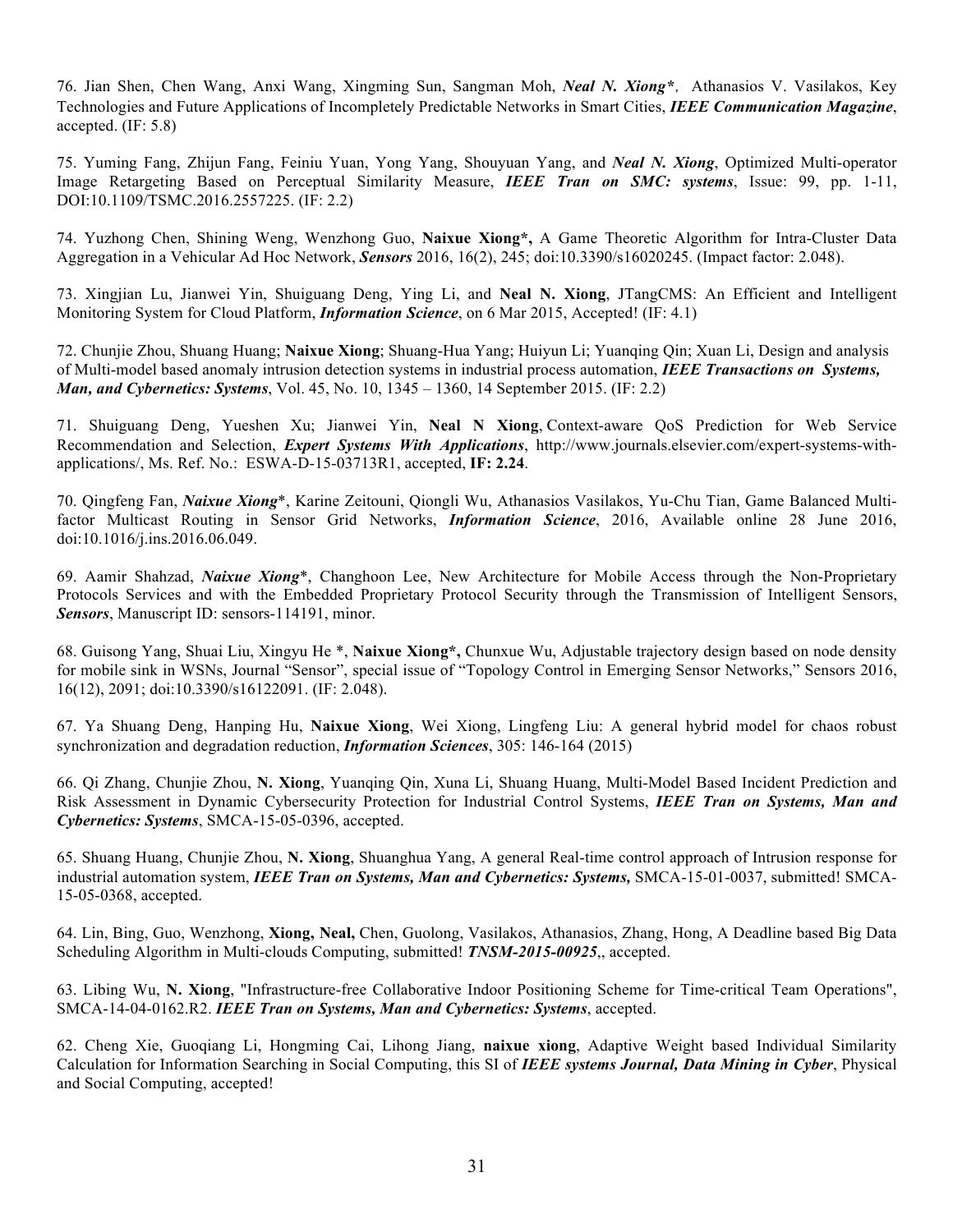76. Jian Shen, Chen Wang, Anxi Wang, Xingming Sun, Sangman Moh, ***Neal N. Xiong****, Athanasios V. Vasilakos, Key Technologies and Future Applications of Incompletely Predictable Networks in Smart Cities, ***IEEE Communication Magazine***, accepted. (IF: 5.8)

75. Yuming Fang, Zhijun Fang, Feiniu Yuan, Yong Yang, Shouyuan Yang, and ***Neal N. Xiong***, Optimized Multi-operator Image Retargeting Based on Perceptual Similarity Measure, ***IEEE Tran on SMC: systems***, Issue: 99, pp. 1-11, DOI:10.1109/TSMC.2016.2557225. (IF: 2.2)

74. Yuzhong Chen, Shining Weng, Wenzhong Guo, **Naixue Xiong*,** A Game Theoretic Algorithm for Intra-Cluster Data Aggregation in a Vehicular Ad Hoc Network, ***Sensors*** 2016, 16(2), 245; doi:10.3390/s16020245. (Impact factor: 2.048).

73. Xingjian Lu, Jianwei Yin, Shuiguang Deng, Ying Li, and **Neal N. Xiong**, JTangCMS: An Efficient and Intelligent Monitoring System for Cloud Platform, ***Information Science***, on 6 Mar 2015, Accepted! (IF: 4.1)

72. Chunjie Zhou, Shuang Huang; **Naixue Xiong**; Shuang-Hua Yang; Huiyun Li; Yuanqing Qin; Xuan Li, Design and analysis of Multi-model based anomaly intrusion detection systems in industrial process automation, ***IEEE Transactions on Systems, Man, and Cybernetics: Systems***, Vol. 45, No. 10, 1345 – 1360, 14 September 2015. (IF: 2.2)

71. Shuiguang Deng, Yueshen Xu; Jianwei Yin, **Neal N Xiong**, Context-aware QoS Prediction for Web Service Recommendation and Selection, ***Expert Systems With Applications***, http://www.journals.elsevier.com/expert-systems-with-applications/, Ms. Ref. No.: ESWA-D-15-03713R1, accepted, **IF: 2.24**.

70. Qingfeng Fan, ***Naixue Xiong****, Karine Zeitouni, Qiongli Wu, Athanasios Vasilakos, Yu-Chu Tian, Game Balanced Multi-factor Multicast Routing in Sensor Grid Networks, ***Information Science***, 2016, Available online 28 June 2016, doi:10.1016/j.ins.2016.06.049.

69. Aamir Shahzad, ***Naixue Xiong****, Changhoon Lee, New Architecture for Mobile Access through the Non-Proprietary Protocols Services and with the Embedded Proprietary Protocol Security through the Transmission of Intelligent Sensors, ***Sensors***, Manuscript ID: sensors-114191, minor.

68. Guisong Yang, Shuai Liu, Xingyu He *, **Naixue Xiong*,** Chunxue Wu, Adjustable trajectory design based on node density for mobile sink in WSNs, Journal "Sensor", special issue of "Topology Control in Emerging Sensor Networks," Sensors 2016, 16(12), 2091; doi:10.3390/s16122091. (IF: 2.048).

67. Ya Shuang Deng, Hanping Hu, **Naixue Xiong**, Wei Xiong, Lingfeng Liu: A general hybrid model for chaos robust synchronization and degradation reduction, ***Information Sciences***, 305: 146-164 (2015)

66. Qi Zhang, Chunjie Zhou, **N. Xiong**, Yuanqing Qin, Xuna Li, Shuang Huang, Multi-Model Based Incident Prediction and Risk Assessment in Dynamic Cybersecurity Protection for Industrial Control Systems, ***IEEE Tran on Systems, Man and Cybernetics: Systems***, SMCA-15-05-0396, accepted.

65. Shuang Huang, Chunjie Zhou, **N. Xiong**, Shuanghua Yang, A general Real-time control approach of Intrusion response for industrial automation system, ***IEEE Tran on Systems, Man and Cybernetics: Systems,*** SMCA-15-01-0037, submitted! SMCA-15-05-0368, accepted.

64. Lin, Bing, Guo, Wenzhong, **Xiong, Neal,** Chen, Guolong, Vasilakos, Athanasios, Zhang, Hong, A Deadline based Big Data Scheduling Algorithm in Multi-clouds Computing, submitted! ***TNSM-2015-00925***,, accepted.

63. Libing Wu, **N. Xiong**, "Infrastructure-free Collaborative Indoor Positioning Scheme for Time-critical Team Operations", SMCA-14-04-0162.R2. ***IEEE Tran on Systems, Man and Cybernetics: Systems***, accepted.

62. Cheng Xie, Guoqiang Li, Hongming Cai, Lihong Jiang, **naixue xiong**, Adaptive Weight based Individual Similarity Calculation for Information Searching in Social Computing, this SI of ***IEEE systems Journal, Data Mining in Cyber***, Physical and Social Computing, accepted!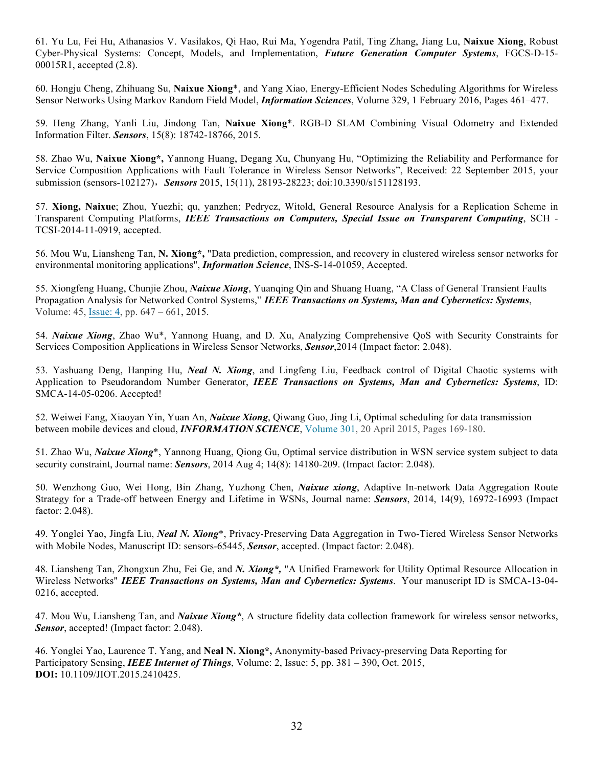61. Yu Lu, Fei Hu, Athanasios V. Vasilakos, Qi Hao, Rui Ma, Yogendra Patil, Ting Zhang, Jiang Lu, **Naixue Xiong**, Robust Cyber-Physical Systems: Concept, Models, and Implementation, ***Future Generation Computer Systems***, FGCS-D-15-00015R1, accepted (2.8).

60. Hongju Cheng, Zhihuang Su, **Naixue Xiong**\*, and Yang Xiao, Energy-Efficient Nodes Scheduling Algorithms for Wireless Sensor Networks Using Markov Random Field Model, ***Information Sciences***, Volume 329, 1 February 2016, Pages 461–477.

59. Heng Zhang, Yanli Liu, Jindong Tan, **Naixue Xiong**\*. RGB-D SLAM Combining Visual Odometry and Extended Information Filter. ***Sensors***, 15(8): 18742-18766, 2015.

58. Zhao Wu, **Naixue Xiong\*,** Yannong Huang, Degang Xu, Chunyang Hu, "Optimizing the Reliability and Performance for Service Composition Applications with Fault Tolerance in Wireless Sensor Networks", Received: 22 September 2015, your submission (sensors-102127)， ***Sensors*** 2015, 15(11), 28193-28223; doi:10.3390/s151128193.

57. **Xiong, Naixue**; Zhou, Yuezhi; qu, yanzhen; Pedrycz, Witold, General Resource Analysis for a Replication Scheme in Transparent Computing Platforms, ***IEEE Transactions on Computers, Special Issue on Transparent Computing***, SCH - TCSI-2014-11-0919, accepted.

56. Mou Wu, Liansheng Tan, **N. Xiong\*,** "Data prediction, compression, and recovery in clustered wireless sensor networks for environmental monitoring applications", ***Information Science***, INS-S-14-01059, Accepted.

55. Xiongfeng Huang, Chunjie Zhou, ***Naixue Xiong***, Yuanqing Qin and Shuang Huang, "A Class of General Transient Faults Propagation Analysis for Networked Control Systems," ***IEEE Transactions on Systems, Man and Cybernetics: Systems***, Volume: 45, Issue: 4, pp. 647 – 661, 2015.

54. ***Naixue Xiong***, Zhao Wu\*, Yannong Huang, and D. Xu, Analyzing Comprehensive QoS with Security Constraints for Services Composition Applications in Wireless Sensor Networks, ***Sensor***,2014 (Impact factor: 2.048).

53. Yashuang Deng, Hanping Hu, ***Neal N. Xiong***, and Lingfeng Liu, Feedback control of Digital Chaotic systems with Application to Pseudorandom Number Generator, ***IEEE Transactions on Systems, Man and Cybernetics: Systems***, ID: SMCA-14-05-0206. Accepted!

52. Weiwei Fang, Xiaoyan Yin, Yuan An, ***Naixue Xiong***, Qiwang Guo, Jing Li, Optimal scheduling for data transmission between mobile devices and cloud, ***INFORMATION SCIENCE***, Volume 301, 20 April 2015, Pages 169-180.

51. Zhao Wu, ***Naixue Xiong***\*, Yannong Huang, Qiong Gu, Optimal service distribution in WSN service system subject to data security constraint, Journal name: ***Sensors***, 2014 Aug 4; 14(8): 14180-209. (Impact factor: 2.048).

50. Wenzhong Guo, Wei Hong, Bin Zhang, Yuzhong Chen, ***Naixue xiong***, Adaptive In-network Data Aggregation Route Strategy for a Trade-off between Energy and Lifetime in WSNs, Journal name: ***Sensors***, 2014, 14(9), 16972-16993 (Impact factor: 2.048).

49. Yonglei Yao, Jingfa Liu, ***Neal N. Xiong***\*, Privacy-Preserving Data Aggregation in Two-Tiered Wireless Sensor Networks with Mobile Nodes, Manuscript ID: sensors-65445, ***Sensor***, accepted. (Impact factor: 2.048).

48. Liansheng Tan, Zhongxun Zhu, Fei Ge, and ***N. Xiong\*,*** "A Unified Framework for Utility Optimal Resource Allocation in Wireless Networks" ***IEEE Transactions on Systems, Man and Cybernetics: Systems***. Your manuscript ID is SMCA-13-04-0216, accepted.

47. Mou Wu, Liansheng Tan, and ***Naixue Xiong\****, A structure fidelity data collection framework for wireless sensor networks, ***Sensor***, accepted! (Impact factor: 2.048).

46. Yonglei Yao, Laurence T. Yang, and **Neal N. Xiong\*,** Anonymity-based Privacy-preserving Data Reporting for Participatory Sensing, ***IEEE Internet of Things***, Volume: 2, Issue: 5, pp. 381 – 390, Oct. 2015, **DOI:** 10.1109/JIOT.2015.2410425.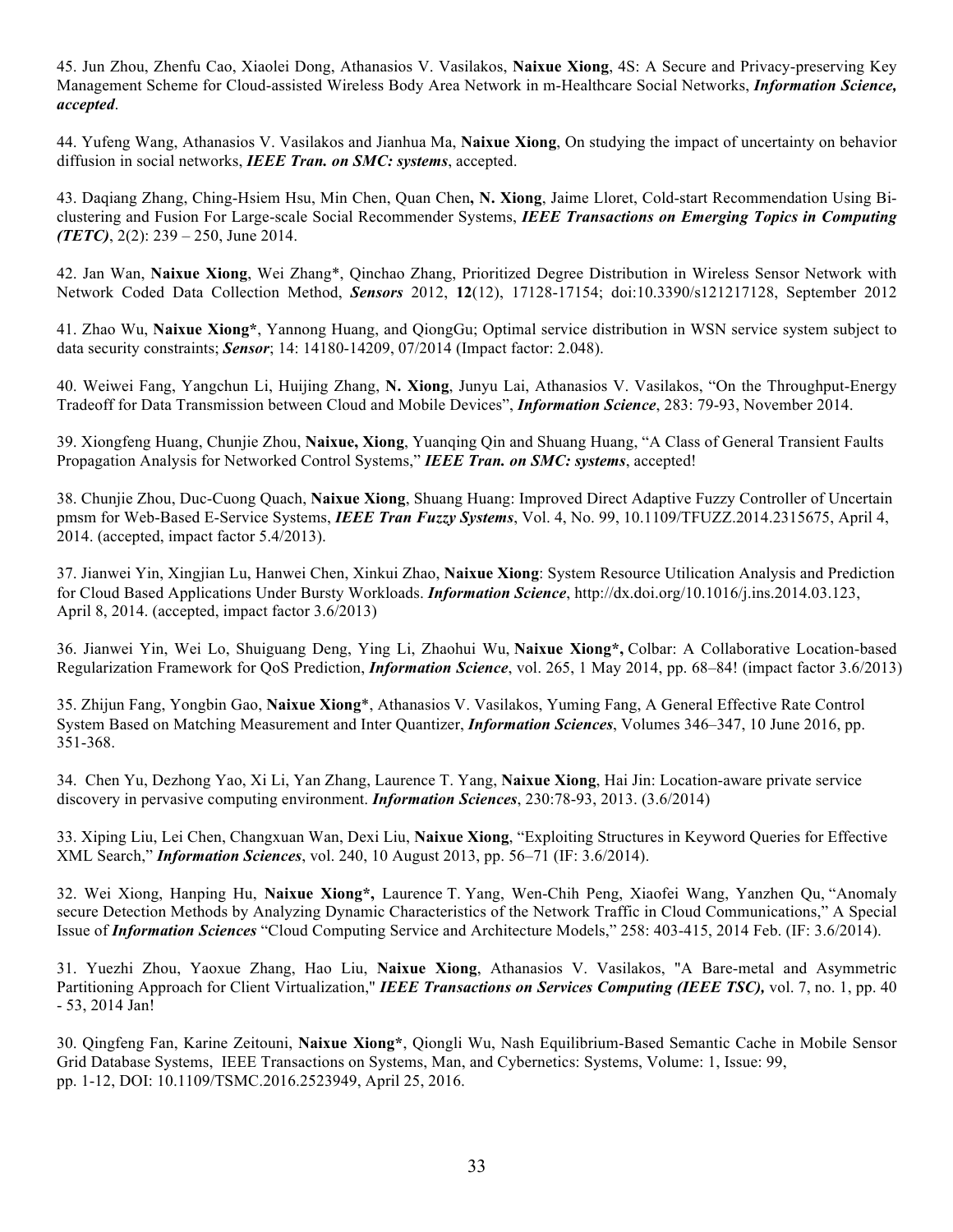45. Jun Zhou, Zhenfu Cao, Xiaolei Dong, Athanasios V. Vasilakos, **Naixue Xiong**, 4S: A Secure and Privacy-preserving Key Management Scheme for Cloud-assisted Wireless Body Area Network in m-Healthcare Social Networks, ***Information Science, accepted***.

44. Yufeng Wang, Athanasios V. Vasilakos and Jianhua Ma, **Naixue Xiong**, On studying the impact of uncertainty on behavior diffusion in social networks, ***IEEE Tran. on SMC: systems***, accepted.

43. Daqiang Zhang, Ching-Hsiem Hsu, Min Chen, Quan Chen**, N. Xiong**, Jaime Lloret, Cold-start Recommendation Using Bi-clustering and Fusion For Large-scale Social Recommender Systems, ***IEEE Transactions on Emerging Topics in Computing (TETC)***, 2(2): 239 – 250, June 2014.

42. Jan Wan, **Naixue Xiong**, Wei Zhang*, Qinchao Zhang, Prioritized Degree Distribution in Wireless Sensor Network with Network Coded Data Collection Method, ***Sensors*** 2012, **12**(12), 17128-17154; doi:10.3390/s121217128, September 2012

41. Zhao Wu, **Naixue Xiong***, Yannong Huang, and QiongGu; Optimal service distribution in WSN service system subject to data security constraints; ***Sensor***; 14: 14180-14209, 07/2014 (Impact factor: 2.048).

40. Weiwei Fang, Yangchun Li, Huijing Zhang, **N. Xiong**, Junyu Lai, Athanasios V. Vasilakos, "On the Throughput-Energy Tradeoff for Data Transmission between Cloud and Mobile Devices", ***Information Science***, 283: 79-93, November 2014.

39. Xiongfeng Huang, Chunjie Zhou, **Naixue, Xiong**, Yuanqing Qin and Shuang Huang, "A Class of General Transient Faults Propagation Analysis for Networked Control Systems," ***IEEE Tran. on SMC: systems***, accepted!

38. Chunjie Zhou, Duc-Cuong Quach, **Naixue Xiong**, Shuang Huang: Improved Direct Adaptive Fuzzy Controller of Uncertain pmsm for Web-Based E-Service Systems, ***IEEE Tran Fuzzy Systems***, Vol. 4, No. 99, 10.1109/TFUZZ.2014.2315675, April 4, 2014. (accepted, impact factor 5.4/2013).

37. Jianwei Yin, Xingjian Lu, Hanwei Chen, Xinkui Zhao, **Naixue Xiong**: System Resource Utilization Analysis and Prediction for Cloud Based Applications Under Bursty Workloads. ***Information Science***, http://dx.doi.org/10.1016/j.ins.2014.03.123, April 8, 2014. (accepted, impact factor 3.6/2013)

36. Jianwei Yin, Wei Lo, Shuiguang Deng, Ying Li, Zhaohui Wu, **Naixue Xiong*,** Colbar: A Collaborative Location-based Regularization Framework for QoS Prediction, ***Information Science***, vol. 265, 1 May 2014, pp. 68–84! (impact factor 3.6/2013)

35. Zhijun Fang, Yongbin Gao, **Naixue Xiong***, Athanasios V. Vasilakos, Yuming Fang, A General Effective Rate Control System Based on Matching Measurement and Inter Quantizer, ***Information Sciences***, Volumes 346–347, 10 June 2016, pp. 351-368.

34. Chen Yu, Dezhong Yao, Xi Li, Yan Zhang, Laurence T. Yang, **Naixue Xiong**, Hai Jin: Location-aware private service discovery in pervasive computing environment. ***Information Sciences***, 230:78-93, 2013. (3.6/2014)

33. Xiping Liu, Lei Chen, Changxuan Wan, Dexi Liu, **Naixue Xiong**, "Exploiting Structures in Keyword Queries for Effective XML Search," ***Information Sciences***, vol. 240, 10 August 2013, pp. 56–71 (IF: 3.6/2014).

32. Wei Xiong, Hanping Hu, **Naixue Xiong*,** Laurence T. Yang, Wen-Chih Peng, Xiaofei Wang, Yanzhen Qu, "Anomaly secure Detection Methods by Analyzing Dynamic Characteristics of the Network Traffic in Cloud Communications," A Special Issue of ***Information Sciences*** "Cloud Computing Service and Architecture Models," 258: 403-415, 2014 Feb. (IF: 3.6/2014).

31. Yuezhi Zhou, Yaoxue Zhang, Hao Liu, **Naixue Xiong**, Athanasios V. Vasilakos, "A Bare-metal and Asymmetric Partitioning Approach for Client Virtualization," ***IEEE Transactions on Services Computing (IEEE TSC),*** vol. 7, no. 1, pp. 40 - 53, 2014 Jan!

30. Qingfeng Fan, Karine Zeitouni, **Naixue Xiong***, Qiongli Wu, Nash Equilibrium-Based Semantic Cache in Mobile Sensor Grid Database Systems, IEEE Transactions on Systems, Man, and Cybernetics: Systems, Volume: 1, Issue: 99, pp. 1-12, DOI: 10.1109/TSMC.2016.2523949, April 25, 2016.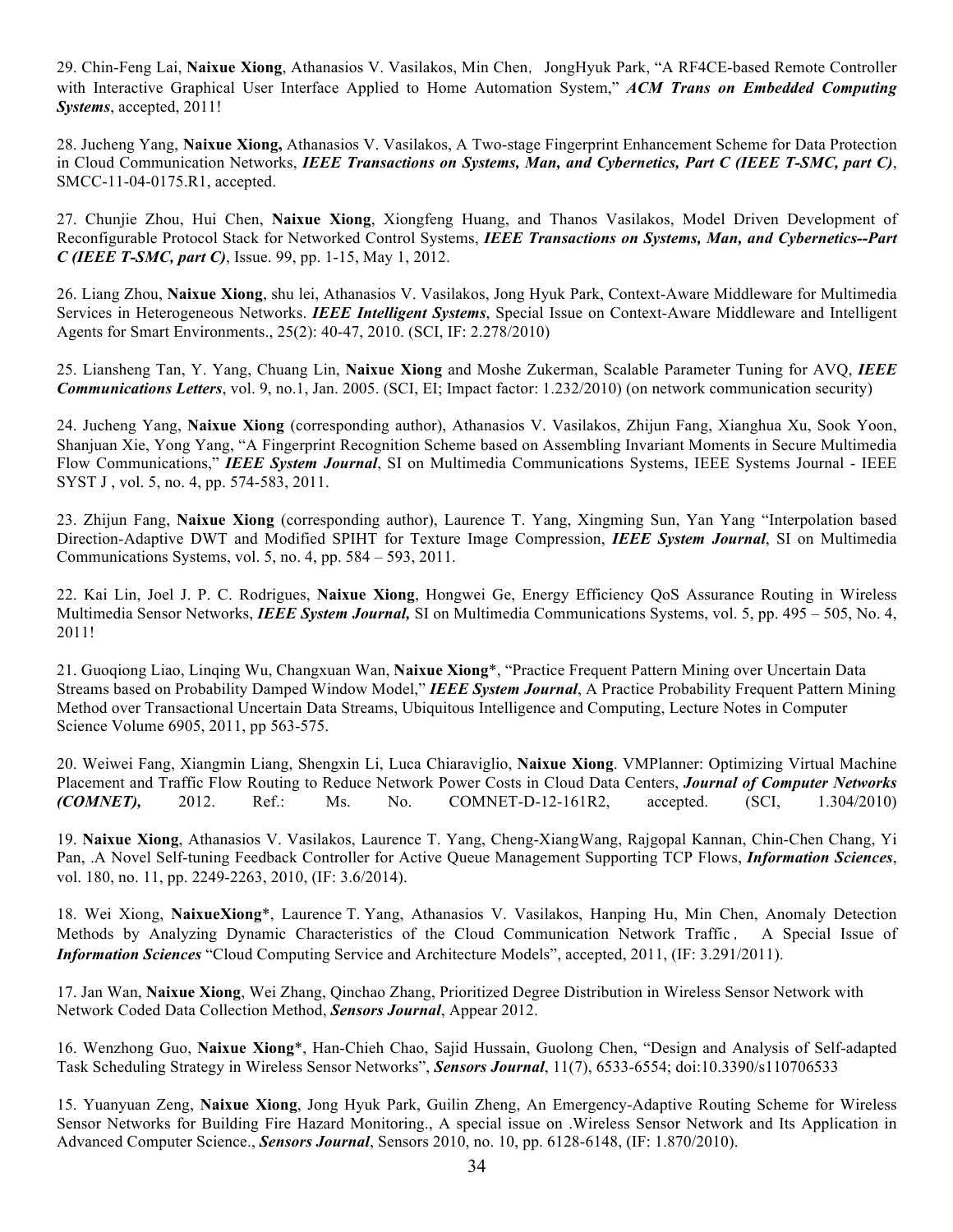29. Chin-Feng Lai, **Naixue Xiong**, Athanasios V. Vasilakos, Min Chen, JongHyuk Park, “A RF4CE-based Remote Controller with Interactive Graphical User Interface Applied to Home Automation System,” ***ACM Trans on Embedded Computing Systems***, accepted, 2011!

28. Jucheng Yang, **Naixue Xiong,** Athanasios V. Vasilakos, A Two-stage Fingerprint Enhancement Scheme for Data Protection in Cloud Communication Networks, ***IEEE Transactions on Systems, Man, and Cybernetics, Part C (IEEE T-SMC, part C)***, SMCC-11-04-0175.R1, accepted.

27. Chunjie Zhou, Hui Chen, **Naixue Xiong**, Xiongfeng Huang, and Thanos Vasilakos, Model Driven Development of Reconfigurable Protocol Stack for Networked Control Systems, ***IEEE Transactions on Systems, Man, and Cybernetics--Part C (IEEE T-SMC, part C)***, Issue. 99, pp. 1-15, May 1, 2012.

26. Liang Zhou, **Naixue Xiong**, shu lei, Athanasios V. Vasilakos, Jong Hyuk Park, Context-Aware Middleware for Multimedia Services in Heterogeneous Networks. ***IEEE Intelligent Systems***, Special Issue on Context-Aware Middleware and Intelligent Agents for Smart Environments., 25(2): 40-47, 2010. (SCI, IF: 2.278/2010)

25. Liansheng Tan, Y. Yang, Chuang Lin, **Naixue Xiong** and Moshe Zukerman, Scalable Parameter Tuning for AVQ, ***IEEE Communications Letters***, vol. 9, no.1, Jan. 2005. (SCI, EI; Impact factor: 1.232/2010) (on network communication security)

24. Jucheng Yang, **Naixue Xiong** (corresponding author), Athanasios V. Vasilakos, Zhijun Fang, Xianghua Xu, Sook Yoon, Shanjuan Xie, Yong Yang, “A Fingerprint Recognition Scheme based on Assembling Invariant Moments in Secure Multimedia Flow Communications,” ***IEEE System Journal***, SI on Multimedia Communications Systems, IEEE Systems Journal - IEEE SYST J , vol. 5, no. 4, pp. 574-583, 2011.

23. Zhijun Fang, **Naixue Xiong** (corresponding author), Laurence T. Yang, Xingming Sun, Yan Yang “Interpolation based Direction-Adaptive DWT and Modified SPIHT for Texture Image Compression, ***IEEE System Journal***, SI on Multimedia Communications Systems, vol. 5, no. 4, pp. 584 – 593, 2011.

22. Kai Lin, Joel J. P. C. Rodrigues, **Naixue Xiong**, Hongwei Ge, Energy Efficiency QoS Assurance Routing in Wireless Multimedia Sensor Networks, ***IEEE System Journal,*** SI on Multimedia Communications Systems, vol. 5, pp. 495 – 505, No. 4, 2011!

21. Guoqiong Liao, Linqing Wu, Changxuan Wan, **Naixue Xiong**\*, “Practice Frequent Pattern Mining over Uncertain Data Streams based on Probability Damped Window Model,” ***IEEE System Journal***, A Practice Probability Frequent Pattern Mining Method over Transactional Uncertain Data Streams, Ubiquitous Intelligence and Computing, Lecture Notes in Computer Science Volume 6905, 2011, pp 563-575.

20. Weiwei Fang, Xiangmin Liang, Shengxin Li, Luca Chiaraviglio, **Naixue Xiong**. VMPlanner: Optimizing Virtual Machine Placement and Traffic Flow Routing to Reduce Network Power Costs in Cloud Data Centers, ***Journal of Computer Networks (COMNET),*** 2012. Ref.: Ms. No. COMNET-D-12-161R2, accepted. (SCI, 1.304/2010)

19. **Naixue Xiong**, Athanasios V. Vasilakos, Laurence T. Yang, Cheng-XiangWang, Rajgopal Kannan, Chin-Chen Chang, Yi Pan, .A Novel Self-tuning Feedback Controller for Active Queue Management Supporting TCP Flows, ***Information Sciences***, vol. 180, no. 11, pp. 2249-2263, 2010, (IF: 3.6/2014).

18. Wei Xiong, **NaixueXiong**\*, Laurence T. Yang, Athanasios V. Vasilakos, Hanping Hu, Min Chen, Anomaly Detection Methods by Analyzing Dynamic Characteristics of the Cloud Communication Network Traffic， A Special Issue of ***Information Sciences*** “Cloud Computing Service and Architecture Models”, accepted, 2011, (IF: 3.291/2011).

17. Jan Wan, **Naixue Xiong**, Wei Zhang, Qinchao Zhang, Prioritized Degree Distribution in Wireless Sensor Network with Network Coded Data Collection Method, ***Sensors Journal***, Appear 2012.

16. Wenzhong Guo, **Naixue Xiong**\*, Han-Chieh Chao, Sajid Hussain, Guolong Chen, “Design and Analysis of Self-adapted Task Scheduling Strategy in Wireless Sensor Networks”, ***Sensors Journal***, 11(7), 6533-6554; doi:10.3390/s110706533

15. Yuanyuan Zeng, **Naixue Xiong**, Jong Hyuk Park, Guilin Zheng, An Emergency-Adaptive Routing Scheme for Wireless Sensor Networks for Building Fire Hazard Monitoring., A special issue on .Wireless Sensor Network and Its Application in Advanced Computer Science., ***Sensors Journal***, Sensors 2010, no. 10, pp. 6128-6148, (IF: 1.870/2010).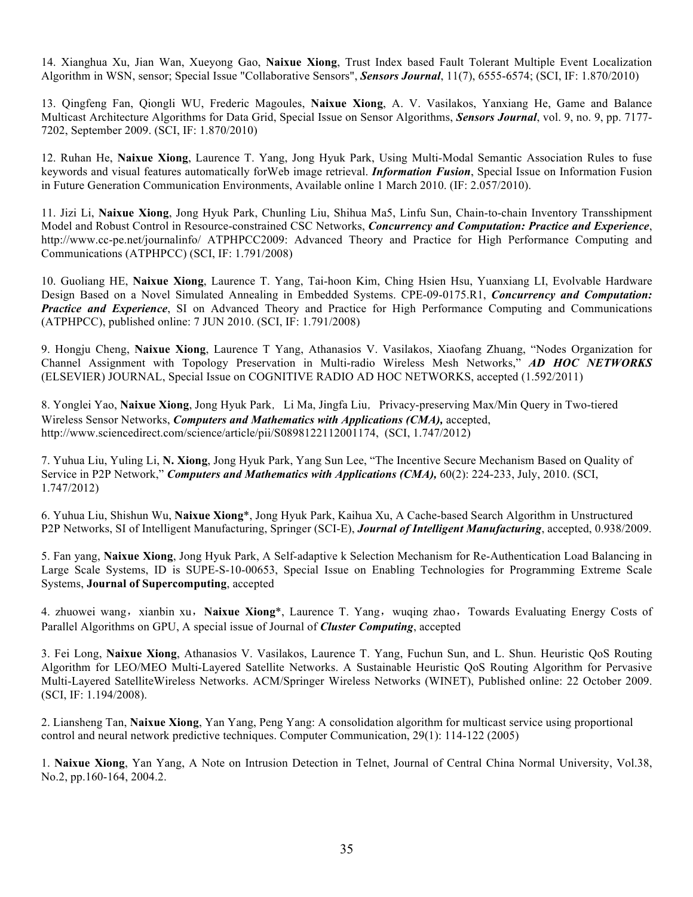14. Xianghua Xu, Jian Wan, Xueyong Gao, **Naixue Xiong**, Trust Index based Fault Tolerant Multiple Event Localization Algorithm in WSN, sensor; Special Issue "Collaborative Sensors", ***Sensors Journal***, 11(7), 6555-6574; (SCI, IF: 1.870/2010)

13. Qingfeng Fan, Qiongli WU, Frederic Magoules, **Naixue Xiong**, A. V. Vasilakos, Yanxiang He, Game and Balance Multicast Architecture Algorithms for Data Grid, Special Issue on Sensor Algorithms, ***Sensors Journal***, vol. 9, no. 9, pp. 7177-7202, September 2009. (SCI, IF: 1.870/2010)

12. Ruhan He, **Naixue Xiong**, Laurence T. Yang, Jong Hyuk Park, Using Multi-Modal Semantic Association Rules to fuse keywords and visual features automatically forWeb image retrieval. ***Information Fusion***, Special Issue on Information Fusion in Future Generation Communication Environments, Available online 1 March 2010. (IF: 2.057/2010).

11. Jizi Li, **Naixue Xiong**, Jong Hyuk Park, Chunling Liu, Shihua Ma5, Linfu Sun, Chain-to-chain Inventory Transshipment Model and Robust Control in Resource-constrained CSC Networks, ***Concurrency and Computation: Practice and Experience***, http://www.cc-pe.net/journalinfo/ ATPHPCC2009: Advanced Theory and Practice for High Performance Computing and Communications (ATPHPCC) (SCI, IF: 1.791/2008)

10. Guoliang HE, **Naixue Xiong**, Laurence T. Yang, Tai-hoon Kim, Ching Hsien Hsu, Yuanxiang LI, Evolvable Hardware Design Based on a Novel Simulated Annealing in Embedded Systems. CPE-09-0175.R1, ***Concurrency and Computation: Practice and Experience***, SI on Advanced Theory and Practice for High Performance Computing and Communications (ATPHPCC), published online: 7 JUN 2010. (SCI, IF: 1.791/2008)

9. Hongju Cheng, **Naixue Xiong**, Laurence T Yang, Athanasios V. Vasilakos, Xiaofang Zhuang, "Nodes Organization for Channel Assignment with Topology Preservation in Multi-radio Wireless Mesh Networks," ***AD HOC NETWORKS*** (ELSEVIER) JOURNAL, Special Issue on COGNITIVE RADIO AD HOC NETWORKS, accepted (1.592/2011)

8. Yonglei Yao, **Naixue Xiong**, Jong Hyuk Park，Li Ma, Jingfa Liu，Privacy-preserving Max/Min Query in Two-tiered Wireless Sensor Networks, ***Computers and Mathematics with Applications (CMA),*** accepted, http://www.sciencedirect.com/science/article/pii/S0898122112001174, (SCI, 1.747/2012)

7. Yuhua Liu, Yuling Li, **N. Xiong**, Jong Hyuk Park, Yang Sun Lee, "The Incentive Secure Mechanism Based on Quality of Service in P2P Network," ***Computers and Mathematics with Applications (CMA),*** 60(2): 224-233, July, 2010. (SCI, 1.747/2012)

6. Yuhua Liu, Shishun Wu, **Naixue Xiong***, Jong Hyuk Park, Kaihua Xu, A Cache-based Search Algorithm in Unstructured P2P Networks, SI of Intelligent Manufacturing, Springer (SCI-E), ***Journal of Intelligent Manufacturing***, accepted, 0.938/2009.

5. Fan yang, **Naixue Xiong**, Jong Hyuk Park, A Self-adaptive k Selection Mechanism for Re-Authentication Load Balancing in Large Scale Systems, ID is SUPE-S-10-00653, Special Issue on Enabling Technologies for Programming Extreme Scale Systems, **Journal of Supercomputing**, accepted

4. zhuowei wang，xianbin xu，**Naixue Xiong***, Laurence T. Yang，wuqing zhao，Towards Evaluating Energy Costs of Parallel Algorithms on GPU, A special issue of Journal of ***Cluster Computing***, accepted

3. Fei Long, **Naixue Xiong**, Athanasios V. Vasilakos, Laurence T. Yang, Fuchun Sun, and L. Shun. Heuristic QoS Routing Algorithm for LEO/MEO Multi-Layered Satellite Networks. A Sustainable Heuristic QoS Routing Algorithm for Pervasive Multi-Layered SatelliteWireless Networks. ACM/Springer Wireless Networks (WINET), Published online: 22 October 2009. (SCI, IF: 1.194/2008).

2. Liansheng Tan, **Naixue Xiong**, Yan Yang, Peng Yang: A consolidation algorithm for multicast service using proportional control and neural network predictive techniques. Computer Communication, 29(1): 114-122 (2005)

1. **Naixue Xiong**, Yan Yang, A Note on Intrusion Detection in Telnet, Journal of Central China Normal University, Vol.38, No.2, pp.160-164, 2004.2.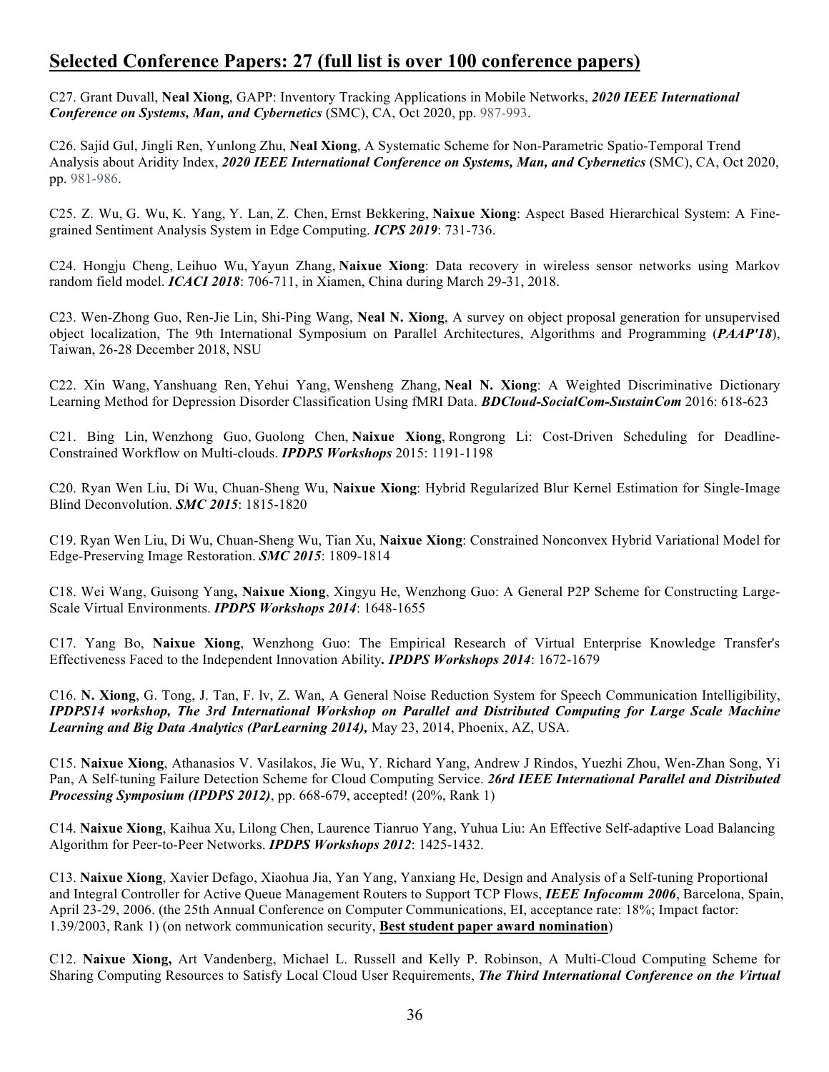## Selected Conference Papers: 27 (full list is over 100 conference papers)

C27. Grant Duvall, **Neal Xiong**, GAPP: Inventory Tracking Applications in Mobile Networks, ***2020 IEEE International Conference on Systems, Man, and Cybernetics*** (SMC), CA, Oct 2020, pp. 987-993.

C26. Sajid Gul, Jingli Ren, Yunlong Zhu, **Neal Xiong**, A Systematic Scheme for Non-Parametric Spatio-Temporal Trend Analysis about Aridity Index, ***2020 IEEE International Conference on Systems, Man, and Cybernetics*** (SMC), CA, Oct 2020, pp. 981-986.

C25. Z. Wu, G. Wu, K. Yang, Y. Lan, Z. Chen, Ernst Bekkering, **Naixue Xiong**: Aspect Based Hierarchical System: A Fine-grained Sentiment Analysis System in Edge Computing. ***ICPS 2019***: 731-736.

C24. Hongju Cheng, Leihuo Wu, Yayun Zhang, **Naixue Xiong**: Data recovery in wireless sensor networks using Markov random field model. ***ICACI 2018***: 706-711, in Xiamen, China during March 29-31, 2018.

C23. Wen-Zhong Guo, Ren-Jie Lin, Shi-Ping Wang, **Neal N. Xiong**, A survey on object proposal generation for unsupervised object localization, The 9th International Symposium on Parallel Architectures, Algorithms and Programming (***PAAP'18***), Taiwan, 26-28 December 2018, NSU

C22. Xin Wang, Yanshuang Ren, Yehui Yang, Wensheng Zhang, **Neal N. Xiong**: A Weighted Discriminative Dictionary Learning Method for Depression Disorder Classification Using fMRI Data. ***BDCloud-SocialCom-SustainCom*** 2016: 618-623

C21. Bing Lin, Wenzhong Guo, Guolong Chen, **Naixue Xiong**, Rongrong Li: Cost-Driven Scheduling for Deadline-Constrained Workflow on Multi-clouds. ***IPDPS Workshops*** 2015: 1191-1198

C20. Ryan Wen Liu, Di Wu, Chuan-Sheng Wu, **Naixue Xiong**: Hybrid Regularized Blur Kernel Estimation for Single-Image Blind Deconvolution. ***SMC 2015***: 1815-1820

C19. Ryan Wen Liu, Di Wu, Chuan-Sheng Wu, Tian Xu, **Naixue Xiong**: Constrained Nonconvex Hybrid Variational Model for Edge-Preserving Image Restoration. ***SMC 2015***: 1809-1814

C18. Wei Wang, Guisong Yang**, Naixue Xiong**, Xingyu He, Wenzhong Guo: A General P2P Scheme for Constructing Large-Scale Virtual Environments. ***IPDPS Workshops 2014***: 1648-1655

C17. Yang Bo, **Naixue Xiong**, Wenzhong Guo: The Empirical Research of Virtual Enterprise Knowledge Transfer's Effectiveness Faced to the Independent Innovation Ability***. IPDPS Workshops 2014***: 1672-1679

C16. **N. Xiong**, G. Tong, J. Tan, F. lv, Z. Wan, A General Noise Reduction System for Speech Communication Intelligibility, ***IPDPS14 workshop, The 3rd International Workshop on Parallel and Distributed Computing for Large Scale Machine Learning and Big Data Analytics (ParLearning 2014),*** May 23, 2014, Phoenix, AZ, USA.

C15. **Naixue Xiong**, Athanasios V. Vasilakos, Jie Wu, Y. Richard Yang, Andrew J Rindos, Yuezhi Zhou, Wen-Zhan Song, Yi Pan, A Self-tuning Failure Detection Scheme for Cloud Computing Service. ***26rd IEEE International Parallel and Distributed Processing Symposium (IPDPS 2012)***, pp. 668-679, accepted! (20%, Rank 1)

C14. **Naixue Xiong**, Kaihua Xu, Lilong Chen, Laurence Tianruo Yang, Yuhua Liu: An Effective Self-adaptive Load Balancing Algorithm for Peer-to-Peer Networks. ***IPDPS Workshops 2012***: 1425-1432.

C13. **Naixue Xiong**, Xavier Defago, Xiaohua Jia, Yan Yang, Yanxiang He, Design and Analysis of a Self-tuning Proportional and Integral Controller for Active Queue Management Routers to Support TCP Flows, ***IEEE Infocomm 2006***, Barcelona, Spain, April 23-29, 2006. (the 25th Annual Conference on Computer Communications, EI, acceptance rate: 18%; Impact factor: 1.39/2003, Rank 1) (on network communication security, **Best student paper award nomination**)

C12. **Naixue Xiong,** Art Vandenberg, Michael L. Russell and Kelly P. Robinson, A Multi-Cloud Computing Scheme for Sharing Computing Resources to Satisfy Local Cloud User Requirements, ***The Third International Conference on the Virtual***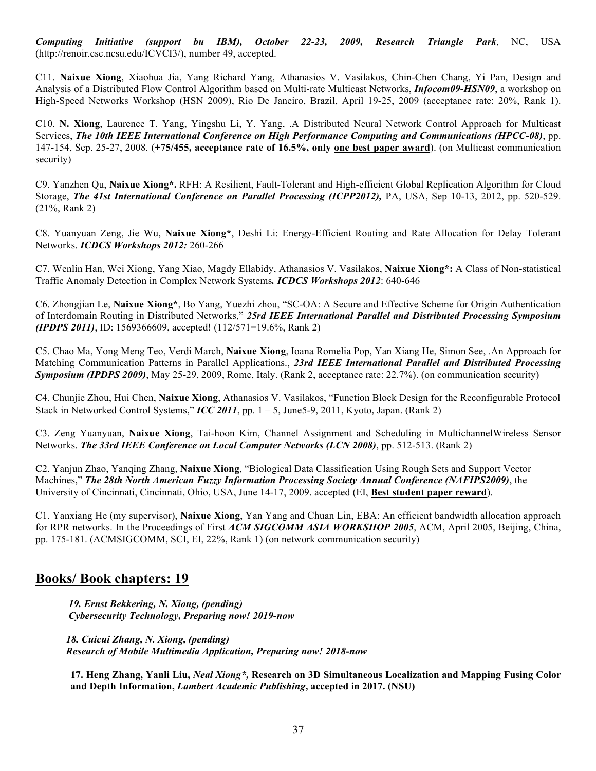***Computing Initiative (support bu IBM), October 22-23, 2009, Research Triangle Park***, NC, USA (http://renoir.csc.ncsu.edu/ICVCI3/), number 49, accepted.

C11. **Naixue Xiong**, Xiaohua Jia, Yang Richard Yang, Athanasios V. Vasilakos, Chin-Chen Chang, Yi Pan, Design and Analysis of a Distributed Flow Control Algorithm based on Multi-rate Multicast Networks, ***Infocom09-HSN09***, a workshop on High-Speed Networks Workshop (HSN 2009), Rio De Janeiro, Brazil, April 19-25, 2009 (acceptance rate: 20%, Rank 1).

C10. **N. Xiong**, Laurence T. Yang, Yingshu Li, Y. Yang, .A Distributed Neural Network Control Approach for Multicast Services, ***The 10th IEEE International Conference on High Performance Computing and Communications (HPCC-08)***, pp. 147-154, Sep. 25-27, 2008. (**+75/455, acceptance rate of 16.5%, only one best paper award**). (on Multicast communication security)

C9. Yanzhen Qu, **Naixue Xiong\*.** RFH: A Resilient, Fault-Tolerant and High-efficient Global Replication Algorithm for Cloud Storage, ***The 41st International Conference on Parallel Processing (ICPP2012),*** PA, USA, Sep 10-13, 2012, pp. 520-529. (21%, Rank 2)

C8. Yuanyuan Zeng, Jie Wu, **Naixue Xiong\***, Deshi Li: Energy-Efficient Routing and Rate Allocation for Delay Tolerant Networks. ***ICDCS Workshops 2012:*** 260-266

C7. Wenlin Han, Wei Xiong, Yang Xiao, Magdy Ellabidy, Athanasios V. Vasilakos, **Naixue Xiong\*:** A Class of Non-statistical Traffic Anomaly Detection in Complex Network Systems*.* ***ICDCS Workshops 2012***: 640-646

C6. Zhongjian Le, **Naixue Xiong\***, Bo Yang, Yuezhi zhou, "SC-OA: A Secure and Effective Scheme for Origin Authentication of Interdomain Routing in Distributed Networks," ***25rd IEEE International Parallel and Distributed Processing Symposium (IPDPS 2011)***, ID: 1569366609, accepted! (112/571=19.6%, Rank 2)

C5. Chao Ma, Yong Meng Teo, Verdi March, **Naixue Xiong**, Ioana Romelia Pop, Yan Xiang He, Simon See, .An Approach for Matching Communication Patterns in Parallel Applications., ***23rd IEEE International Parallel and Distributed Processing Symposium (IPDPS 2009)***, May 25-29, 2009, Rome, Italy. (Rank 2, acceptance rate: 22.7%). (on communication security)

C4. Chunjie Zhou, Hui Chen, **Naixue Xiong**, Athanasios V. Vasilakos, "Function Block Design for the Reconfigurable Protocol Stack in Networked Control Systems," ***ICC 2011***, pp. 1 – 5, June5-9, 2011, Kyoto, Japan. (Rank 2)

C3. Zeng Yuanyuan, **Naixue Xiong**, Tai-hoon Kim, Channel Assignment and Scheduling in MultichannelWireless Sensor Networks. ***The 33rd IEEE Conference on Local Computer Networks (LCN 2008)***, pp. 512-513. (Rank 2)

C2. Yanjun Zhao, Yanqing Zhang, **Naixue Xiong**, "Biological Data Classification Using Rough Sets and Support Vector Machines," ***The 28th North American Fuzzy Information Processing Society Annual Conference (NAFIPS2009)***, the University of Cincinnati, Cincinnati, Ohio, USA, June 14-17, 2009. accepted (EI, **Best student paper reward**).

C1. Yanxiang He (my supervisor), **Naixue Xiong**, Yan Yang and Chuan Lin, EBA: An efficient bandwidth allocation approach for RPR networks. In the Proceedings of First ***ACM SIGCOMM ASIA WORKSHOP 2005***, ACM, April 2005, Beijing, China, pp. 175-181. (ACMSIGCOMM, SCI, EI, 22%, Rank 1) (on network communication security)

## Books/ Book chapters: 19

***19. Ernst Bekkering, N. Xiong, (pending)***
***Cybersecurity Technology, Preparing now! 2019-now***

***18. Cuicui Zhang, N. Xiong, (pending)***
***Research of Mobile Multimedia Application, Preparing now! 2018-now***

**17. Heng Zhang, Yanli Liu, *Neal Xiong\*,* Research on 3D Simultaneous Localization and Mapping Fusing Color and Depth Information, *Lambert Academic Publishing*, accepted in 2017. (NSU)**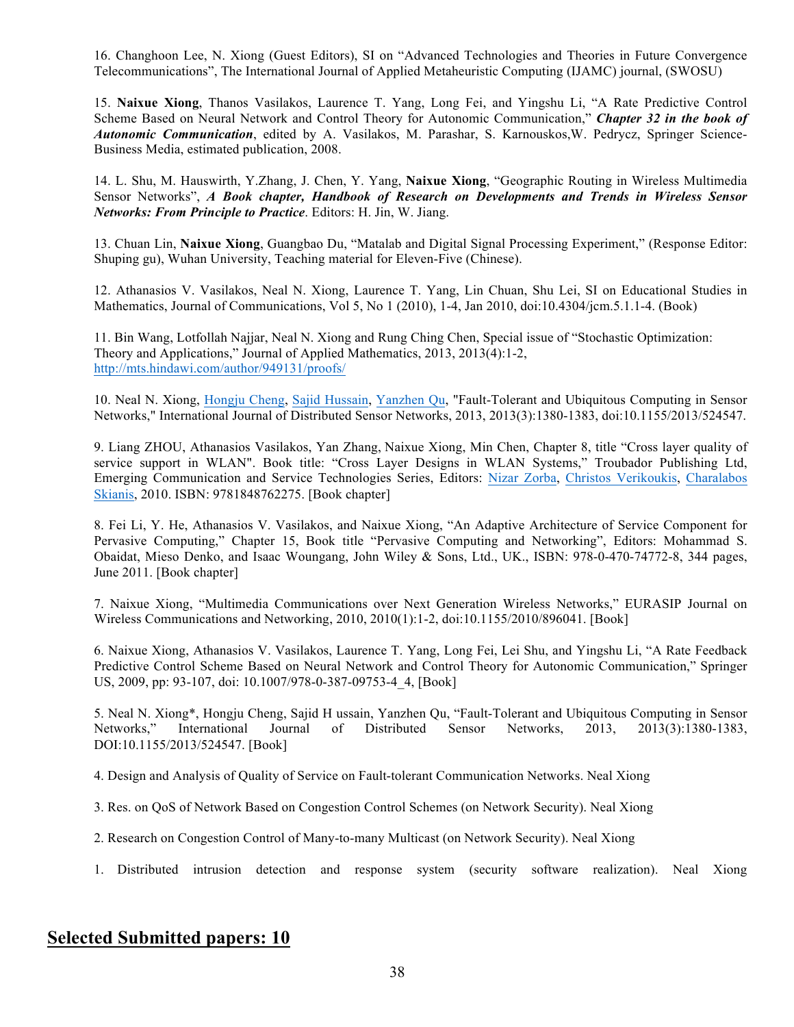16. Changhoon Lee, N. Xiong (Guest Editors), SI on “Advanced Technologies and Theories in Future Convergence Telecommunications”, The International Journal of Applied Metaheuristic Computing (IJAMC) journal, (SWOSU)

15. **Naixue Xiong**, Thanos Vasilakos, Laurence T. Yang, Long Fei, and Yingshu Li, “A Rate Predictive Control Scheme Based on Neural Network and Control Theory for Autonomic Communication,” ***Chapter 32 in the book of Autonomic Communication***, edited by A. Vasilakos, M. Parashar, S. Karnouskos,W. Pedrycz, Springer Science-Business Media, estimated publication, 2008.

14. L. Shu, M. Hauswirth, Y.Zhang, J. Chen, Y. Yang, **Naixue Xiong**, “Geographic Routing in Wireless Multimedia Sensor Networks”, ***A Book chapter, Handbook of Research on Developments and Trends in Wireless Sensor Networks: From Principle to Practice***. Editors: H. Jin, W. Jiang.

13. Chuan Lin, **Naixue Xiong**, Guangbao Du, “Matalab and Digital Signal Processing Experiment,” (Response Editor: Shuping gu), Wuhan University, Teaching material for Eleven-Five (Chinese).

12. Athanasios V. Vasilakos, Neal N. Xiong, Laurence T. Yang, Lin Chuan, Shu Lei, SI on Educational Studies in Mathematics, Journal of Communications, Vol 5, No 1 (2010), 1-4, Jan 2010, doi:10.4304/jcm.5.1.1-4. (Book)

11. Bin Wang, Lotfollah Najjar, Neal N. Xiong and Rung Ching Chen, Special issue of “Stochastic Optimization: Theory and Applications,” Journal of Applied Mathematics, 2013, 2013(4):1-2, http://mts.hindawi.com/author/949131/proofs/

10. Neal N. Xiong, Hongju Cheng, Sajid Hussain, Yanzhen Qu, "Fault-Tolerant and Ubiquitous Computing in Sensor Networks," International Journal of Distributed Sensor Networks, 2013, 2013(3):1380-1383, doi:10.1155/2013/524547.

9. Liang ZHOU, Athanasios Vasilakos, Yan Zhang, Naixue Xiong, Min Chen, Chapter 8, title “Cross layer quality of service support in WLAN". Book title: “Cross Layer Designs in WLAN Systems,” Troubador Publishing Ltd, Emerging Communication and Service Technologies Series, Editors: Nizar Zorba, Christos Verikoukis, Charalabos Skianis, 2010. ISBN: 9781848762275. [Book chapter]

8. Fei Li, Y. He, Athanasios V. Vasilakos, and Naixue Xiong, “An Adaptive Architecture of Service Component for Pervasive Computing,” Chapter 15, Book title “Pervasive Computing and Networking”, Editors: Mohammad S. Obaidat, Mieso Denko, and Isaac Woungang, John Wiley & Sons, Ltd., UK., ISBN: 978-0-470-74772-8, 344 pages, June 2011. [Book chapter]

7. Naixue Xiong, “Multimedia Communications over Next Generation Wireless Networks,” EURASIP Journal on Wireless Communications and Networking, 2010, 2010(1):1-2, doi:10.1155/2010/896041. [Book]

6. Naixue Xiong, Athanasios V. Vasilakos, Laurence T. Yang, Long Fei, Lei Shu, and Yingshu Li, “A Rate Feedback Predictive Control Scheme Based on Neural Network and Control Theory for Autonomic Communication,” Springer US, 2009, pp: 93-107, doi: 10.1007/978-0-387-09753-4_4, [Book]

5. Neal N. Xiong*, Hongju Cheng, Sajid H ussain, Yanzhen Qu, “Fault-Tolerant and Ubiquitous Computing in Sensor Networks,” International Journal of Distributed Sensor Networks, 2013, 2013(3):1380-1383, DOI:10.1155/2013/524547. [Book]

4. Design and Analysis of Quality of Service on Fault-tolerant Communication Networks. Neal Xiong

3. Res. on QoS of Network Based on Congestion Control Schemes (on Network Security). Neal Xiong

2. Research on Congestion Control of Many-to-many Multicast (on Network Security). Neal Xiong

1. Distributed intrusion detection and response system (security software realization). Neal Xiong

## Selected Submitted papers: 10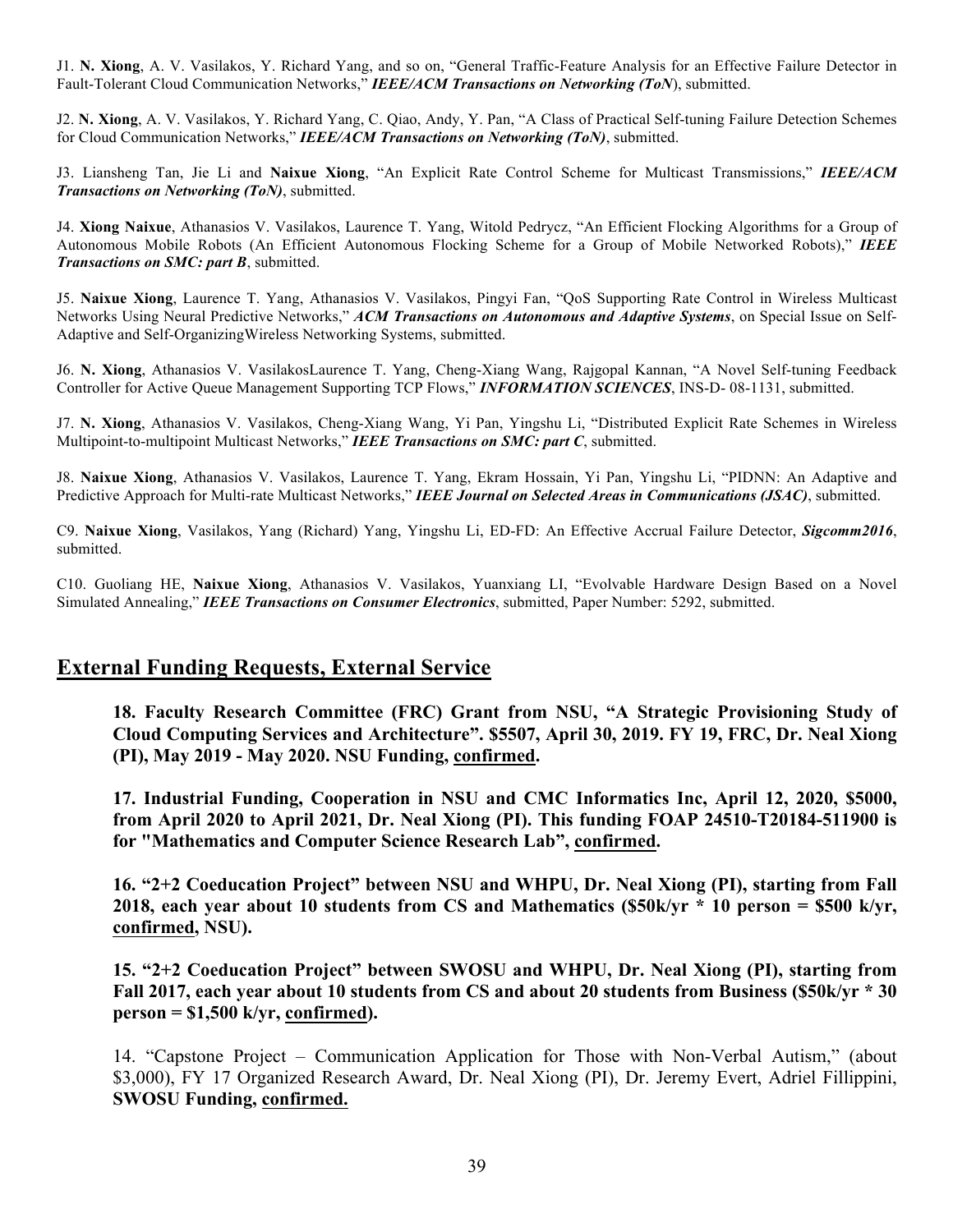J1. **N. Xiong**, A. V. Vasilakos, Y. Richard Yang, and so on, “General Traffic-Feature Analysis for an Effective Failure Detector in Fault-Tolerant Cloud Communication Networks,” ***IEEE/ACM Transactions on Networking (ToN)***, submitted.

J2. **N. Xiong**, A. V. Vasilakos, Y. Richard Yang, C. Qiao, Andy, Y. Pan, “A Class of Practical Self-tuning Failure Detection Schemes for Cloud Communication Networks,” ***IEEE/ACM Transactions on Networking (ToN)***, submitted.

J3. Liansheng Tan, Jie Li and **Naixue Xiong**, “An Explicit Rate Control Scheme for Multicast Transmissions,” ***IEEE/ACM Transactions on Networking (ToN)***, submitted.

J4. **Xiong Naixue**, Athanasios V. Vasilakos, Laurence T. Yang, Witold Pedrycz, “An Efficient Flocking Algorithms for a Group of Autonomous Mobile Robots (An Efficient Autonomous Flocking Scheme for a Group of Mobile Networked Robots),” ***IEEE Transactions on SMC: part B***, submitted.

J5. **Naixue Xiong**, Laurence T. Yang, Athanasios V. Vasilakos, Pingyi Fan, “QoS Supporting Rate Control in Wireless Multicast Networks Using Neural Predictive Networks,” ***ACM Transactions on Autonomous and Adaptive Systems***, on Special Issue on Self-Adaptive and Self-OrganizingWireless Networking Systems, submitted.

J6. **N. Xiong**, Athanasios V. VasilakosLaurence T. Yang, Cheng-Xiang Wang, Rajgopal Kannan, “A Novel Self-tuning Feedback Controller for Active Queue Management Supporting TCP Flows,” ***INFORMATION SCIENCES***, INS-D- 08-1131, submitted.

J7. **N. Xiong**, Athanasios V. Vasilakos, Cheng-Xiang Wang, Yi Pan, Yingshu Li, “Distributed Explicit Rate Schemes in Wireless Multipoint-to-multipoint Multicast Networks,” ***IEEE Transactions on SMC: part C***, submitted.

J8. **Naixue Xiong**, Athanasios V. Vasilakos, Laurence T. Yang, Ekram Hossain, Yi Pan, Yingshu Li, “PIDNN: An Adaptive and Predictive Approach for Multi-rate Multicast Networks,” ***IEEE Journal on Selected Areas in Communications (JSAC)***, submitted.

C9. **Naixue Xiong**, Vasilakos, Yang (Richard) Yang, Yingshu Li, ED-FD: An Effective Accrual Failure Detector, ***Sigcomm2016***, submitted.

C10. Guoliang HE, **Naixue Xiong**, Athanasios V. Vasilakos, Yuanxiang LI, “Evolvable Hardware Design Based on a Novel Simulated Annealing,” ***IEEE Transactions on Consumer Electronics***, submitted, Paper Number: 5292, submitted.

## External Funding Requests, External Service

**18. Faculty Research Committee (FRC) Grant from NSU, “A Strategic Provisioning Study of Cloud Computing Services and Architecture”. $5507, April 30, 2019. FY 19, FRC, Dr. Neal Xiong (PI), May 2019 - May 2020. NSU Funding, confirmed.**

**17. Industrial Funding, Cooperation in NSU and CMC Informatics Inc, April 12, 2020, $5000, from April 2020 to April 2021, Dr. Neal Xiong (PI). This funding FOAP 24510-T20184-511900 is for "Mathematics and Computer Science Research Lab”, confirmed.**

**16. “2+2 Coeducation Project” between NSU and WHPU, Dr. Neal Xiong (PI), starting from Fall 2018, each year about 10 students from CS and Mathematics ($50k/yr * 10 person = $500 k/yr, confirmed, NSU).**

**15. “2+2 Coeducation Project” between SWOSU and WHPU, Dr. Neal Xiong (PI), starting from Fall 2017, each year about 10 students from CS and about 20 students from Business ($50k/yr * 30 person = $1,500 k/yr, confirmed).**

14. “Capstone Project – Communication Application for Those with Non-Verbal Autism,” (about $3,000), FY 17 Organized Research Award, Dr. Neal Xiong (PI), Dr. Jeremy Evert, Adriel Fillippini, **SWOSU Funding, confirmed.**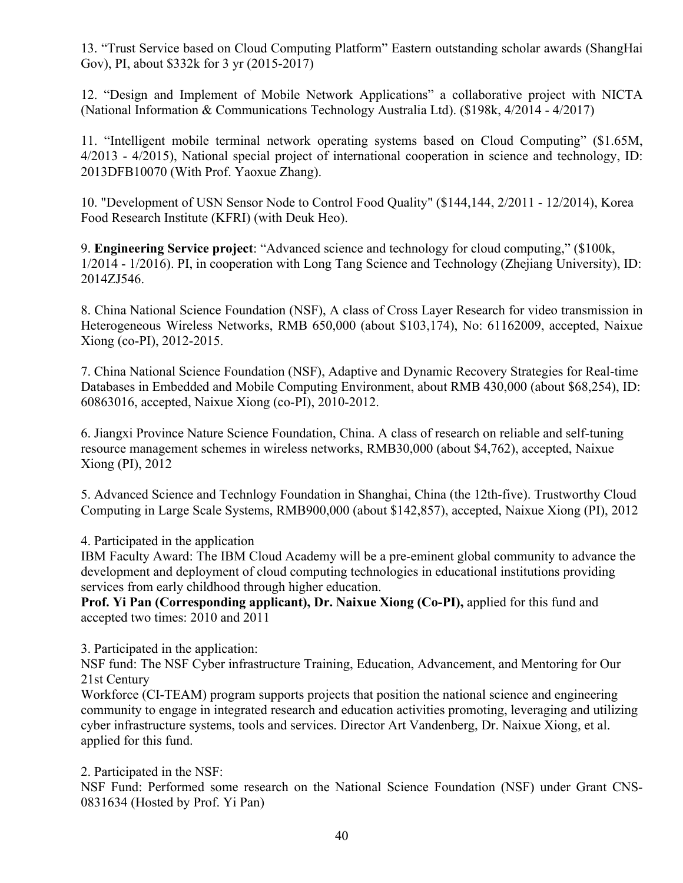13. "Trust Service based on Cloud Computing Platform" Eastern outstanding scholar awards (ShangHai Gov), PI, about $332k for 3 yr (2015-2017)

12. "Design and Implement of Mobile Network Applications" a collaborative project with NICTA (National Information & Communications Technology Australia Ltd). ($198k, 4/2014 - 4/2017)

11. "Intelligent mobile terminal network operating systems based on Cloud Computing" ($1.65M, 4/2013 - 4/2015), National special project of international cooperation in science and technology, ID: 2013DFB10070 (With Prof. Yaoxue Zhang).

10. "Development of USN Sensor Node to Control Food Quality" ($144,144, 2/2011 - 12/2014), Korea Food Research Institute (KFRI) (with Deuk Heo).

9. **Engineering Service project**: "Advanced science and technology for cloud computing," ($100k, 1/2014 - 1/2016). PI, in cooperation with Long Tang Science and Technology (Zhejiang University), ID: 2014ZJ546.

8. China National Science Foundation (NSF), A class of Cross Layer Research for video transmission in Heterogeneous Wireless Networks, RMB 650,000 (about $103,174), No: 61162009, accepted, Naixue Xiong (co-PI), 2012-2015.

7. China National Science Foundation (NSF), Adaptive and Dynamic Recovery Strategies for Real-time Databases in Embedded and Mobile Computing Environment, about RMB 430,000 (about $68,254), ID: 60863016, accepted, Naixue Xiong (co-PI), 2010-2012.

6. Jiangxi Province Nature Science Foundation, China. A class of research on reliable and self-tuning resource management schemes in wireless networks, RMB30,000 (about $4,762), accepted, Naixue Xiong (PI), 2012

5. Advanced Science and Technlogy Foundation in Shanghai, China (the 12th-five). Trustworthy Cloud Computing in Large Scale Systems, RMB900,000 (about $142,857), accepted, Naixue Xiong (PI), 2012

4. Participated in the application
IBM Faculty Award: The IBM Cloud Academy will be a pre-eminent global community to advance the development and deployment of cloud computing technologies in educational institutions providing services from early childhood through higher education.
**Prof. Yi Pan (Corresponding applicant), Dr. Naixue Xiong (Co-PI),** applied for this fund and accepted two times: 2010 and 2011

3. Participated in the application:
NSF fund: The NSF Cyber infrastructure Training, Education, Advancement, and Mentoring for Our 21st Century
Workforce (CI-TEAM) program supports projects that position the national science and engineering community to engage in integrated research and education activities promoting, leveraging and utilizing cyber infrastructure systems, tools and services. Director Art Vandenberg, Dr. Naixue Xiong, et al. applied for this fund.

2. Participated in the NSF:
NSF Fund: Performed some research on the National Science Foundation (NSF) under Grant CNS-0831634 (Hosted by Prof. Yi Pan)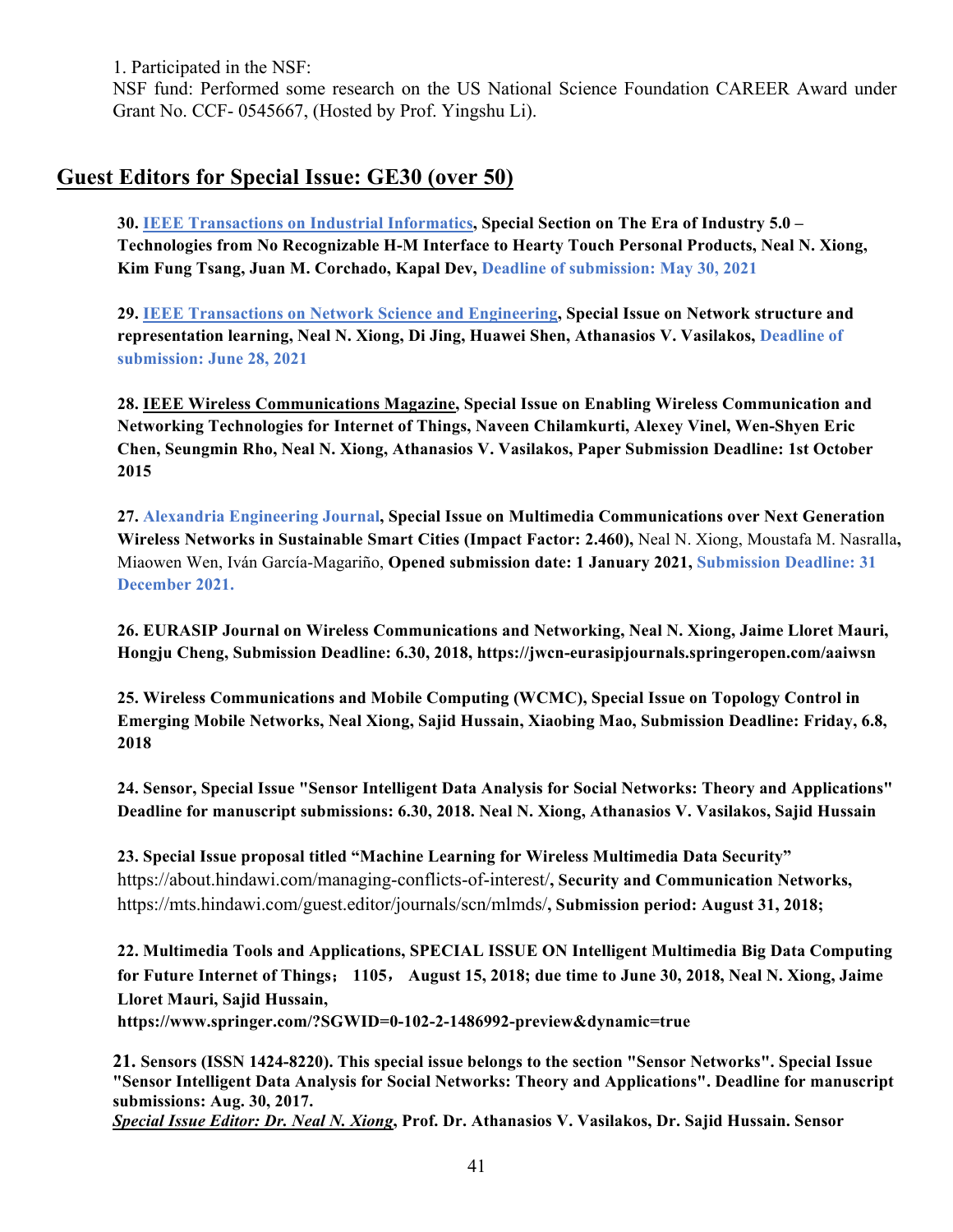1. Participated in the NSF:
NSF fund: Performed some research on the US National Science Foundation CAREER Award under Grant No. CCF- 0545667, (Hosted by Prof. Yingshu Li).

## Guest Editors for Special Issue: GE30 (over 50)

**30. IEEE Transactions on Industrial Informatics, Special Section on The Era of Industry 5.0 – Technologies from No Recognizable H-M Interface to Hearty Touch Personal Products, Neal N. Xiong, Kim Fung Tsang, Juan M. Corchado, Kapal Dev, Deadline of submission: May 30, 2021**

**29. IEEE Transactions on Network Science and Engineering, Special Issue on Network structure and representation learning, Neal N. Xiong, Di Jing, Huawei Shen, Athanasios V. Vasilakos, Deadline of submission: June 28, 2021**

**28. IEEE Wireless Communications Magazine, Special Issue on Enabling Wireless Communication and Networking Technologies for Internet of Things, Naveen Chilamkurti, Alexey Vinel, Wen-Shyen Eric Chen, Seungmin Rho, Neal N. Xiong, Athanasios V. Vasilakos, Paper Submission Deadline: 1st October 2015**

**27. Alexandria Engineering Journal, Special Issue on Multimedia Communications over Next Generation Wireless Networks in Sustainable Smart Cities (Impact Factor: 2.460),** Neal N. Xiong, Moustafa M. Nasralla**,** Miaowen Wen, Iván García-Magariño, **Opened submission date: 1 January 2021, Submission Deadline: 31 December 2021.**

**26. EURASIP Journal on Wireless Communications and Networking, Neal N. Xiong, Jaime Lloret Mauri, Hongju Cheng, Submission Deadline: 6.30, 2018, https://jwcn-eurasipjournals.springeropen.com/aaiwsn**

**25. Wireless Communications and Mobile Computing (WCMC), Special Issue on Topology Control in Emerging Mobile Networks, Neal Xiong, Sajid Hussain, Xiaobing Mao, Submission Deadline: Friday, 6.8, 2018**

**24. Sensor, Special Issue "Sensor Intelligent Data Analysis for Social Networks: Theory and Applications" Deadline for manuscript submissions: 6.30, 2018. Neal N. Xiong, Athanasios V. Vasilakos, Sajid Hussain**

**23. Special Issue proposal titled "Machine Learning for Wireless Multimedia Data Security"** https://about.hindawi.com/managing-conflicts-of-interest/, **Security and Communication Networks,** https://mts.hindawi.com/guest.editor/journals/scn/mlmds/, **Submission period: August 31, 2018;**

**22. Multimedia Tools and Applications, SPECIAL ISSUE ON Intelligent Multimedia Big Data Computing for Future Internet of Things； 1105， August 15, 2018; due time to June 30, 2018, Neal N. Xiong, Jaime Lloret Mauri, Sajid Hussain, https://www.springer.com/?SGWID=0-102-2-1486992-preview&dynamic=true**

**21. Sensors (ISSN 1424-8220). This special issue belongs to the section "Sensor Networks". Special Issue "Sensor Intelligent Data Analysis for Social Networks: Theory and Applications". Deadline for manuscript submissions: Aug. 30, 2017.**
***Special Issue Editor: Dr. Neal N. Xiong*, Prof. Dr. Athanasios V. Vasilakos, Dr. Sajid Hussain. Sensor**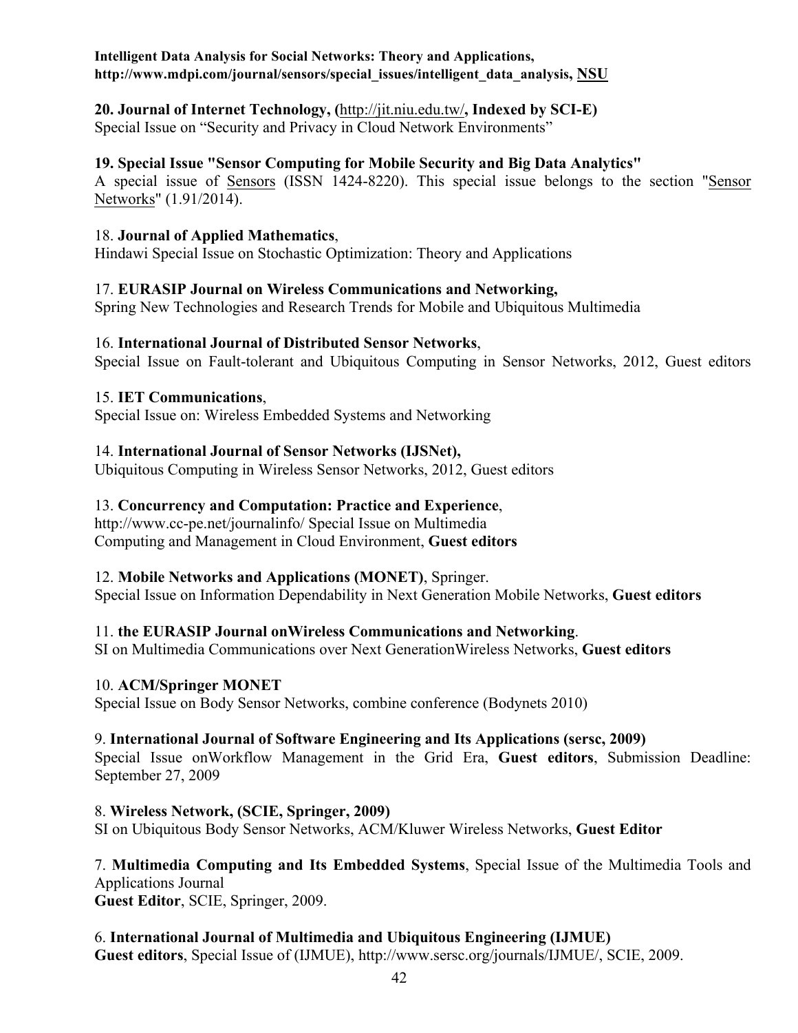**Intelligent Data Analysis for Social Networks: Theory and Applications, http://www.mdpi.com/journal/sensors/special_issues/intelligent_data_analysis, NSU**

**20. Journal of Internet Technology, (http://jit.niu.edu.tw/, Indexed by SCI-E)**
Special Issue on "Security and Privacy in Cloud Network Environments"

**19. Special Issue "Sensor Computing for Mobile Security and Big Data Analytics"**
A special issue of Sensors (ISSN 1424-8220). This special issue belongs to the section "Sensor Networks" (1.91/2014).

18. **Journal of Applied Mathematics**,
Hindawi Special Issue on Stochastic Optimization: Theory and Applications

17. **EURASIP Journal on Wireless Communications and Networking,**
Spring New Technologies and Research Trends for Mobile and Ubiquitous Multimedia

16. **International Journal of Distributed Sensor Networks**,
Special Issue on Fault-tolerant and Ubiquitous Computing in Sensor Networks, 2012, Guest editors

15. **IET Communications**,
Special Issue on: Wireless Embedded Systems and Networking

14. **International Journal of Sensor Networks (IJSNet),**
Ubiquitous Computing in Wireless Sensor Networks, 2012, Guest editors

13. **Concurrency and Computation: Practice and Experience**,
http://www.cc-pe.net/journalinfo/ Special Issue on Multimedia Computing and Management in Cloud Environment, **Guest editors**

12. **Mobile Networks and Applications (MONET)**, Springer.
Special Issue on Information Dependability in Next Generation Mobile Networks, **Guest editors**

11. **the EURASIP Journal onWireless Communications and Networking**.
SI on Multimedia Communications over Next GenerationWireless Networks, **Guest editors**

10. **ACM/Springer MONET**
Special Issue on Body Sensor Networks, combine conference (Bodynets 2010)

9. **International Journal of Software Engineering and Its Applications (sersc, 2009)**
Special Issue onWorkflow Management in the Grid Era, **Guest editors**, Submission Deadline: September 27, 2009

8. **Wireless Network, (SCIE, Springer, 2009)**
SI on Ubiquitous Body Sensor Networks, ACM/Kluwer Wireless Networks, **Guest Editor**

7. **Multimedia Computing and Its Embedded Systems**, Special Issue of the Multimedia Tools and Applications Journal
**Guest Editor**, SCIE, Springer, 2009.

6. **International Journal of Multimedia and Ubiquitous Engineering (IJMUE)**
**Guest editors**, Special Issue of (IJMUE), http://www.sersc.org/journals/IJMUE/, SCIE, 2009.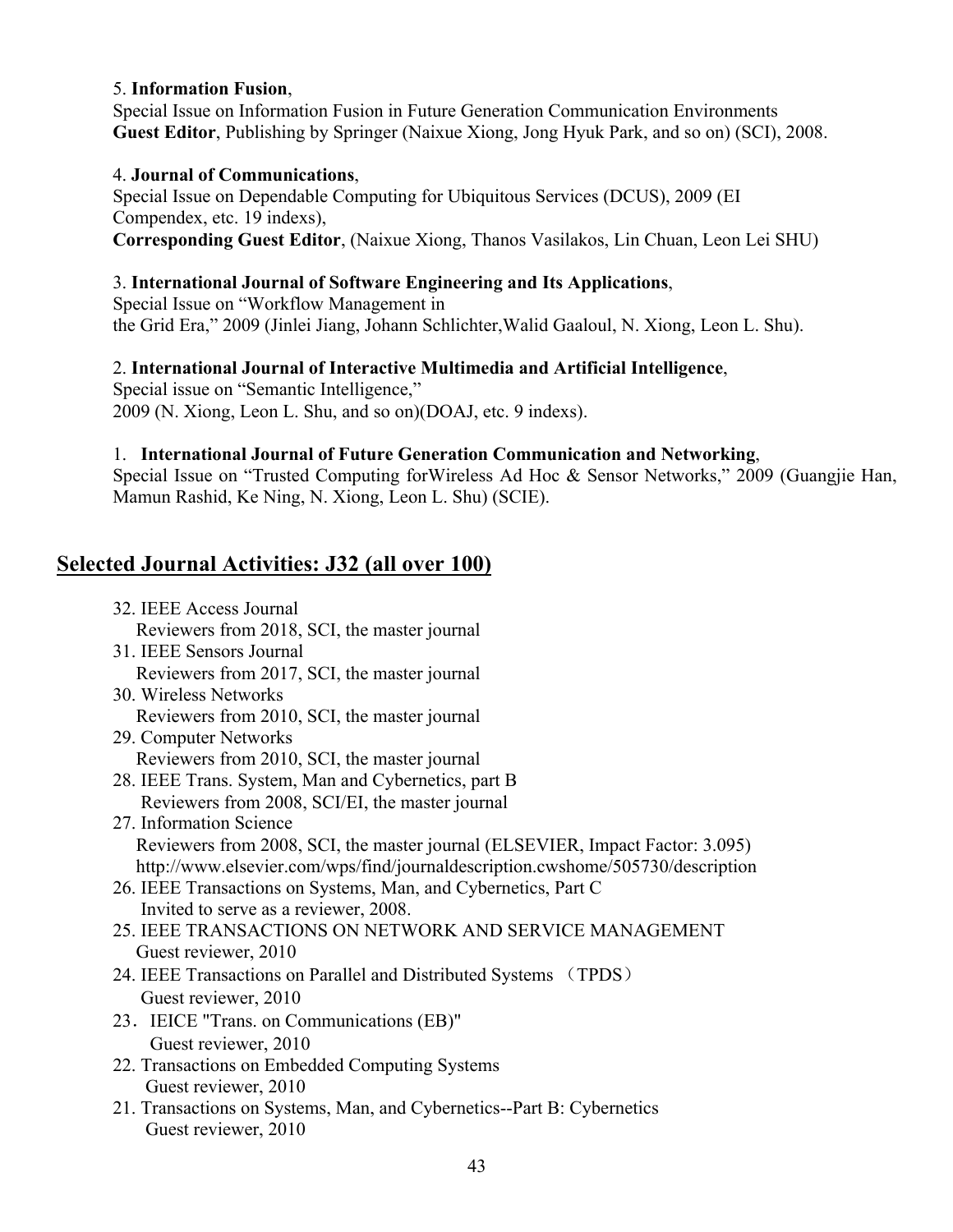5. **Information Fusion**,
Special Issue on Information Fusion in Future Generation Communication Environments
**Guest Editor**, Publishing by Springer (Naixue Xiong, Jong Hyuk Park, and so on) (SCI), 2008.

4. **Journal of Communications**,
Special Issue on Dependable Computing for Ubiquitous Services (DCUS), 2009 (EI Compendex, etc. 19 indexs),
**Corresponding Guest Editor**, (Naixue Xiong, Thanos Vasilakos, Lin Chuan, Leon Lei SHU)

3. **International Journal of Software Engineering and Its Applications**,
Special Issue on "Workflow Management in the Grid Era," 2009 (Jinlei Jiang, Johann Schlichter,Walid Gaaloul, N. Xiong, Leon L. Shu).

2. **International Journal of Interactive Multimedia and Artificial Intelligence**,
Special issue on "Semantic Intelligence,"
2009 (N. Xiong, Leon L. Shu, and so on)(DOAJ, etc. 9 indexs).

1. **International Journal of Future Generation Communication and Networking**,
Special Issue on "Trusted Computing forWireless Ad Hoc & Sensor Networks," 2009 (Guangjie Han, Mamun Rashid, Ke Ning, N. Xiong, Leon L. Shu) (SCIE).

## Selected Journal Activities: J32 (all over 100)

32. IEEE Access Journal
    Reviewers from 2018, SCI, the master journal
31. IEEE Sensors Journal
    Reviewers from 2017, SCI, the master journal
30. Wireless Networks
    Reviewers from 2010, SCI, the master journal
29. Computer Networks
    Reviewers from 2010, SCI, the master journal
28. IEEE Trans. System, Man and Cybernetics, part B
    Reviewers from 2008, SCI/EI, the master journal
27. Information Science
    Reviewers from 2008, SCI, the master journal (ELSEVIER, Impact Factor: 3.095)
    http://www.elsevier.com/wps/find/journaldescription.cwshome/505730/description
26. IEEE Transactions on Systems, Man, and Cybernetics, Part C
    Invited to serve as a reviewer, 2008.
25. IEEE TRANSACTIONS ON NETWORK AND SERVICE MANAGEMENT
    Guest reviewer, 2010
24. IEEE Transactions on Parallel and Distributed Systems （TPDS）
    Guest reviewer, 2010
23. IEICE "Trans. on Communications (EB)"
    Guest reviewer, 2010
22. Transactions on Embedded Computing Systems
    Guest reviewer, 2010
21. Transactions on Systems, Man, and Cybernetics--Part B: Cybernetics
    Guest reviewer, 2010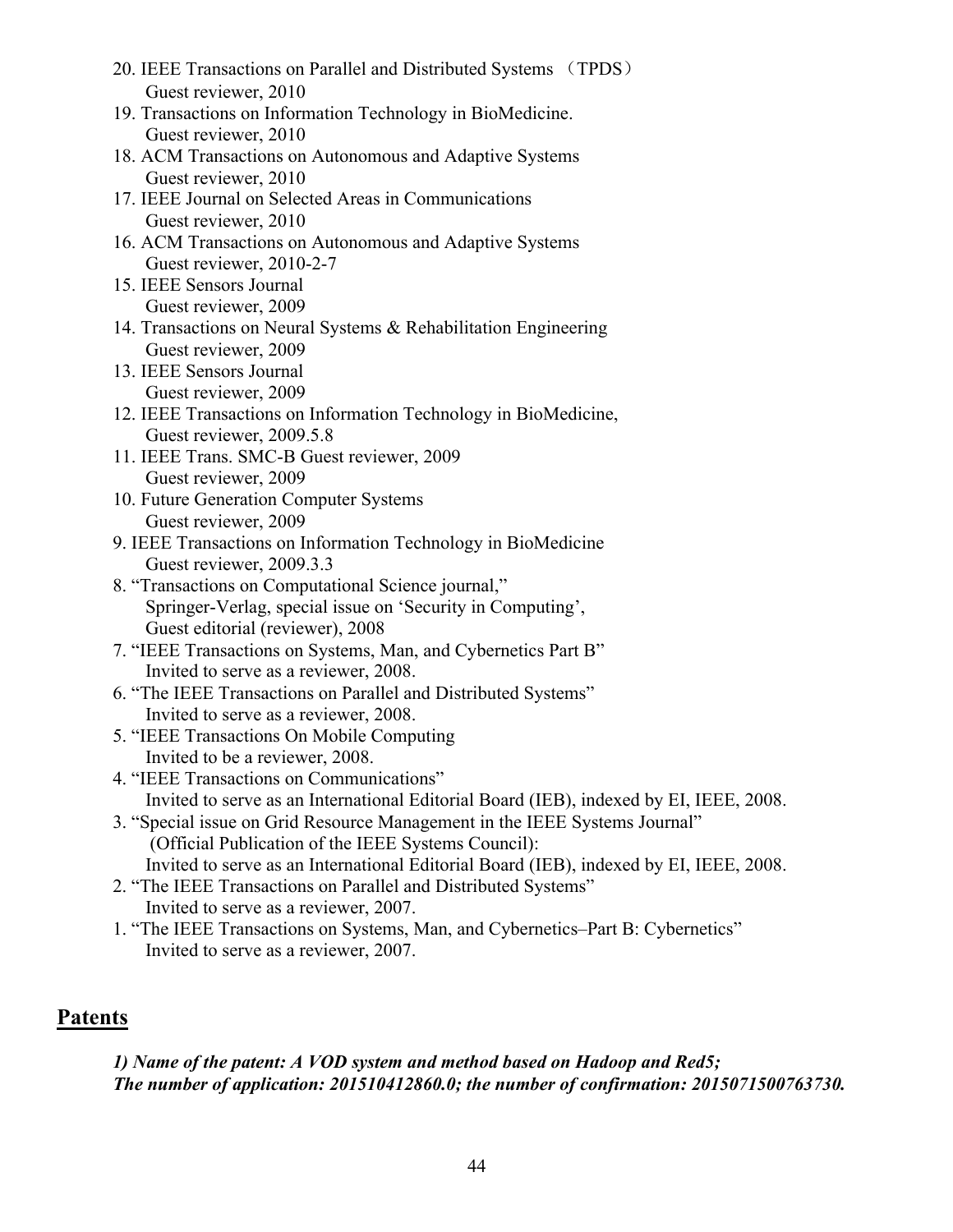20. IEEE Transactions on Parallel and Distributed Systems （TPDS）
    Guest reviewer, 2010
19. Transactions on Information Technology in BioMedicine.
    Guest reviewer, 2010
18. ACM Transactions on Autonomous and Adaptive Systems
    Guest reviewer, 2010
17. IEEE Journal on Selected Areas in Communications
    Guest reviewer, 2010
16. ACM Transactions on Autonomous and Adaptive Systems
    Guest reviewer, 2010-2-7
15. IEEE Sensors Journal
    Guest reviewer, 2009
14. Transactions on Neural Systems & Rehabilitation Engineering
    Guest reviewer, 2009
13. IEEE Sensors Journal
    Guest reviewer, 2009
12. IEEE Transactions on Information Technology in BioMedicine,
    Guest reviewer, 2009.5.8
11. IEEE Trans. SMC-B Guest reviewer, 2009
    Guest reviewer, 2009
10. Future Generation Computer Systems
    Guest reviewer, 2009
9. IEEE Transactions on Information Technology in BioMedicine
    Guest reviewer, 2009.3.3
8. "Transactions on Computational Science journal,"
    Springer-Verlag, special issue on 'Security in Computing',
    Guest editorial (reviewer), 2008
7. "IEEE Transactions on Systems, Man, and Cybernetics Part B"
    Invited to serve as a reviewer, 2008.
6. "The IEEE Transactions on Parallel and Distributed Systems"
    Invited to serve as a reviewer, 2008.
5. "IEEE Transactions On Mobile Computing
    Invited to be a reviewer, 2008.
4. "IEEE Transactions on Communications"
    Invited to serve as an International Editorial Board (IEB), indexed by EI, IEEE, 2008.
3. "Special issue on Grid Resource Management in the IEEE Systems Journal"
    (Official Publication of the IEEE Systems Council):
    Invited to serve as an International Editorial Board (IEB), indexed by EI, IEEE, 2008.
2. "The IEEE Transactions on Parallel and Distributed Systems"
    Invited to serve as a reviewer, 2007.
1. "The IEEE Transactions on Systems, Man, and Cybernetics–Part B: Cybernetics"
    Invited to serve as a reviewer, 2007.

## Patents

***1) Name of the patent: A VOD system and method based on Hadoop and Red5;***
***The number of application: 201510412860.0; the number of confirmation: 2015071500763730.***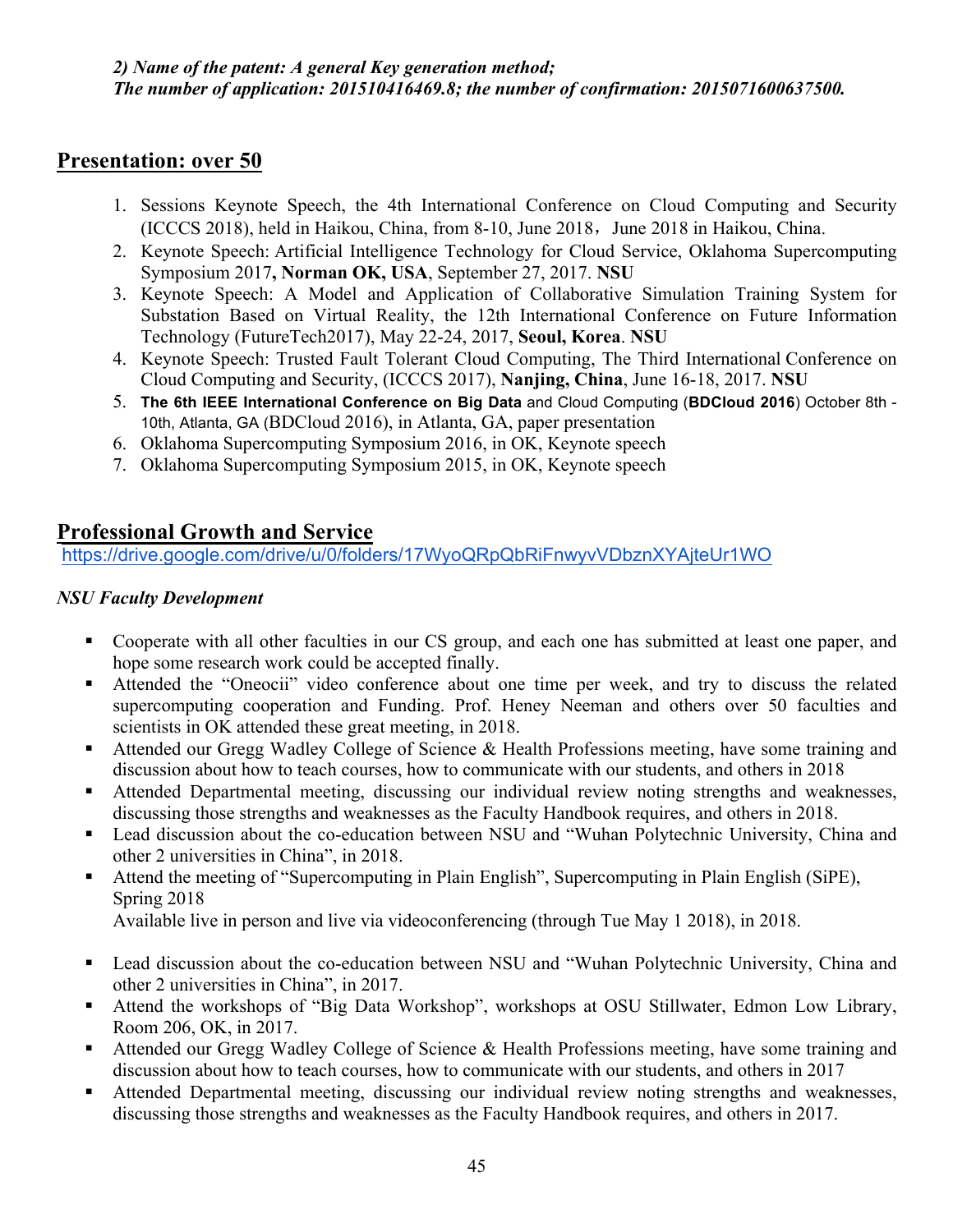*2) Name of the patent: A general Key generation method;*
***The number of application: 201510416469.8; the number of confirmation: 2015071600637500.***

## Presentation: over 50

1. Sessions Keynote Speech, the 4th International Conference on Cloud Computing and Security (ICCCS 2018), held in Haikou, China, from 8-10, June 2018，June 2018 in Haikou, China.
2. Keynote Speech: Artificial Intelligence Technology for Cloud Service, Oklahoma Supercomputing Symposium 2017**, Norman OK, USA**, September 27, 2017. **NSU**
3. Keynote Speech: A Model and Application of Collaborative Simulation Training System for Substation Based on Virtual Reality, the 12th International Conference on Future Information Technology (FutureTech2017), May 22-24, 2017, **Seoul, Korea**. **NSU**
4. Keynote Speech: Trusted Fault Tolerant Cloud Computing, The Third International Conference on Cloud Computing and Security, (ICCCS 2017), **Nanjing, China**, June 16-18, 2017. **NSU**
5. **The 6th IEEE International Conference on Big Data** and Cloud Computing (**BDCloud 2016**) October 8th - 10th, Atlanta, GA (BDCloud 2016), in Atlanta, GA, paper presentation
6. Oklahoma Supercomputing Symposium 2016, in OK, Keynote speech
7. Oklahoma Supercomputing Symposium 2015, in OK, Keynote speech

## Professional Growth and Service

https://drive.google.com/drive/u/0/folders/17WyoQRpQbRiFnwyvVDbznXYAjteUr1WO

*NSU Faculty Development*

- Cooperate with all other faculties in our CS group, and each one has submitted at least one paper, and hope some research work could be accepted finally.
- Attended the "Oneocii" video conference about one time per week, and try to discuss the related supercomputing cooperation and Funding. Prof. Heney Neeman and others over 50 faculties and scientists in OK attended these great meeting, in 2018.
- Attended our Gregg Wadley College of Science & Health Professions meeting, have some training and discussion about how to teach courses, how to communicate with our students, and others in 2018
- Attended Departmental meeting, discussing our individual review noting strengths and weaknesses, discussing those strengths and weaknesses as the Faculty Handbook requires, and others in 2018.
- Lead discussion about the co-education between NSU and "Wuhan Polytechnic University, China and other 2 universities in China", in 2018.
- Attend the meeting of "Supercomputing in Plain English", Supercomputing in Plain English (SiPE), Spring 2018
  Available live in person and live via videoconferencing (through Tue May 1 2018), in 2018.

- Lead discussion about the co-education between NSU and "Wuhan Polytechnic University, China and other 2 universities in China", in 2017.
- Attend the workshops of "Big Data Workshop", workshops at OSU Stillwater, Edmon Low Library, Room 206, OK, in 2017.
- Attended our Gregg Wadley College of Science & Health Professions meeting, have some training and discussion about how to teach courses, how to communicate with our students, and others in 2017
- Attended Departmental meeting, discussing our individual review noting strengths and weaknesses, discussing those strengths and weaknesses as the Faculty Handbook requires, and others in 2017.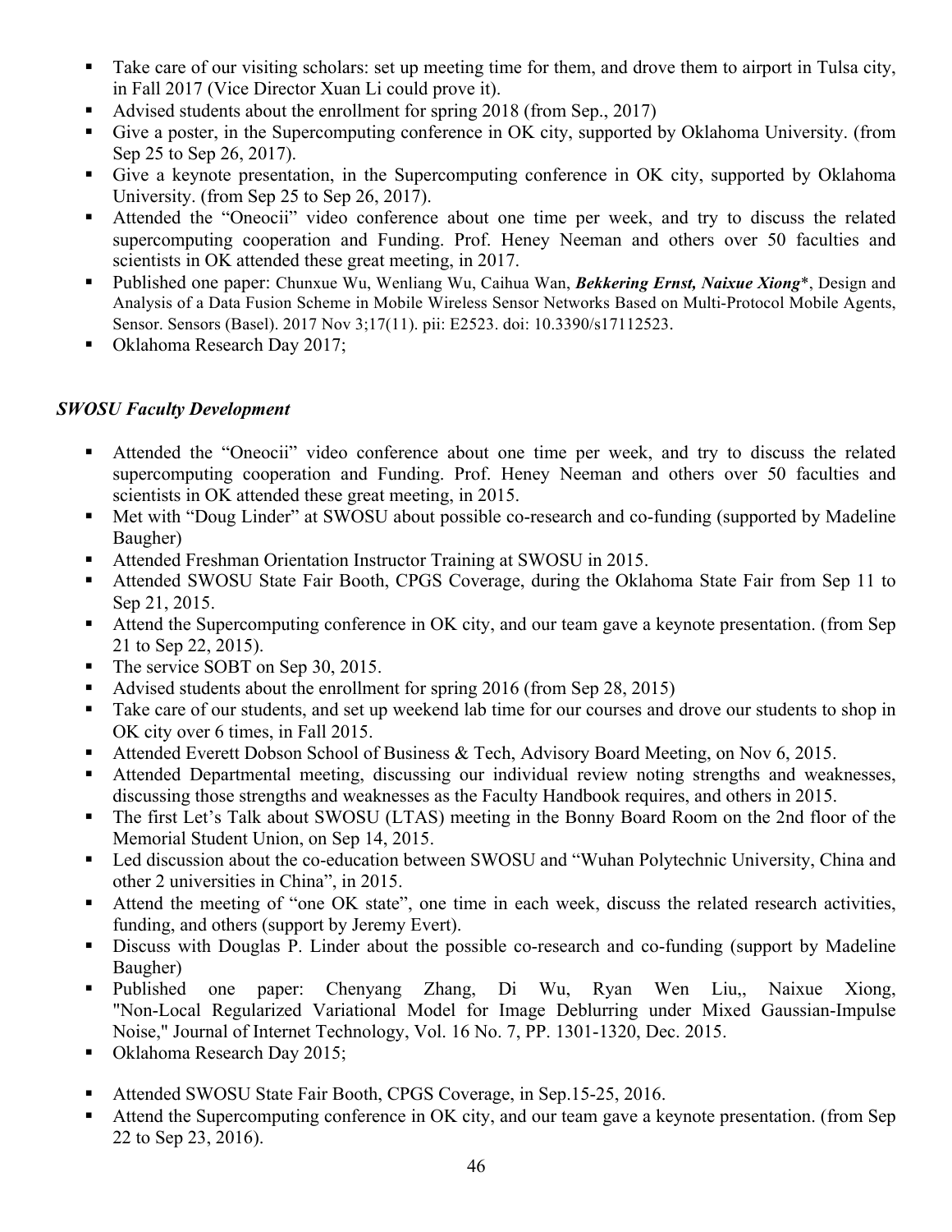- Take care of our visiting scholars: set up meeting time for them, and drove them to airport in Tulsa city, in Fall 2017 (Vice Director Xuan Li could prove it).
- Advised students about the enrollment for spring 2018 (from Sep., 2017)
- Give a poster, in the Supercomputing conference in OK city, supported by Oklahoma University. (from Sep 25 to Sep 26, 2017).
- Give a keynote presentation, in the Supercomputing conference in OK city, supported by Oklahoma University. (from Sep 25 to Sep 26, 2017).
- Attended the "Oneocii" video conference about one time per week, and try to discuss the related supercomputing cooperation and Funding. Prof. Heney Neeman and others over 50 faculties and scientists in OK attended these great meeting, in 2017.
- Published one paper: Chunxue Wu, Wenliang Wu, Caihua Wan, ***Bekkering Ernst, Naixue Xiong****, Design and Analysis of a Data Fusion Scheme in Mobile Wireless Sensor Networks Based on Multi-Protocol Mobile Agents, Sensor. Sensors (Basel). 2017 Nov 3;17(11). pii: E2523. doi: 10.3390/s17112523.
- Oklahoma Research Day 2017;

***SWOSU Faculty Development***

- Attended the "Oneocii" video conference about one time per week, and try to discuss the related supercomputing cooperation and Funding. Prof. Heney Neeman and others over 50 faculties and scientists in OK attended these great meeting, in 2015.
- Met with "Doug Linder" at SWOSU about possible co-research and co-funding (supported by Madeline Baugher)
- Attended Freshman Orientation Instructor Training at SWOSU in 2015.
- Attended SWOSU State Fair Booth, CPGS Coverage, during the Oklahoma State Fair from Sep 11 to Sep 21, 2015.
- Attend the Supercomputing conference in OK city, and our team gave a keynote presentation. (from Sep 21 to Sep 22, 2015).
- The service SOBT on Sep 30, 2015.
- Advised students about the enrollment for spring 2016 (from Sep 28, 2015)
- Take care of our students, and set up weekend lab time for our courses and drove our students to shop in OK city over 6 times, in Fall 2015.
- Attended Everett Dobson School of Business & Tech, Advisory Board Meeting, on Nov 6, 2015.
- Attended Departmental meeting, discussing our individual review noting strengths and weaknesses, discussing those strengths and weaknesses as the Faculty Handbook requires, and others in 2015.
- The first Let's Talk about SWOSU (LTAS) meeting in the Bonny Board Room on the 2nd floor of the Memorial Student Union, on Sep 14, 2015.
- Led discussion about the co-education between SWOSU and "Wuhan Polytechnic University, China and other 2 universities in China", in 2015.
- Attend the meeting of "one OK state", one time in each week, discuss the related research activities, funding, and others (support by Jeremy Evert).
- Discuss with Douglas P. Linder about the possible co-research and co-funding (support by Madeline Baugher)
- Published one paper: Chenyang Zhang, Di Wu, Ryan Wen Liu,, Naixue Xiong, "Non-Local Regularized Variational Model for Image Deblurring under Mixed Gaussian-Impulse Noise," Journal of Internet Technology, Vol. 16 No. 7, PP. 1301-1320, Dec. 2015.
- Oklahoma Research Day 2015;

- Attended SWOSU State Fair Booth, CPGS Coverage, in Sep.15-25, 2016.
- Attend the Supercomputing conference in OK city, and our team gave a keynote presentation. (from Sep 22 to Sep 23, 2016).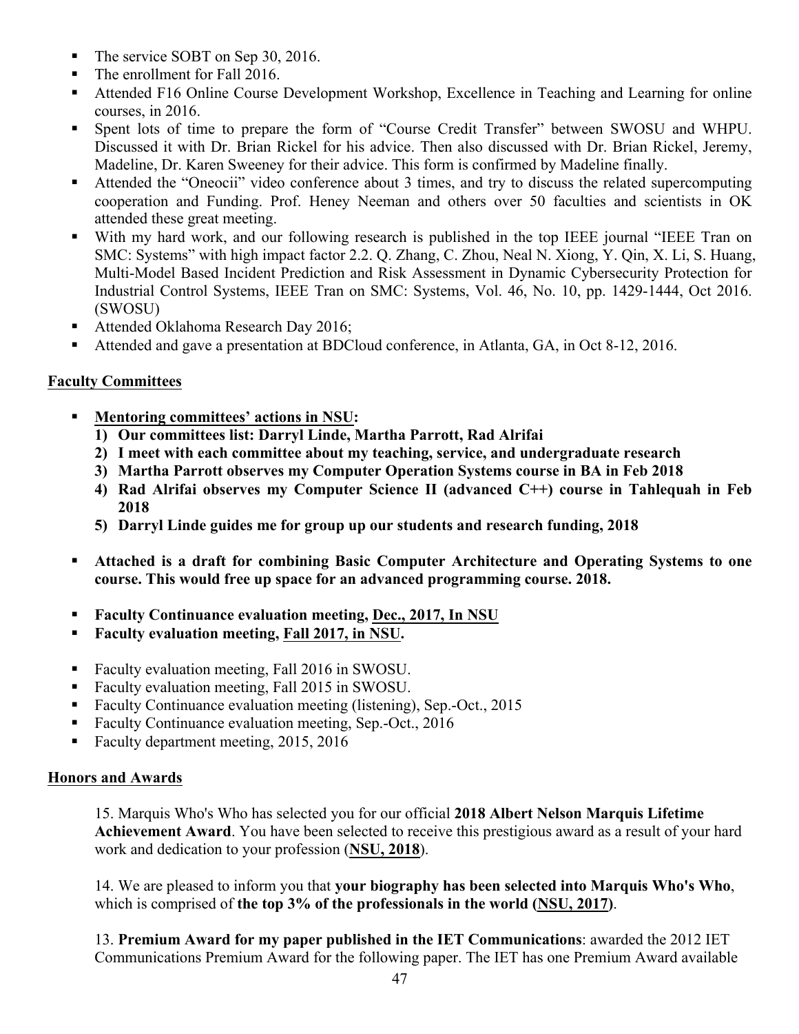- The service SOBT on Sep 30, 2016.
- The enrollment for Fall 2016.
- Attended F16 Online Course Development Workshop, Excellence in Teaching and Learning for online courses, in 2016.
- Spent lots of time to prepare the form of "Course Credit Transfer" between SWOSU and WHPU. Discussed it with Dr. Brian Rickel for his advice. Then also discussed with Dr. Brian Rickel, Jeremy, Madeline, Dr. Karen Sweeney for their advice. This form is confirmed by Madeline finally.
- Attended the "Oneocii" video conference about 3 times, and try to discuss the related supercomputing cooperation and Funding. Prof. Heney Neeman and others over 50 faculties and scientists in OK attended these great meeting.
- With my hard work, and our following research is published in the top IEEE journal "IEEE Tran on SMC: Systems" with high impact factor 2.2. Q. Zhang, C. Zhou, Neal N. Xiong, Y. Qin, X. Li, S. Huang, Multi-Model Based Incident Prediction and Risk Assessment in Dynamic Cybersecurity Protection for Industrial Control Systems, IEEE Tran on SMC: Systems, Vol. 46, No. 10, pp. 1429-1444, Oct 2016. (SWOSU)
- Attended Oklahoma Research Day 2016;
- Attended and gave a presentation at BDCloud conference, in Atlanta, GA, in Oct 8-12, 2016.

## Faculty Committees

- **Mentoring committees' actions in NSU:**
  1) **Our committees list: Darryl Linde, Martha Parrott, Rad Alrifai**
  2) **I meet with each committee about my teaching, service, and undergraduate research**
  3) **Martha Parrott observes my Computer Operation Systems course in BA in Feb 2018**
  4) **Rad Alrifai observes my Computer Science II (advanced C++) course in Tahlequah in Feb 2018**
  5) **Darryl Linde guides me for group up our students and research funding, 2018**

- **Attached is a draft for combining Basic Computer Architecture and Operating Systems to one course. This would free up space for an advanced programming course. 2018.**

- **Faculty Continuance evaluation meeting, Dec., 2017, In NSU**
- **Faculty evaluation meeting, Fall 2017, in NSU.**

- Faculty evaluation meeting, Fall 2016 in SWOSU.
- Faculty evaluation meeting, Fall 2015 in SWOSU.
- Faculty Continuance evaluation meeting (listening), Sep.-Oct., 2015
- Faculty Continuance evaluation meeting, Sep.-Oct., 2016
- Faculty department meeting, 2015, 2016

## Honors and Awards

15. Marquis Who's Who has selected you for our official **2018 Albert Nelson Marquis Lifetime Achievement Award**. You have been selected to receive this prestigious award as a result of your hard work and dedication to your profession (**NSU, 2018**).

14. We are pleased to inform you that **your biography has been selected into Marquis Who's Who**, which is comprised of **the top 3% of the professionals in the world (NSU, 2017)**.

13. **Premium Award for my paper published in the IET Communications**: awarded the 2012 IET Communications Premium Award for the following paper. The IET has one Premium Award available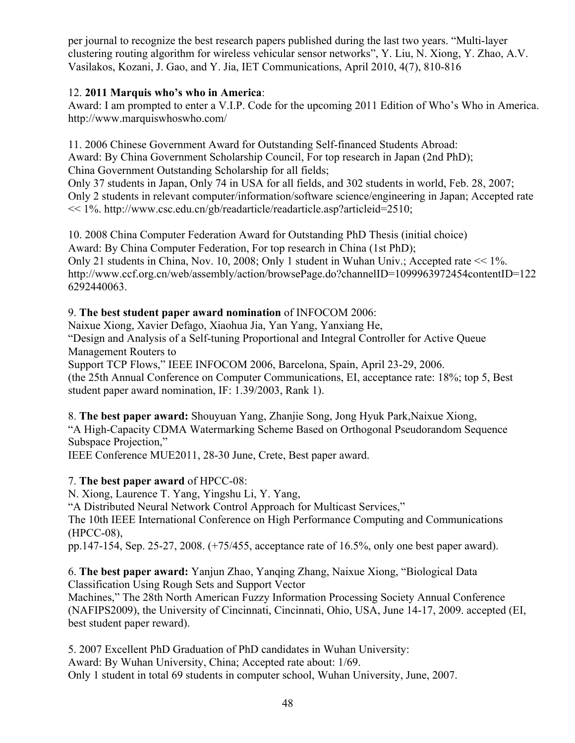per journal to recognize the best research papers published during the last two years. "Multi-layer clustering routing algorithm for wireless vehicular sensor networks", Y. Liu, N. Xiong, Y. Zhao, A.V. Vasilakos, Kozani, J. Gao, and Y. Jia, IET Communications, April 2010, 4(7), 810-816

12. **2011 Marquis who's who in America**:
Award: I am prompted to enter a V.I.P. Code for the upcoming 2011 Edition of Who's Who in America. http://www.marquiswhoswho.com/

11. 2006 Chinese Government Award for Outstanding Self-financed Students Abroad:
Award: By China Government Scholarship Council, For top research in Japan (2nd PhD);
China Government Outstanding Scholarship for all fields;
Only 37 students in Japan, Only 74 in USA for all fields, and 302 students in world, Feb. 28, 2007;
Only 2 students in relevant computer/information/software science/engineering in Japan; Accepted rate << 1%. http://www.csc.edu.cn/gb/readarticle/readarticle.asp?articleid=2510;

10. 2008 China Computer Federation Award for Outstanding PhD Thesis (initial choice)
Award: By China Computer Federation, For top research in China (1st PhD);
Only 21 students in China, Nov. 10, 2008; Only 1 student in Wuhan Univ.; Accepted rate << 1%. http://www.ccf.org.cn/web/assembly/action/browsePage.do?channelID=1099963972454contentID=1226292440063.

9. **The best student paper award nomination** of INFOCOM 2006:
Naixue Xiong, Xavier Defago, Xiaohua Jia, Yan Yang, Yanxiang He,
"Design and Analysis of a Self-tuning Proportional and Integral Controller for Active Queue Management Routers to
Support TCP Flows," IEEE INFOCOM 2006, Barcelona, Spain, April 23-29, 2006.
(the 25th Annual Conference on Computer Communications, EI, acceptance rate: 18%; top 5, Best student paper award nomination, IF: 1.39/2003, Rank 1).

8. **The best paper award:** Shouyuan Yang, Zhanjie Song, Jong Hyuk Park,Naixue Xiong,
"A High-Capacity CDMA Watermarking Scheme Based on Orthogonal Pseudorandom Sequence Subspace Projection,"
IEEE Conference MUE2011, 28-30 June, Crete, Best paper award.

7. **The best paper award** of HPCC-08:
N. Xiong, Laurence T. Yang, Yingshu Li, Y. Yang,
"A Distributed Neural Network Control Approach for Multicast Services,"
The 10th IEEE International Conference on High Performance Computing and Communications (HPCC-08),
pp.147-154, Sep. 25-27, 2008. (+75/455, acceptance rate of 16.5%, only one best paper award).

6. **The best paper award:** Yanjun Zhao, Yanqing Zhang, Naixue Xiong, "Biological Data Classification Using Rough Sets and Support Vector
Machines," The 28th North American Fuzzy Information Processing Society Annual Conference (NAFIPS2009), the University of Cincinnati, Cincinnati, Ohio, USA, June 14-17, 2009. accepted (EI, best student paper reward).

5. 2007 Excellent PhD Graduation of PhD candidates in Wuhan University:
Award: By Wuhan University, China; Accepted rate about: 1/69.
Only 1 student in total 69 students in computer school, Wuhan University, June, 2007.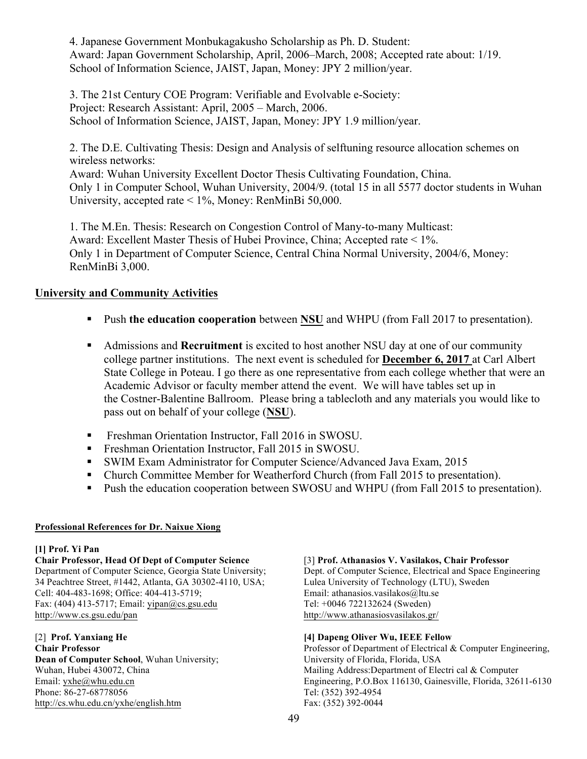4. Japanese Government Monbukagakusho Scholarship as Ph. D. Student:
Award: Japan Government Scholarship, April, 2006–March, 2008; Accepted rate about: 1/19.
School of Information Science, JAIST, Japan, Money: JPY 2 million/year.

3. The 21st Century COE Program: Verifiable and Evolvable e-Society:
Project: Research Assistant: April, 2005 – March, 2006.
School of Information Science, JAIST, Japan, Money: JPY 1.9 million/year.

2. The D.E. Cultivating Thesis: Design and Analysis of selftuning resource allocation schemes on wireless networks:
Award: Wuhan University Excellent Doctor Thesis Cultivating Foundation, China.
Only 1 in Computer School, Wuhan University, 2004/9. (total 15 in all 5577 doctor students in Wuhan University, accepted rate < 1%, Money: RenMinBi 50,000.

1. The M.En. Thesis: Research on Congestion Control of Many-to-many Multicast:
Award: Excellent Master Thesis of Hubei Province, China; Accepted rate < 1%.
Only 1 in Department of Computer Science, Central China Normal University, 2004/6, Money: RenMinBi 3,000.

## University and Community Activities

- Push **the education cooperation** between **NSU** and WHPU (from Fall 2017 to presentation).
- Admissions and **Recruitment** is excited to host another NSU day at one of our community college partner institutions. The next event is scheduled for **December 6, 2017** at Carl Albert State College in Poteau. I go there as one representative from each college whether that were an Academic Advisor or faculty member attend the event. We will have tables set up in the Costner-Balentine Ballroom. Please bring a tablecloth and any materials you would like to pass out on behalf of your college (**NSU**).
- Freshman Orientation Instructor, Fall 2016 in SWOSU.
- Freshman Orientation Instructor, Fall 2015 in SWOSU.
- SWIM Exam Administrator for Computer Science/Advanced Java Exam, 2015
- Church Committee Member for Weatherford Church (from Fall 2015 to presentation).
- Push the education cooperation between SWOSU and WHPU (from Fall 2015 to presentation).

**Professional References for Dr. Naixue Xiong**

**[1] Prof. Yi Pan**
**Chair Professor, Head Of Dept of Computer Science**
Department of Computer Science, Georgia State University;
34 Peachtree Street, #1442, Atlanta, GA 30302-4110, USA;
Cell: 404-483-1698; Office: 404-413-5719;
Fax: (404) 413-5717; Email: yipan@cs.gsu.edu
http://www.cs.gsu.edu/pan

[2] **Prof. Yanxiang He**
**Chair Professor**
**Dean of Computer School**, Wuhan University;
Wuhan, Hubei 430072, China
Email: yxhe@whu.edu.cn
Phone: 86-27-68778056
http://cs.whu.edu.cn/yxhe/english.htm

[3] **Prof. Athanasios V. Vasilakos, Chair Professor**
Dept. of Computer Science, Electrical and Space Engineering
Lulea University of Technology (LTU), Sweden
Email: athanasios.vasilakos@ltu.se
Tel: +0046 722132624 (Sweden)
http://www.athanasiosvasilakos.gr/

**[4] Dapeng Oliver Wu, IEEE Fellow**
Professor of Department of Electrical & Computer Engineering, University of Florida, Florida, USA
Mailing Address:Department of Electri cal & Computer Engineering, P.O.Box 116130, Gainesville, Florida, 32611-6130
Tel: (352) 392-4954
Fax: (352) 392-0044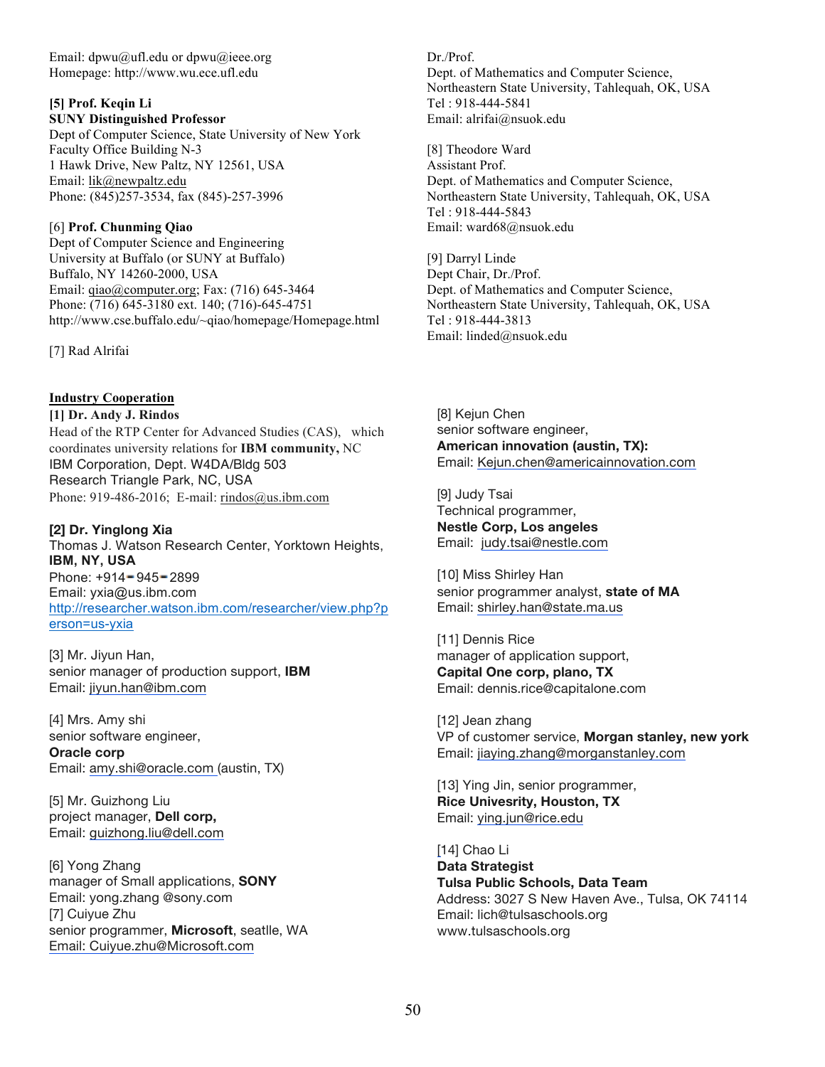Email: dpwu@ufl.edu or dpwu@ieee.org
Homepage: http://www.wu.ece.ufl.edu

**[5] Prof. Keqin Li**
**SUNY Distinguished Professor**
Dept of Computer Science, State University of New York
Faculty Office Building N-3
1 Hawk Drive, New Paltz, NY 12561, USA
Email: lik@newpaltz.edu
Phone: (845)257-3534, fax (845)-257-3996

[6] **Prof. Chunming Qiao**
Dept of Computer Science and Engineering
University at Buffalo (or SUNY at Buffalo)
Buffalo, NY 14260-2000, USA
Email: qiao@computer.org; Fax: (716) 645-3464
Phone: (716) 645-3180 ext. 140; (716)-645-4751
http://www.cse.buffalo.edu/~qiao/homepage/Homepage.html

[7] Rad Alrifai
Dr./Prof.
Dept. of Mathematics and Computer Science,
Northeastern State University, Tahlequah, OK, USA
Tel : 918-444-5841
Email: alrifai@nsuok.edu

[8] Theodore Ward
Assistant Prof.
Dept. of Mathematics and Computer Science,
Northeastern State University, Tahlequah, OK, USA
Tel : 918-444-5843
Email: ward68@nsuok.edu

[9] Darryl Linde
Dept Chair, Dr./Prof.
Dept. of Mathematics and Computer Science,
Northeastern State University, Tahlequah, OK, USA
Tel : 918-444-3813
Email: linded@nsuok.edu

## Industry Cooperation

**[1] Dr. Andy J. Rindos**
Head of the RTP Center for Advanced Studies (CAS), which coordinates university relations for **IBM community,** NC
IBM Corporation, Dept. W4DA/Bldg 503
Research Triangle Park, NC, USA
Phone: 919-486-2016; E-mail: rindos@us.ibm.com

**[2] Dr. Yinglong Xia**
Thomas J. Watson Research Center, Yorktown Heights, **IBM, NY, USA**
Phone: +914-945-2899
Email: yxia@us.ibm.com
http://researcher.watson.ibm.com/researcher/view.php?person=us-yxia

[3] Mr. Jiyun Han,
senior manager of production support, **IBM**
Email: jiyun.han@ibm.com

[4] Mrs. Amy shi
senior software engineer,
**Oracle corp**
Email: amy.shi@oracle.com (austin, TX)

[5] Mr. Guizhong Liu
project manager, **Dell corp,**
Email: guizhong.liu@dell.com

[6] Yong Zhang
manager of Small applications, **SONY**
Email: yong.zhang @sony.com

[7] Cuiyue Zhu
senior programmer, **Microsoft**, seatlle, WA
Email: Cuiyue.zhu@Microsoft.com

[8] Kejun Chen
senior software engineer,
**American innovation (austin, TX):**
Email: Kejun.chen@americainnovation.com

[9] Judy Tsai
Technical programmer,
**Nestle Corp, Los angeles**
Email: judy.tsai@nestle.com

[10] Miss Shirley Han
senior programmer analyst, **state of MA**
Email: shirley.han@state.ma.us

[11] Dennis Rice
manager of application support,
**Capital One corp, plano, TX**
Email: dennis.rice@capitalone.com

[12] Jean zhang
VP of customer service, **Morgan stanley, new york**
Email: jiaying.zhang@morganstanley.com

[13] Ying Jin, senior programmer,
**Rice Univesrity, Houston, TX**
Email: ying.jun@rice.edu

[14] Chao Li
**Data Strategist**
**Tulsa Public Schools, Data Team**
Address: 3027 S New Haven Ave., Tulsa, OK 74114
Email: lich@tulsaschools.org
www.tulsaschools.org